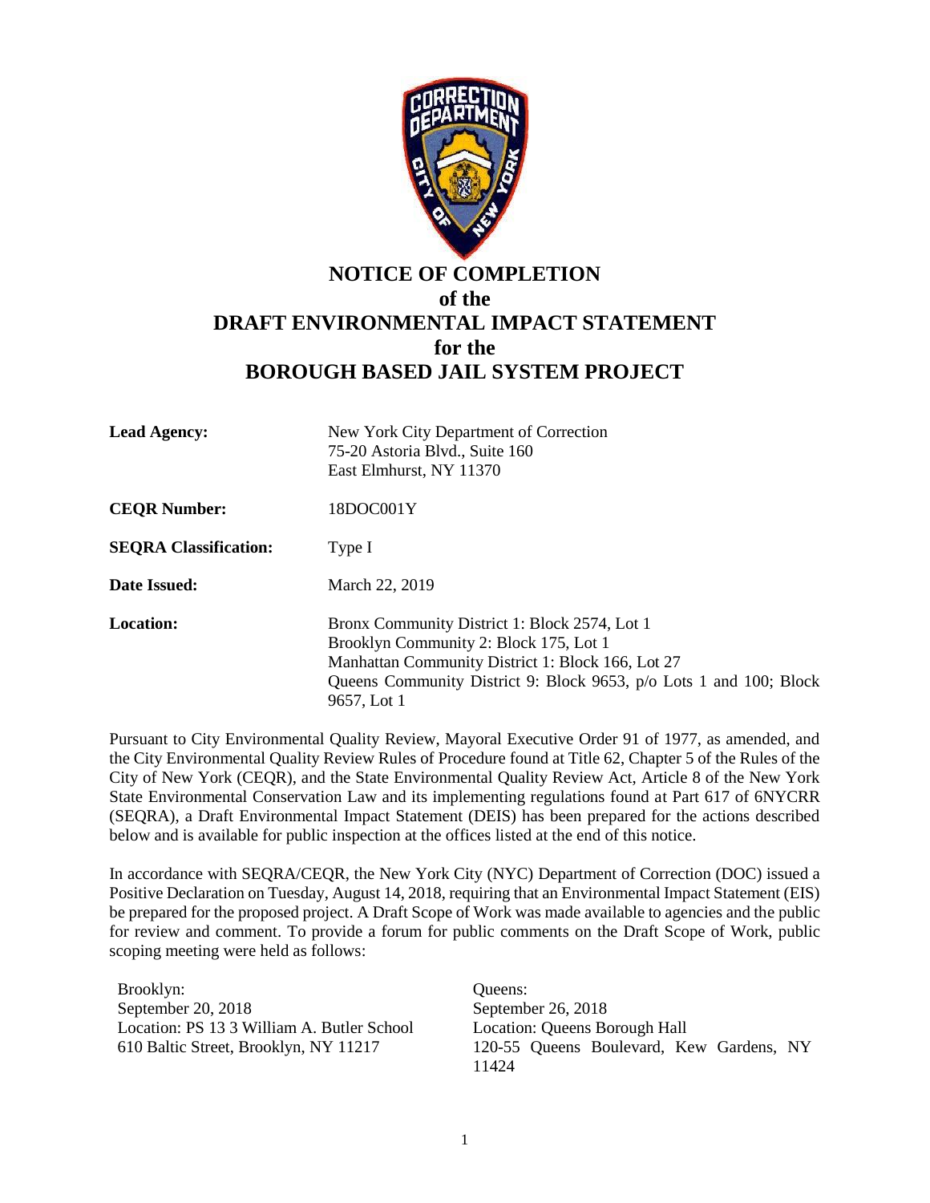# NOTICE OF COMPLETION
## of the
# DRAFT ENVIRONMENTAL IMPACT STATEMENT
## for the
# BOROUGH BASED JAIL SYSTEM PROJECT

**Lead Agency:** New York City Department of Correction
75-20 Astoria Blvd., Suite 160
East Elmhurst, NY 11370

**CEQR Number:** 18DOC001Y

**SEQRA Classification:** Type I

**Date Issued:** March 22, 2019

**Location:** Bronx Community District 1: Block 2574, Lot 1
Brooklyn Community 2: Block 175, Lot 1
Manhattan Community District 1: Block 166, Lot 27
Queens Community District 9: Block 9653, p/o Lots 1 and 100; Block 9657, Lot 1

Pursuant to City Environmental Quality Review, Mayoral Executive Order 91 of 1977, as amended, and the City Environmental Quality Review Rules of Procedure found at Title 62, Chapter 5 of the Rules of the City of New York (CEQR), and the State Environmental Quality Review Act, Article 8 of the New York State Environmental Conservation Law and its implementing regulations found at Part 617 of 6NYCRR (SEQRA), a Draft Environmental Impact Statement (DEIS) has been prepared for the actions described below and is available for public inspection at the offices listed at the end of this notice.

In accordance with SEQRA/CEQR, the New York City (NYC) Department of Correction (DOC) issued a Positive Declaration on Tuesday, August 14, 2018, requiring that an Environmental Impact Statement (EIS) be prepared for the proposed project. A Draft Scope of Work was made available to agencies and the public for review and comment. To provide a forum for public comments on the Draft Scope of Work, public scoping meeting were held as follows:

Brooklyn:
September 20, 2018
Location: PS 13 3 William A. Butler School
610 Baltic Street, Brooklyn, NY 11217

Queens:
September 26, 2018
Location: Queens Borough Hall
120-55 Queens Boulevard, Kew Gardens, NY 11424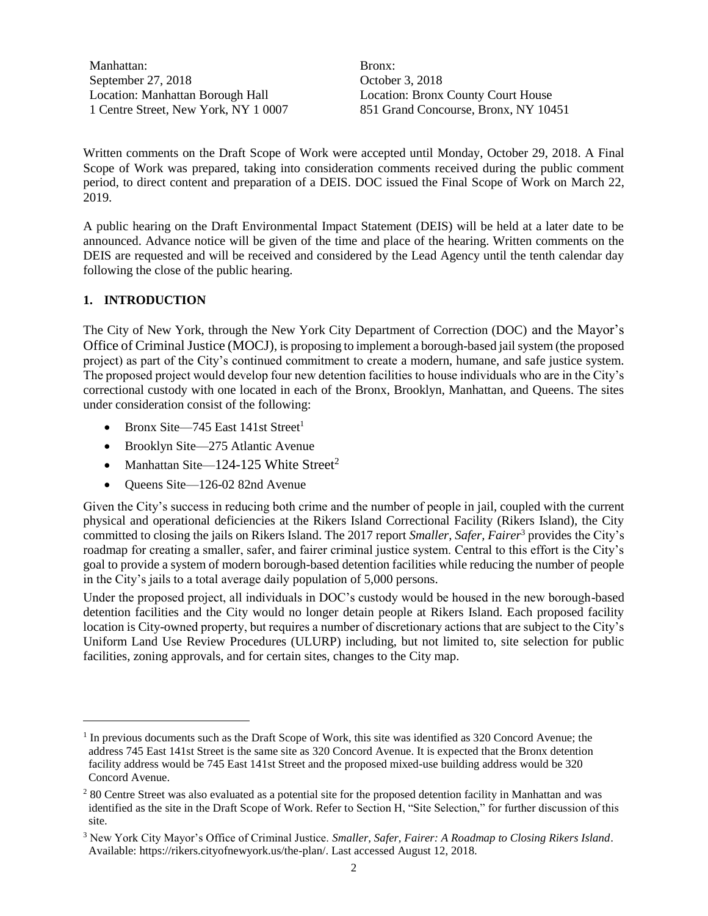Manhattan:
September 27, 2018
Location: Manhattan Borough Hall
1 Centre Street, New York, NY 1 0007

Bronx:
October 3, 2018
Location: Bronx County Court House
851 Grand Concourse, Bronx, NY 10451

Written comments on the Draft Scope of Work were accepted until Monday, October 29, 2018. A Final Scope of Work was prepared, taking into consideration comments received during the public comment period, to direct content and preparation of a DEIS. DOC issued the Final Scope of Work on March 22, 2019.

A public hearing on the Draft Environmental Impact Statement (DEIS) will be held at a later date to be announced. Advance notice will be given of the time and place of the hearing. Written comments on the DEIS are requested and will be received and considered by the Lead Agency until the tenth calendar day following the close of the public hearing.

## 1. INTRODUCTION

The City of New York, through the New York City Department of Correction (DOC) and the Mayor's Office of Criminal Justice (MOCJ), is proposing to implement a borough-based jail system (the proposed project) as part of the City's continued commitment to create a modern, humane, and safe justice system. The proposed project would develop four new detention facilities to house individuals who are in the City's correctional custody with one located in each of the Bronx, Brooklyn, Manhattan, and Queens. The sites under consideration consist of the following:

- Bronx Site—745 East 141st Street[1]
- Brooklyn Site—275 Atlantic Avenue
- Manhattan Site—124-125 White Street[2]
- Queens Site—126-02 82nd Avenue

Given the City's success in reducing both crime and the number of people in jail, coupled with the current physical and operational deficiencies at the Rikers Island Correctional Facility (Rikers Island), the City committed to closing the jails on Rikers Island. The 2017 report *Smaller, Safer, Fairer*[3] provides the City's roadmap for creating a smaller, safer, and fairer criminal justice system. Central to this effort is the City's goal to provide a system of modern borough-based detention facilities while reducing the number of people in the City's jails to a total average daily population of 5,000 persons.

Under the proposed project, all individuals in DOC's custody would be housed in the new borough-based detention facilities and the City would no longer detain people at Rikers Island. Each proposed facility location is City-owned property, but requires a number of discretionary actions that are subject to the City's Uniform Land Use Review Procedures (ULURP) including, but not limited to, site selection for public facilities, zoning approvals, and for certain sites, changes to the City map.

---

[1] In previous documents such as the Draft Scope of Work, this site was identified as 320 Concord Avenue; the address 745 East 141st Street is the same site as 320 Concord Avenue. It is expected that the Bronx detention facility address would be 745 East 141st Street and the proposed mixed-use building address would be 320 Concord Avenue.

[2] 80 Centre Street was also evaluated as a potential site for the proposed detention facility in Manhattan and was identified as the site in the Draft Scope of Work. Refer to Section H, "Site Selection," for further discussion of this site.

[3] New York City Mayor's Office of Criminal Justice. *Smaller, Safer, Fairer: A Roadmap to Closing Rikers Island*. Available: https://rikers.cityofnewyork.us/the-plan/. Last accessed August 12, 2018.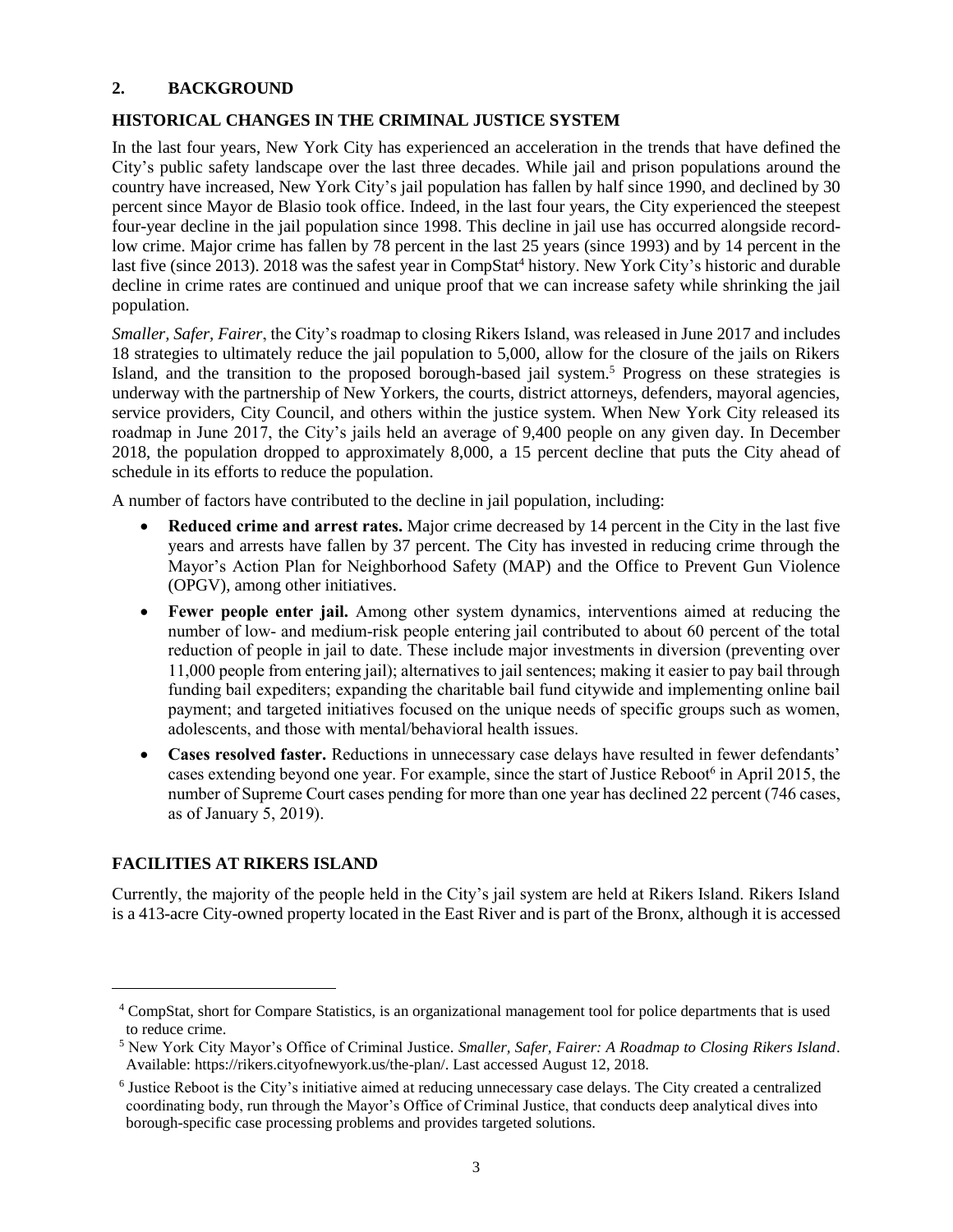## 2. BACKGROUND

### HISTORICAL CHANGES IN THE CRIMINAL JUSTICE SYSTEM

In the last four years, New York City has experienced an acceleration in the trends that have defined the City's public safety landscape over the last three decades. While jail and prison populations around the country have increased, New York City's jail population has fallen by half since 1990, and declined by 30 percent since Mayor de Blasio took office. Indeed, in the last four years, the City experienced the steepest four-year decline in the jail population since 1998. This decline in jail use has occurred alongside record-low crime. Major crime has fallen by 78 percent in the last 25 years (since 1993) and by 14 percent in the last five (since 2013). 2018 was the safest year in CompStat[4] history. New York City's historic and durable decline in crime rates are continued and unique proof that we can increase safety while shrinking the jail population.

*Smaller, Safer, Fairer*, the City's roadmap to closing Rikers Island, was released in June 2017 and includes 18 strategies to ultimately reduce the jail population to 5,000, allow for the closure of the jails on Rikers Island, and the transition to the proposed borough-based jail system.[5] Progress on these strategies is underway with the partnership of New Yorkers, the courts, district attorneys, defenders, mayoral agencies, service providers, City Council, and others within the justice system. When New York City released its roadmap in June 2017, the City's jails held an average of 9,400 people on any given day. In December 2018, the population dropped to approximately 8,000, a 15 percent decline that puts the City ahead of schedule in its efforts to reduce the population.

A number of factors have contributed to the decline in jail population, including:

- **Reduced crime and arrest rates.** Major crime decreased by 14 percent in the City in the last five years and arrests have fallen by 37 percent. The City has invested in reducing crime through the Mayor's Action Plan for Neighborhood Safety (MAP) and the Office to Prevent Gun Violence (OPGV), among other initiatives.
- **Fewer people enter jail.** Among other system dynamics, interventions aimed at reducing the number of low- and medium-risk people entering jail contributed to about 60 percent of the total reduction of people in jail to date. These include major investments in diversion (preventing over 11,000 people from entering jail); alternatives to jail sentences; making it easier to pay bail through funding bail expediters; expanding the charitable bail fund citywide and implementing online bail payment; and targeted initiatives focused on the unique needs of specific groups such as women, adolescents, and those with mental/behavioral health issues.
- **Cases resolved faster.** Reductions in unnecessary case delays have resulted in fewer defendants' cases extending beyond one year. For example, since the start of Justice Reboot[6] in April 2015, the number of Supreme Court cases pending for more than one year has declined 22 percent (746 cases, as of January 5, 2019).

### FACILITIES AT RIKERS ISLAND

Currently, the majority of the people held in the City's jail system are held at Rikers Island. Rikers Island is a 413-acre City-owned property located in the East River and is part of the Bronx, although it is accessed

---

[4] CompStat, short for Compare Statistics, is an organizational management tool for police departments that is used to reduce crime.

[5] New York City Mayor's Office of Criminal Justice. *Smaller, Safer, Fairer: A Roadmap to Closing Rikers Island*. Available: https://rikers.cityofnewyork.us/the-plan/. Last accessed August 12, 2018.

[6] Justice Reboot is the City's initiative aimed at reducing unnecessary case delays. The City created a centralized coordinating body, run through the Mayor's Office of Criminal Justice, that conducts deep analytical dives into borough-specific case processing problems and provides targeted solutions.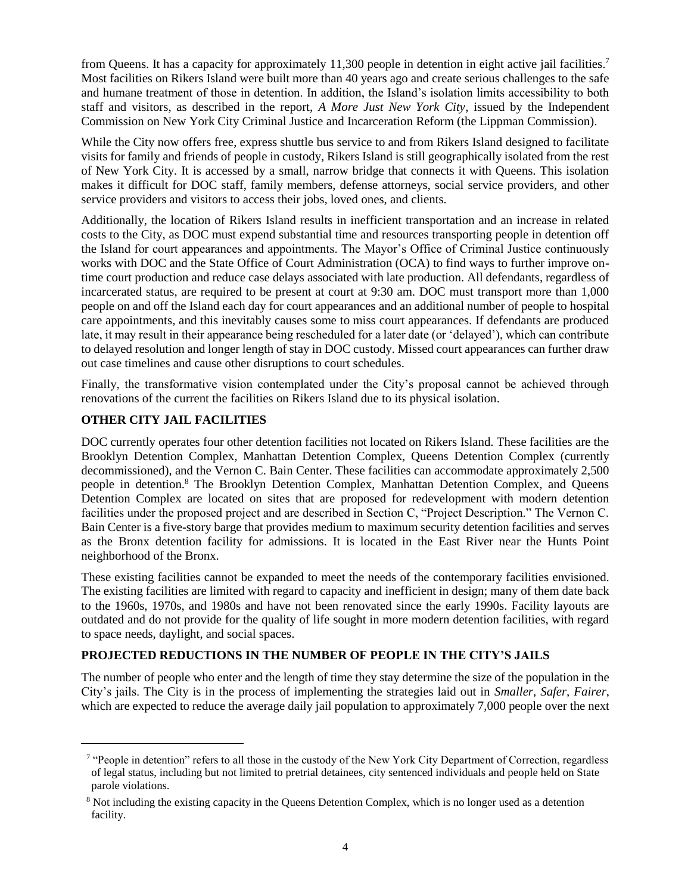from Queens. It has a capacity for approximately 11,300 people in detention in eight active jail facilities.[7] Most facilities on Rikers Island were built more than 40 years ago and create serious challenges to the safe and humane treatment of those in detention. In addition, the Island's isolation limits accessibility to both staff and visitors, as described in the report, *A More Just New York City*, issued by the Independent Commission on New York City Criminal Justice and Incarceration Reform (the Lippman Commission).

While the City now offers free, express shuttle bus service to and from Rikers Island designed to facilitate visits for family and friends of people in custody, Rikers Island is still geographically isolated from the rest of New York City. It is accessed by a small, narrow bridge that connects it with Queens. This isolation makes it difficult for DOC staff, family members, defense attorneys, social service providers, and other service providers and visitors to access their jobs, loved ones, and clients.

Additionally, the location of Rikers Island results in inefficient transportation and an increase in related costs to the City, as DOC must expend substantial time and resources transporting people in detention off the Island for court appearances and appointments. The Mayor's Office of Criminal Justice continuously works with DOC and the State Office of Court Administration (OCA) to find ways to further improve on-time court production and reduce case delays associated with late production. All defendants, regardless of incarcerated status, are required to be present at court at 9:30 am. DOC must transport more than 1,000 people on and off the Island each day for court appearances and an additional number of people to hospital care appointments, and this inevitably causes some to miss court appearances. If defendants are produced late, it may result in their appearance being rescheduled for a later date (or 'delayed'), which can contribute to delayed resolution and longer length of stay in DOC custody. Missed court appearances can further draw out case timelines and cause other disruptions to court schedules.

Finally, the transformative vision contemplated under the City's proposal cannot be achieved through renovations of the current the facilities on Rikers Island due to its physical isolation.

**OTHER CITY JAIL FACILITIES**

DOC currently operates four other detention facilities not located on Rikers Island. These facilities are the Brooklyn Detention Complex, Manhattan Detention Complex, Queens Detention Complex (currently decommissioned), and the Vernon C. Bain Center. These facilities can accommodate approximately 2,500 people in detention.[8] The Brooklyn Detention Complex, Manhattan Detention Complex, and Queens Detention Complex are located on sites that are proposed for redevelopment with modern detention facilities under the proposed project and are described in Section C, "Project Description." The Vernon C. Bain Center is a five-story barge that provides medium to maximum security detention facilities and serves as the Bronx detention facility for admissions. It is located in the East River near the Hunts Point neighborhood of the Bronx.

These existing facilities cannot be expanded to meet the needs of the contemporary facilities envisioned. The existing facilities are limited with regard to capacity and inefficient in design; many of them date back to the 1960s, 1970s, and 1980s and have not been renovated since the early 1990s. Facility layouts are outdated and do not provide for the quality of life sought in more modern detention facilities, with regard to space needs, daylight, and social spaces.

**PROJECTED REDUCTIONS IN THE NUMBER OF PEOPLE IN THE CITY'S JAILS**

The number of people who enter and the length of time they stay determine the size of the population in the City's jails. The City is in the process of implementing the strategies laid out in *Smaller, Safer, Fairer*, which are expected to reduce the average daily jail population to approximately 7,000 people over the next

[7] "People in detention" refers to all those in the custody of the New York City Department of Correction, regardless of legal status, including but not limited to pretrial detainees, city sentenced individuals and people held on State parole violations.

[8] Not including the existing capacity in the Queens Detention Complex, which is no longer used as a detention facility.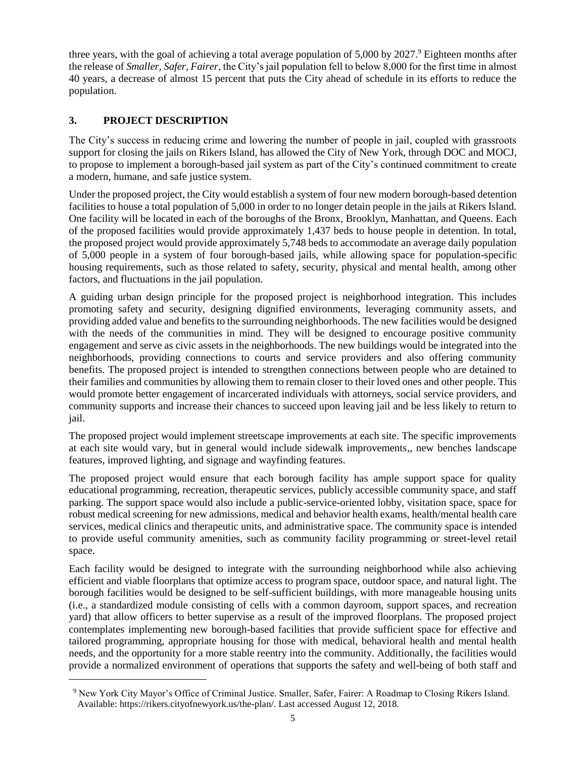three years, with the goal of achieving a total average population of 5,000 by 2027.[9] Eighteen months after the release of *Smaller, Safer, Fairer*, the City's jail population fell to below 8,000 for the first time in almost 40 years, a decrease of almost 15 percent that puts the City ahead of schedule in its efforts to reduce the population.

## 3. PROJECT DESCRIPTION

The City's success in reducing crime and lowering the number of people in jail, coupled with grassroots support for closing the jails on Rikers Island, has allowed the City of New York, through DOC and MOCJ, to propose to implement a borough-based jail system as part of the City's continued commitment to create a modern, humane, and safe justice system.

Under the proposed project, the City would establish a system of four new modern borough-based detention facilities to house a total population of 5,000 in order to no longer detain people in the jails at Rikers Island. One facility will be located in each of the boroughs of the Bronx, Brooklyn, Manhattan, and Queens. Each of the proposed facilities would provide approximately 1,437 beds to house people in detention. In total, the proposed project would provide approximately 5,748 beds to accommodate an average daily population of 5,000 people in a system of four borough-based jails, while allowing space for population-specific housing requirements, such as those related to safety, security, physical and mental health, among other factors, and fluctuations in the jail population.

A guiding urban design principle for the proposed project is neighborhood integration. This includes promoting safety and security, designing dignified environments, leveraging community assets, and providing added value and benefits to the surrounding neighborhoods. The new facilities would be designed with the needs of the communities in mind. They will be designed to encourage positive community engagement and serve as civic assets in the neighborhoods. The new buildings would be integrated into the neighborhoods, providing connections to courts and service providers and also offering community benefits. The proposed project is intended to strengthen connections between people who are detained to their families and communities by allowing them to remain closer to their loved ones and other people. This would promote better engagement of incarcerated individuals with attorneys, social service providers, and community supports and increase their chances to succeed upon leaving jail and be less likely to return to jail.

The proposed project would implement streetscape improvements at each site. The specific improvements at each site would vary, but in general would include sidewalk improvements,, new benches landscape features, improved lighting, and signage and wayfinding features.

The proposed project would ensure that each borough facility has ample support space for quality educational programming, recreation, therapeutic services, publicly accessible community space, and staff parking. The support space would also include a public-service-oriented lobby, visitation space, space for robust medical screening for new admissions, medical and behavior health exams, health/mental health care services, medical clinics and therapeutic units, and administrative space. The community space is intended to provide useful community amenities, such as community facility programming or street-level retail space.

Each facility would be designed to integrate with the surrounding neighborhood while also achieving efficient and viable floorplans that optimize access to program space, outdoor space, and natural light. The borough facilities would be designed to be self-sufficient buildings, with more manageable housing units (i.e., a standardized module consisting of cells with a common dayroom, support spaces, and recreation yard) that allow officers to better supervise as a result of the improved floorplans. The proposed project contemplates implementing new borough-based facilities that provide sufficient space for effective and tailored programming, appropriate housing for those with medical, behavioral health and mental health needs, and the opportunity for a more stable reentry into the community. Additionally, the facilities would provide a normalized environment of operations that supports the safety and well-being of both staff and

[9] New York City Mayor's Office of Criminal Justice. Smaller, Safer, Fairer: A Roadmap to Closing Rikers Island. Available: https://rikers.cityofnewyork.us/the-plan/. Last accessed August 12, 2018.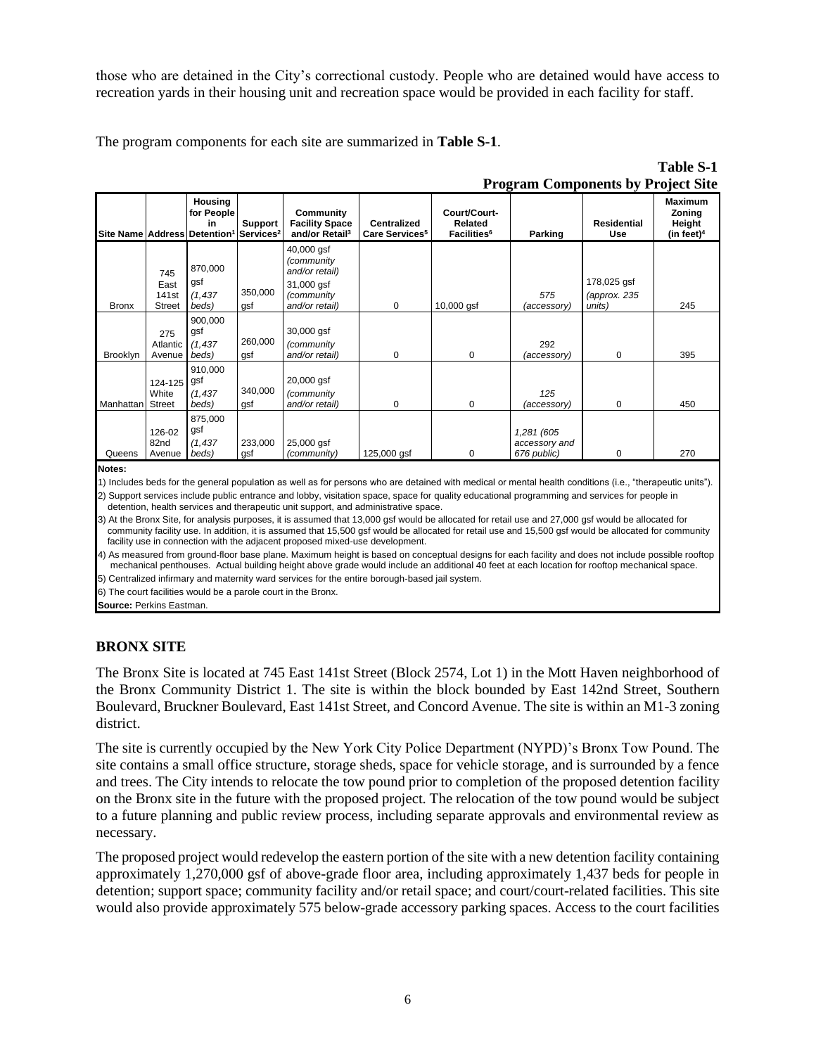those who are detained in the City's correctional custody. People who are detained would have access to recreation yards in their housing unit and recreation space would be provided in each facility for staff.

The program components for each site are summarized in **Table S-1**.

**Table S-1**
**Program Components by Project Site**

| Site Name | Address | Housing for People in Detention[1] | Support Services[2] | Community Facility Space and/or Retail[3] | Centralized Care Services[5] | Court/Court-Related Facilities[6] | Parking | Residential Use | Maximum Zoning Height (in feet)[4] |
|---|---|---|---|---|---|---|---|---|---|
| Bronx | 745 East 141st Street | 870,000 gsf *(1,437 beds)* | 350,000 gsf | 40,000 gsf *(community and/or retail)* 31,000 gsf *(community and/or retail)* | 0 | 10,000 gsf | *575 (accessory)* | 178,025 gsf *(approx. 235 units)* | 245 |
| Brooklyn | 275 Atlantic Avenue | 900,000 gsf *(1,437 beds)* | 260,000 gsf | 30,000 gsf *(community and/or retail)* | 0 | 0 | 292 *(accessory)* | 0 | 395 |
| Manhattan | 124-125 White Street | 910,000 gsf *(1,437 beds)* | 340,000 gsf | 20,000 gsf *(community and/or retail)* | 0 | 0 | *125 (accessory)* | 0 | 450 |
| Queens | 126-02 82nd Avenue | 875,000 gsf *(1,437 beds)* | 233,000 gsf | 25,000 gsf *(community)* | 125,000 gsf | 0 | *1,281 (605 accessory and 676 public)* | 0 | 270 |

**Notes:**

1) Includes beds for the general population as well as for persons who are detained with medical or mental health conditions (i.e., "therapeutic units").

2) Support services include public entrance and lobby, visitation space, space for quality educational programming and services for people in detention, health services and therapeutic unit support, and administrative space.

3) At the Bronx Site, for analysis purposes, it is assumed that 13,000 gsf would be allocated for retail use and 27,000 gsf would be allocated for community facility use. In addition, it is assumed that 15,500 gsf would be allocated for retail use and 15,500 gsf would be allocated for community facility use in connection with the adjacent proposed mixed-use development.

4) As measured from ground-floor base plane. Maximum height is based on conceptual designs for each facility and does not include possible rooftop mechanical penthouses. Actual building height above grade would include an additional 40 feet at each location for rooftop mechanical space.

5) Centralized infirmary and maternity ward services for the entire borough-based jail system.

6) The court facilities would be a parole court in the Bronx.

**Source:** Perkins Eastman.

### BRONX SITE

The Bronx Site is located at 745 East 141st Street (Block 2574, Lot 1) in the Mott Haven neighborhood of the Bronx Community District 1. The site is within the block bounded by East 142nd Street, Southern Boulevard, Bruckner Boulevard, East 141st Street, and Concord Avenue. The site is within an M1-3 zoning district.

The site is currently occupied by the New York City Police Department (NYPD)'s Bronx Tow Pound. The site contains a small office structure, storage sheds, space for vehicle storage, and is surrounded by a fence and trees. The City intends to relocate the tow pound prior to completion of the proposed detention facility on the Bronx site in the future with the proposed project. The relocation of the tow pound would be subject to a future planning and public review process, including separate approvals and environmental review as necessary.

The proposed project would redevelop the eastern portion of the site with a new detention facility containing approximately 1,270,000 gsf of above-grade floor area, including approximately 1,437 beds for people in detention; support space; community facility and/or retail space; and court/court-related facilities. This site would also provide approximately 575 below-grade accessory parking spaces. Access to the court facilities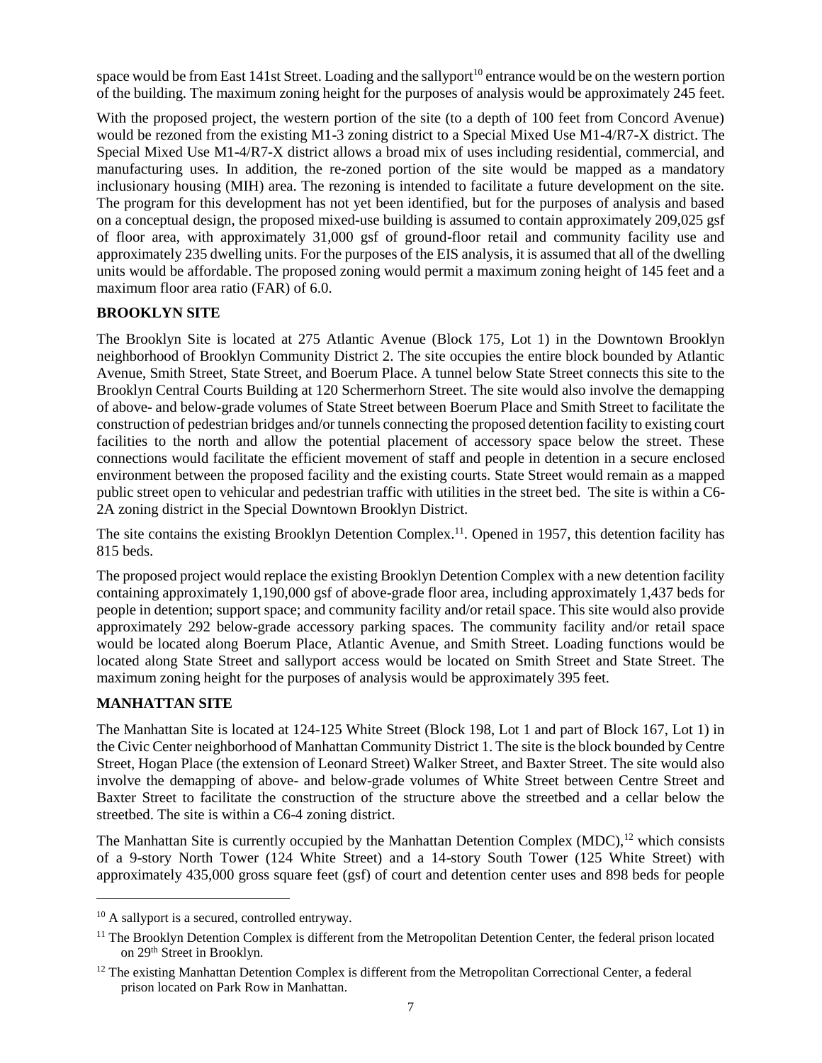space would be from East 141st Street. Loading and the sallyport[10] entrance would be on the western portion of the building. The maximum zoning height for the purposes of analysis would be approximately 245 feet.

With the proposed project, the western portion of the site (to a depth of 100 feet from Concord Avenue) would be rezoned from the existing M1-3 zoning district to a Special Mixed Use M1-4/R7-X district. The Special Mixed Use M1-4/R7-X district allows a broad mix of uses including residential, commercial, and manufacturing uses. In addition, the re-zoned portion of the site would be mapped as a mandatory inclusionary housing (MIH) area. The rezoning is intended to facilitate a future development on the site. The program for this development has not yet been identified, but for the purposes of analysis and based on a conceptual design, the proposed mixed-use building is assumed to contain approximately 209,025 gsf of floor area, with approximately 31,000 gsf of ground-floor retail and community facility use and approximately 235 dwelling units. For the purposes of the EIS analysis, it is assumed that all of the dwelling units would be affordable. The proposed zoning would permit a maximum zoning height of 145 feet and a maximum floor area ratio (FAR) of 6.0.

**BROOKLYN SITE**

The Brooklyn Site is located at 275 Atlantic Avenue (Block 175, Lot 1) in the Downtown Brooklyn neighborhood of Brooklyn Community District 2. The site occupies the entire block bounded by Atlantic Avenue, Smith Street, State Street, and Boerum Place. A tunnel below State Street connects this site to the Brooklyn Central Courts Building at 120 Schermerhorn Street. The site would also involve the demapping of above- and below-grade volumes of State Street between Boerum Place and Smith Street to facilitate the construction of pedestrian bridges and/or tunnels connecting the proposed detention facility to existing court facilities to the north and allow the potential placement of accessory space below the street. These connections would facilitate the efficient movement of staff and people in detention in a secure enclosed environment between the proposed facility and the existing courts. State Street would remain as a mapped public street open to vehicular and pedestrian traffic with utilities in the street bed. The site is within a C6-2A zoning district in the Special Downtown Brooklyn District.

The site contains the existing Brooklyn Detention Complex.[11]. Opened in 1957, this detention facility has 815 beds.

The proposed project would replace the existing Brooklyn Detention Complex with a new detention facility containing approximately 1,190,000 gsf of above-grade floor area, including approximately 1,437 beds for people in detention; support space; and community facility and/or retail space. This site would also provide approximately 292 below-grade accessory parking spaces. The community facility and/or retail space would be located along Boerum Place, Atlantic Avenue, and Smith Street. Loading functions would be located along State Street and sallyport access would be located on Smith Street and State Street. The maximum zoning height for the purposes of analysis would be approximately 395 feet.

**MANHATTAN SITE**

The Manhattan Site is located at 124-125 White Street (Block 198, Lot 1 and part of Block 167, Lot 1) in the Civic Center neighborhood of Manhattan Community District 1. The site is the block bounded by Centre Street, Hogan Place (the extension of Leonard Street) Walker Street, and Baxter Street. The site would also involve the demapping of above- and below-grade volumes of White Street between Centre Street and Baxter Street to facilitate the construction of the structure above the streetbed and a cellar below the streetbed. The site is within a C6-4 zoning district.

The Manhattan Site is currently occupied by the Manhattan Detention Complex (MDC),[12] which consists of a 9-story North Tower (124 White Street) and a 14-story South Tower (125 White Street) with approximately 435,000 gross square feet (gsf) of court and detention center uses and 898 beds for people

---

[10] A sallyport is a secured, controlled entryway.

[11] The Brooklyn Detention Complex is different from the Metropolitan Detention Center, the federal prison located on 29th Street in Brooklyn.

[12] The existing Manhattan Detention Complex is different from the Metropolitan Correctional Center, a federal prison located on Park Row in Manhattan.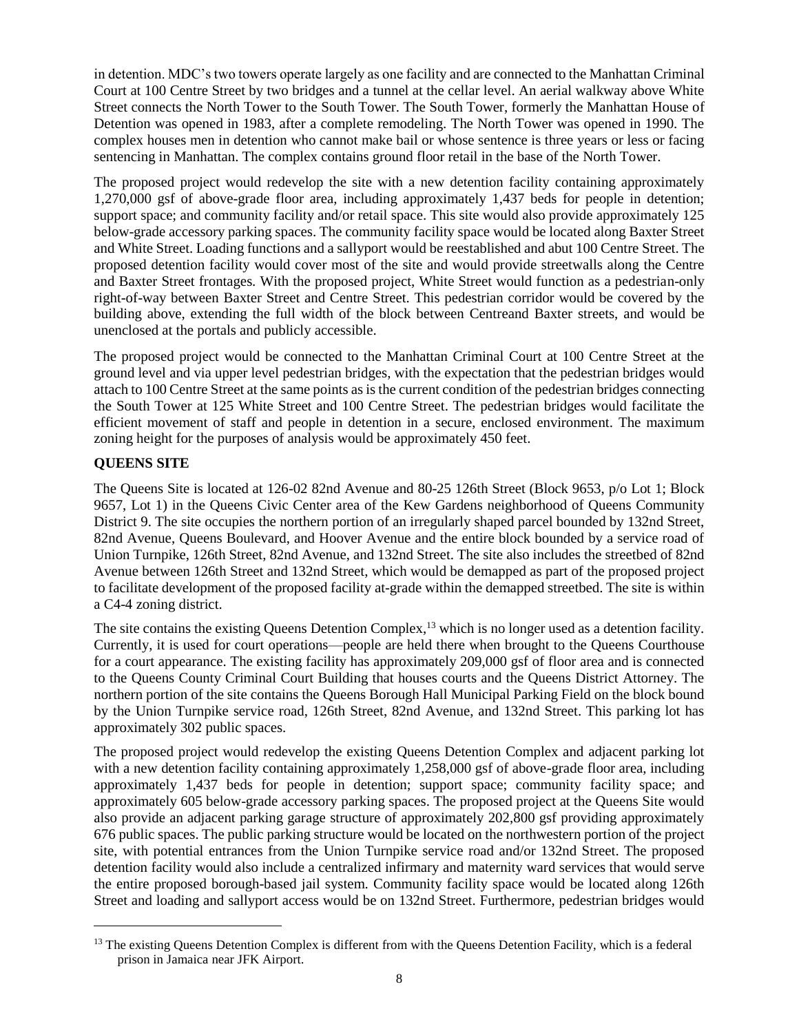in detention. MDC's two towers operate largely as one facility and are connected to the Manhattan Criminal Court at 100 Centre Street by two bridges and a tunnel at the cellar level. An aerial walkway above White Street connects the North Tower to the South Tower. The South Tower, formerly the Manhattan House of Detention was opened in 1983, after a complete remodeling. The North Tower was opened in 1990. The complex houses men in detention who cannot make bail or whose sentence is three years or less or facing sentencing in Manhattan. The complex contains ground floor retail in the base of the North Tower.

The proposed project would redevelop the site with a new detention facility containing approximately 1,270,000 gsf of above-grade floor area, including approximately 1,437 beds for people in detention; support space; and community facility and/or retail space. This site would also provide approximately 125 below-grade accessory parking spaces. The community facility space would be located along Baxter Street and White Street. Loading functions and a sallyport would be reestablished and abut 100 Centre Street. The proposed detention facility would cover most of the site and would provide streetwalls along the Centre and Baxter Street frontages. With the proposed project, White Street would function as a pedestrian-only right-of-way between Baxter Street and Centre Street. This pedestrian corridor would be covered by the building above, extending the full width of the block between Centreand Baxter streets, and would be unenclosed at the portals and publicly accessible.

The proposed project would be connected to the Manhattan Criminal Court at 100 Centre Street at the ground level and via upper level pedestrian bridges, with the expectation that the pedestrian bridges would attach to 100 Centre Street at the same points as is the current condition of the pedestrian bridges connecting the South Tower at 125 White Street and 100 Centre Street. The pedestrian bridges would facilitate the efficient movement of staff and people in detention in a secure, enclosed environment. The maximum zoning height for the purposes of analysis would be approximately 450 feet.

**QUEENS SITE**

The Queens Site is located at 126-02 82nd Avenue and 80-25 126th Street (Block 9653, p/o Lot 1; Block 9657, Lot 1) in the Queens Civic Center area of the Kew Gardens neighborhood of Queens Community District 9. The site occupies the northern portion of an irregularly shaped parcel bounded by 132nd Street, 82nd Avenue, Queens Boulevard, and Hoover Avenue and the entire block bounded by a service road of Union Turnpike, 126th Street, 82nd Avenue, and 132nd Street. The site also includes the streetbed of 82nd Avenue between 126th Street and 132nd Street, which would be demapped as part of the proposed project to facilitate development of the proposed facility at-grade within the demapped streetbed. The site is within a C4-4 zoning district.

The site contains the existing Queens Detention Complex,[13] which is no longer used as a detention facility. Currently, it is used for court operations—people are held there when brought to the Queens Courthouse for a court appearance. The existing facility has approximately 209,000 gsf of floor area and is connected to the Queens County Criminal Court Building that houses courts and the Queens District Attorney. The northern portion of the site contains the Queens Borough Hall Municipal Parking Field on the block bound by the Union Turnpike service road, 126th Street, 82nd Avenue, and 132nd Street. This parking lot has approximately 302 public spaces.

The proposed project would redevelop the existing Queens Detention Complex and adjacent parking lot with a new detention facility containing approximately 1,258,000 gsf of above-grade floor area, including approximately 1,437 beds for people in detention; support space; community facility space; and approximately 605 below-grade accessory parking spaces. The proposed project at the Queens Site would also provide an adjacent parking garage structure of approximately 202,800 gsf providing approximately 676 public spaces. The public parking structure would be located on the northwestern portion of the project site, with potential entrances from the Union Turnpike service road and/or 132nd Street. The proposed detention facility would also include a centralized infirmary and maternity ward services that would serve the entire proposed borough-based jail system. Community facility space would be located along 126th Street and loading and sallyport access would be on 132nd Street. Furthermore, pedestrian bridges would

[13] The existing Queens Detention Complex is different from with the Queens Detention Facility, which is a federal prison in Jamaica near JFK Airport.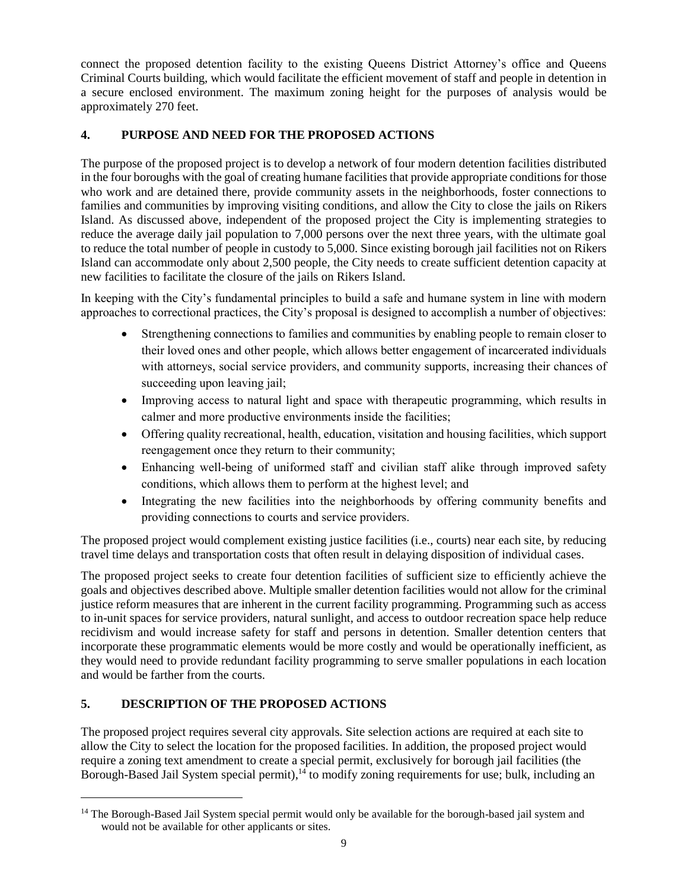connect the proposed detention facility to the existing Queens District Attorney's office and Queens Criminal Courts building, which would facilitate the efficient movement of staff and people in detention in a secure enclosed environment. The maximum zoning height for the purposes of analysis would be approximately 270 feet.

## 4. PURPOSE AND NEED FOR THE PROPOSED ACTIONS

The purpose of the proposed project is to develop a network of four modern detention facilities distributed in the four boroughs with the goal of creating humane facilities that provide appropriate conditions for those who work and are detained there, provide community assets in the neighborhoods, foster connections to families and communities by improving visiting conditions, and allow the City to close the jails on Rikers Island. As discussed above, independent of the proposed project the City is implementing strategies to reduce the average daily jail population to 7,000 persons over the next three years, with the ultimate goal to reduce the total number of people in custody to 5,000. Since existing borough jail facilities not on Rikers Island can accommodate only about 2,500 people, the City needs to create sufficient detention capacity at new facilities to facilitate the closure of the jails on Rikers Island.

In keeping with the City's fundamental principles to build a safe and humane system in line with modern approaches to correctional practices, the City's proposal is designed to accomplish a number of objectives:

- Strengthening connections to families and communities by enabling people to remain closer to their loved ones and other people, which allows better engagement of incarcerated individuals with attorneys, social service providers, and community supports, increasing their chances of succeeding upon leaving jail;
- Improving access to natural light and space with therapeutic programming, which results in calmer and more productive environments inside the facilities;
- Offering quality recreational, health, education, visitation and housing facilities, which support reengagement once they return to their community;
- Enhancing well-being of uniformed staff and civilian staff alike through improved safety conditions, which allows them to perform at the highest level; and
- Integrating the new facilities into the neighborhoods by offering community benefits and providing connections to courts and service providers.

The proposed project would complement existing justice facilities (i.e., courts) near each site, by reducing travel time delays and transportation costs that often result in delaying disposition of individual cases.

The proposed project seeks to create four detention facilities of sufficient size to efficiently achieve the goals and objectives described above. Multiple smaller detention facilities would not allow for the criminal justice reform measures that are inherent in the current facility programming. Programming such as access to in-unit spaces for service providers, natural sunlight, and access to outdoor recreation space help reduce recidivism and would increase safety for staff and persons in detention. Smaller detention centers that incorporate these programmatic elements would be more costly and would be operationally inefficient, as they would need to provide redundant facility programming to serve smaller populations in each location and would be farther from the courts.

## 5. DESCRIPTION OF THE PROPOSED ACTIONS

The proposed project requires several city approvals. Site selection actions are required at each site to allow the City to select the location for the proposed facilities. In addition, the proposed project would require a zoning text amendment to create a special permit, exclusively for borough jail facilities (the Borough-Based Jail System special permit),[14] to modify zoning requirements for use; bulk, including an

[14] The Borough-Based Jail System special permit would only be available for the borough-based jail system and would not be available for other applicants or sites.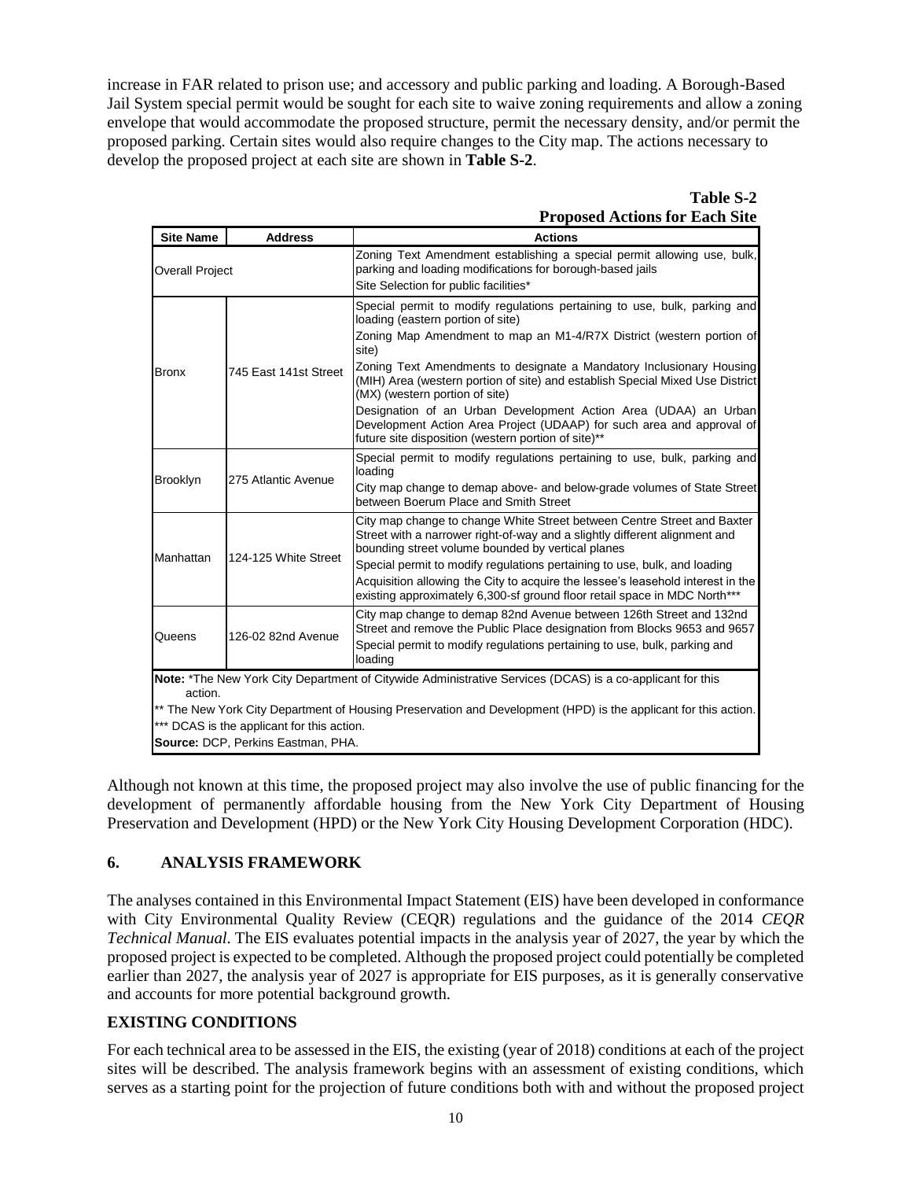increase in FAR related to prison use; and accessory and public parking and loading. A Borough-Based Jail System special permit would be sought for each site to waive zoning requirements and allow a zoning envelope that would accommodate the proposed structure, permit the necessary density, and/or permit the proposed parking. Certain sites would also require changes to the City map. The actions necessary to develop the proposed project at each site are shown in **Table S-2**.

**Table S-2**
**Proposed Actions for Each Site**

| Site Name | Address | Actions |
|---|---|---|
| Overall Project | | Zoning Text Amendment establishing a special permit allowing use, bulk, parking and loading modifications for borough-based jails<br>Site Selection for public facilities* |
| Bronx | 745 East 141st Street | Special permit to modify regulations pertaining to use, bulk, parking and loading (eastern portion of site)<br>Zoning Map Amendment to map an M1-4/R7X District (western portion of site)<br>Zoning Text Amendments to designate a Mandatory Inclusionary Housing (MIH) Area (western portion of site) and establish Special Mixed Use District (MX) (western portion of site)<br>Designation of an Urban Development Action Area (UDAA) an Urban Development Action Area Project (UDAAP) for such area and approval of future site disposition (western portion of site)** |
| Brooklyn | 275 Atlantic Avenue | Special permit to modify regulations pertaining to use, bulk, parking and loading<br>City map change to demap above- and below-grade volumes of State Street between Boerum Place and Smith Street |
| Manhattan | 124-125 White Street | City map change to change White Street between Centre Street and Baxter Street with a narrower right-of-way and a slightly different alignment and bounding street volume bounded by vertical planes<br>Special permit to modify regulations pertaining to use, bulk, and loading<br>Acquisition allowing the City to acquire the lessee's leasehold interest in the existing approximately 6,300-sf ground floor retail space in MDC North*** |
| Queens | 126-02 82nd Avenue | City map change to demap 82nd Avenue between 126th Street and 132nd Street and remove the Public Place designation from Blocks 9653 and 9657<br>Special permit to modify regulations pertaining to use, bulk, parking and loading |

**Note:** *The New York City Department of Citywide Administrative Services (DCAS) is a co-applicant for this action.
** The New York City Department of Housing Preservation and Development (HPD) is the applicant for this action.
*** DCAS is the applicant for this action.
**Source:** DCP, Perkins Eastman, PHA.

Although not known at this time, the proposed project may also involve the use of public financing for the development of permanently affordable housing from the New York City Department of Housing Preservation and Development (HPD) or the New York City Housing Development Corporation (HDC).

## 6. ANALYSIS FRAMEWORK

The analyses contained in this Environmental Impact Statement (EIS) have been developed in conformance with City Environmental Quality Review (CEQR) regulations and the guidance of the 2014 *CEQR Technical Manual*. The EIS evaluates potential impacts in the analysis year of 2027, the year by which the proposed project is expected to be completed. Although the proposed project could potentially be completed earlier than 2027, the analysis year of 2027 is appropriate for EIS purposes, as it is generally conservative and accounts for more potential background growth.

### EXISTING CONDITIONS

For each technical area to be assessed in the EIS, the existing (year of 2018) conditions at each of the project sites will be described. The analysis framework begins with an assessment of existing conditions, which serves as a starting point for the projection of future conditions both with and without the proposed project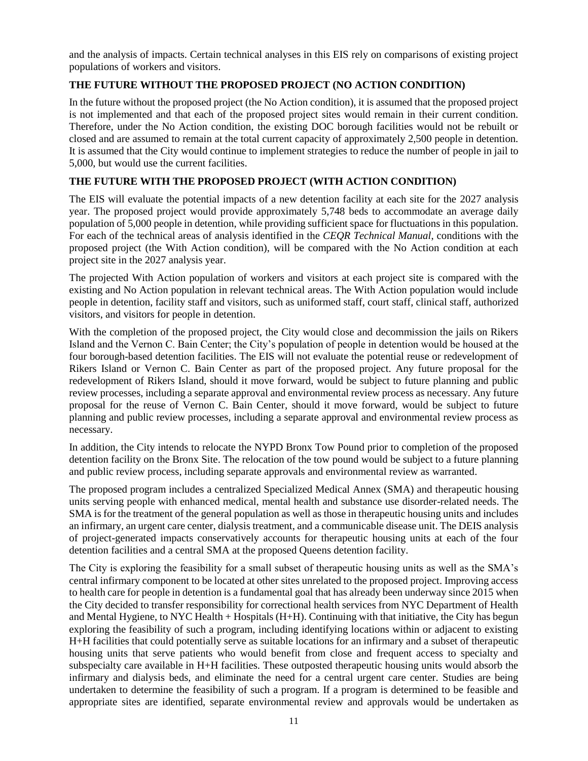and the analysis of impacts. Certain technical analyses in this EIS rely on comparisons of existing project populations of workers and visitors.

## THE FUTURE WITHOUT THE PROPOSED PROJECT (NO ACTION CONDITION)

In the future without the proposed project (the No Action condition), it is assumed that the proposed project is not implemented and that each of the proposed project sites would remain in their current condition. Therefore, under the No Action condition, the existing DOC borough facilities would not be rebuilt or closed and are assumed to remain at the total current capacity of approximately 2,500 people in detention. It is assumed that the City would continue to implement strategies to reduce the number of people in jail to 5,000, but would use the current facilities.

## THE FUTURE WITH THE PROPOSED PROJECT (WITH ACTION CONDITION)

The EIS will evaluate the potential impacts of a new detention facility at each site for the 2027 analysis year. The proposed project would provide approximately 5,748 beds to accommodate an average daily population of 5,000 people in detention, while providing sufficient space for fluctuations in this population. For each of the technical areas of analysis identified in the *CEQR Technical Manual*, conditions with the proposed project (the With Action condition), will be compared with the No Action condition at each project site in the 2027 analysis year.

The projected With Action population of workers and visitors at each project site is compared with the existing and No Action population in relevant technical areas. The With Action population would include people in detention, facility staff and visitors, such as uniformed staff, court staff, clinical staff, authorized visitors, and visitors for people in detention.

With the completion of the proposed project, the City would close and decommission the jails on Rikers Island and the Vernon C. Bain Center; the City's population of people in detention would be housed at the four borough-based detention facilities. The EIS will not evaluate the potential reuse or redevelopment of Rikers Island or Vernon C. Bain Center as part of the proposed project. Any future proposal for the redevelopment of Rikers Island, should it move forward, would be subject to future planning and public review processes, including a separate approval and environmental review process as necessary. Any future proposal for the reuse of Vernon C. Bain Center, should it move forward, would be subject to future planning and public review processes, including a separate approval and environmental review process as necessary.

In addition, the City intends to relocate the NYPD Bronx Tow Pound prior to completion of the proposed detention facility on the Bronx Site. The relocation of the tow pound would be subject to a future planning and public review process, including separate approvals and environmental review as warranted.

The proposed program includes a centralized Specialized Medical Annex (SMA) and therapeutic housing units serving people with enhanced medical, mental health and substance use disorder-related needs. The SMA is for the treatment of the general population as well as those in therapeutic housing units and includes an infirmary, an urgent care center, dialysis treatment, and a communicable disease unit. The DEIS analysis of project-generated impacts conservatively accounts for therapeutic housing units at each of the four detention facilities and a central SMA at the proposed Queens detention facility.

The City is exploring the feasibility for a small subset of therapeutic housing units as well as the SMA's central infirmary component to be located at other sites unrelated to the proposed project. Improving access to health care for people in detention is a fundamental goal that has already been underway since 2015 when the City decided to transfer responsibility for correctional health services from NYC Department of Health and Mental Hygiene, to NYC Health + Hospitals (H+H). Continuing with that initiative, the City has begun exploring the feasibility of such a program, including identifying locations within or adjacent to existing H+H facilities that could potentially serve as suitable locations for an infirmary and a subset of therapeutic housing units that serve patients who would benefit from close and frequent access to specialty and subspecialty care available in H+H facilities. These outposted therapeutic housing units would absorb the infirmary and dialysis beds, and eliminate the need for a central urgent care center. Studies are being undertaken to determine the feasibility of such a program. If a program is determined to be feasible and appropriate sites are identified, separate environmental review and approvals would be undertaken as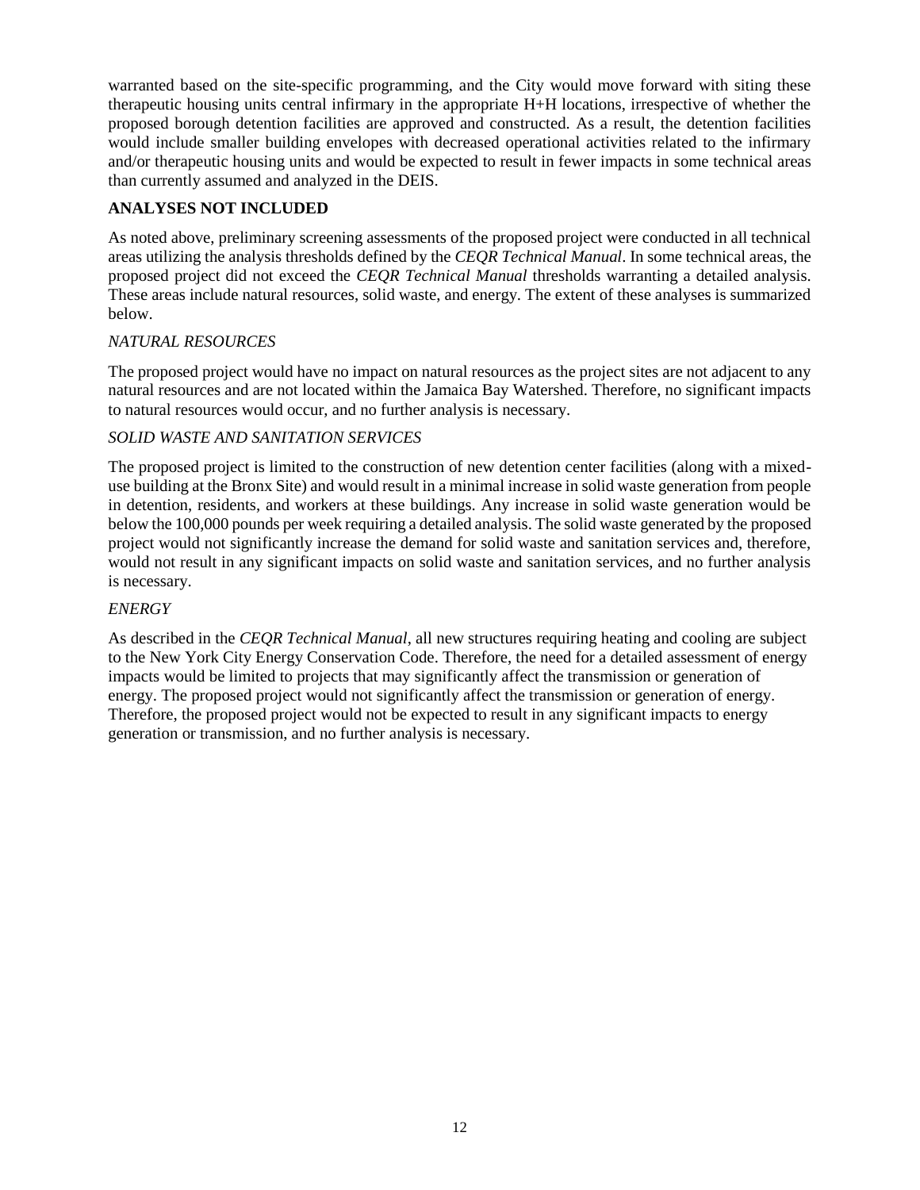warranted based on the site-specific programming, and the City would move forward with siting these therapeutic housing units central infirmary in the appropriate H+H locations, irrespective of whether the proposed borough detention facilities are approved and constructed. As a result, the detention facilities would include smaller building envelopes with decreased operational activities related to the infirmary and/or therapeutic housing units and would be expected to result in fewer impacts in some technical areas than currently assumed and analyzed in the DEIS.

**ANALYSES NOT INCLUDED**

As noted above, preliminary screening assessments of the proposed project were conducted in all technical areas utilizing the analysis thresholds defined by the *CEQR Technical Manual*. In some technical areas, the proposed project did not exceed the *CEQR Technical Manual* thresholds warranting a detailed analysis. These areas include natural resources, solid waste, and energy. The extent of these analyses is summarized below.

*NATURAL RESOURCES*

The proposed project would have no impact on natural resources as the project sites are not adjacent to any natural resources and are not located within the Jamaica Bay Watershed. Therefore, no significant impacts to natural resources would occur, and no further analysis is necessary.

*SOLID WASTE AND SANITATION SERVICES*

The proposed project is limited to the construction of new detention center facilities (along with a mixed-use building at the Bronx Site) and would result in a minimal increase in solid waste generation from people in detention, residents, and workers at these buildings. Any increase in solid waste generation would be below the 100,000 pounds per week requiring a detailed analysis. The solid waste generated by the proposed project would not significantly increase the demand for solid waste and sanitation services and, therefore, would not result in any significant impacts on solid waste and sanitation services, and no further analysis is necessary.

*ENERGY*

As described in the *CEQR Technical Manual*, all new structures requiring heating and cooling are subject to the New York City Energy Conservation Code. Therefore, the need for a detailed assessment of energy impacts would be limited to projects that may significantly affect the transmission or generation of energy. The proposed project would not significantly affect the transmission or generation of energy. Therefore, the proposed project would not be expected to result in any significant impacts to energy generation or transmission, and no further analysis is necessary.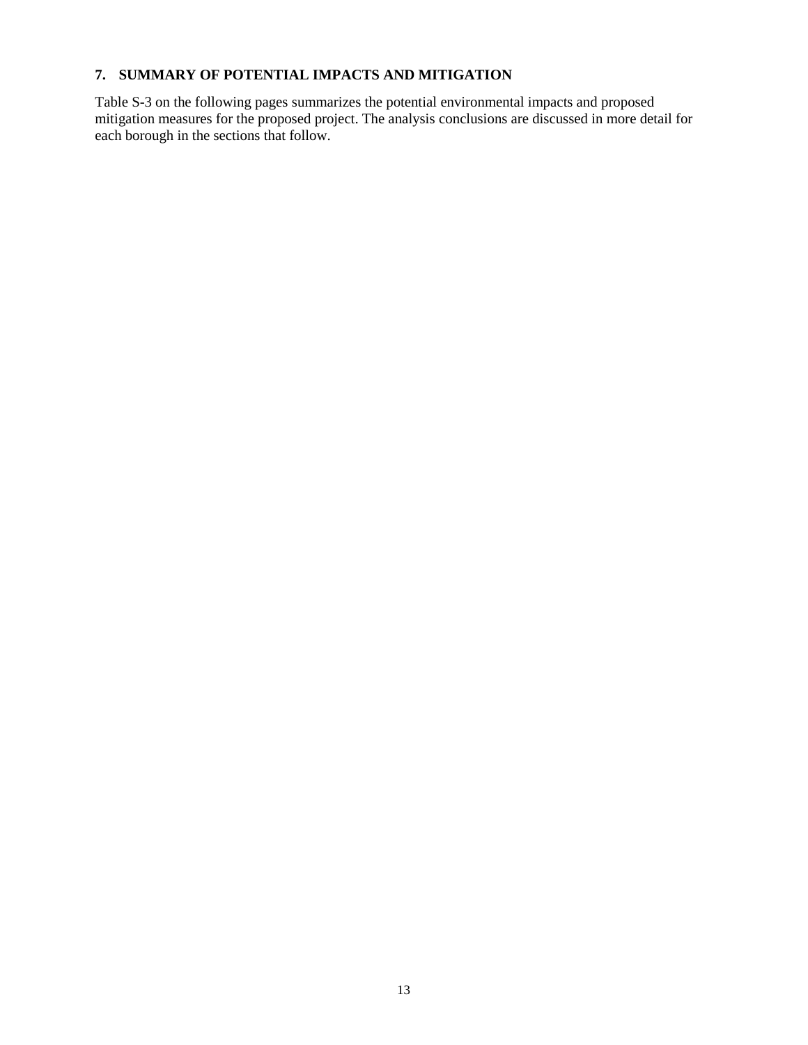## 7. SUMMARY OF POTENTIAL IMPACTS AND MITIGATION

Table S-3 on the following pages summarizes the potential environmental impacts and proposed mitigation measures for the proposed project. The analysis conclusions are discussed in more detail for each borough in the sections that follow.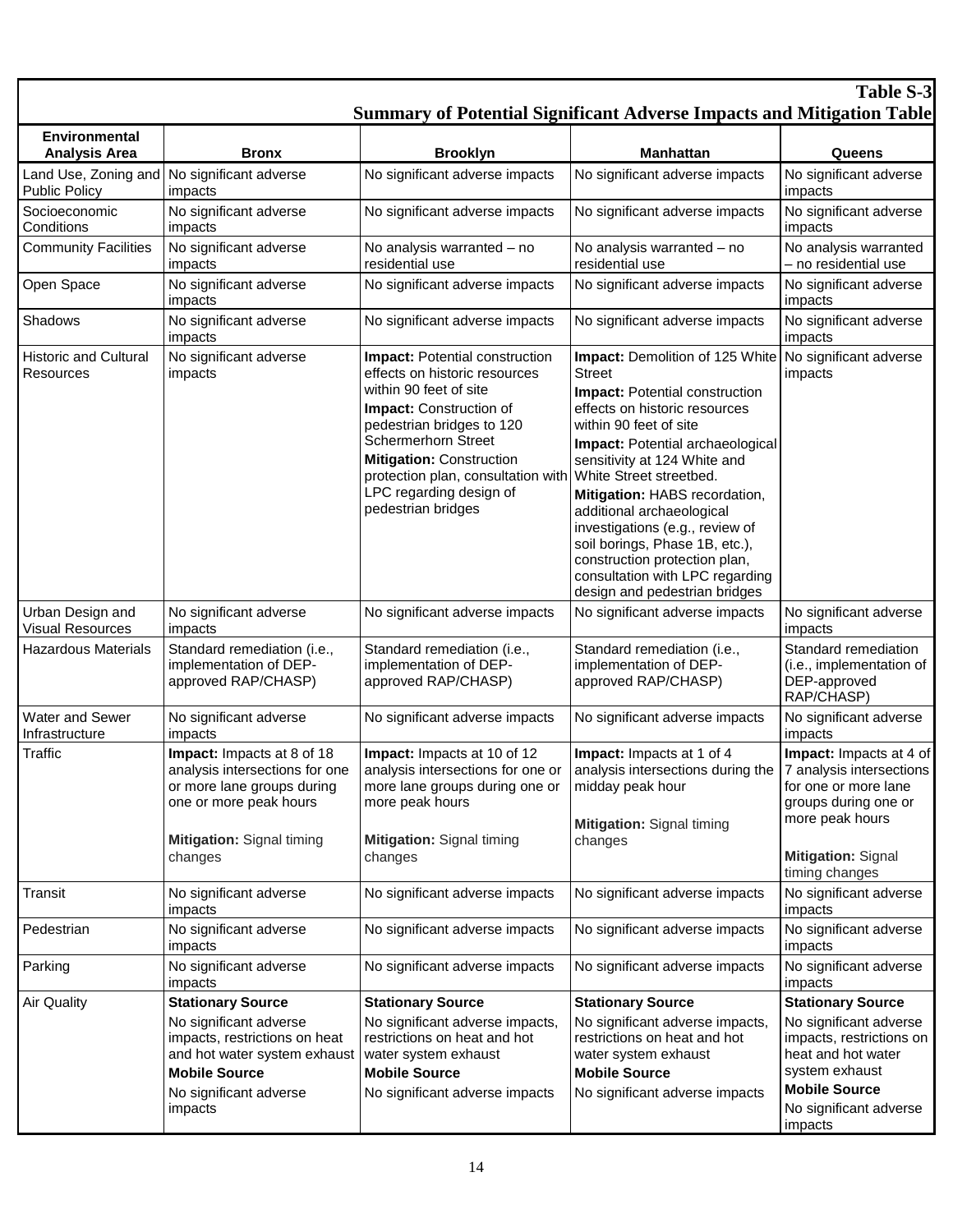**Table S-3**
**Summary of Potential Significant Adverse Impacts and Mitigation Table**

| Environmental Analysis Area | Bronx | Brooklyn | Manhattan | Queens |
|---|---|---|---|---|
| Land Use, Zoning and Public Policy | No significant adverse impacts | No significant adverse impacts | No significant adverse impacts | No significant adverse impacts |
| Socioeconomic Conditions | No significant adverse impacts | No significant adverse impacts | No significant adverse impacts | No significant adverse impacts |
| Community Facilities | No significant adverse impacts | No analysis warranted – no residential use | No analysis warranted – no residential use | No analysis warranted – no residential use |
| Open Space | No significant adverse impacts | No significant adverse impacts | No significant adverse impacts | No significant adverse impacts |
| Shadows | No significant adverse impacts | No significant adverse impacts | No significant adverse impacts | No significant adverse impacts |
| Historic and Cultural Resources | No significant adverse impacts | **Impact:** Potential construction effects on historic resources within 90 feet of site<br>**Impact:** Construction of pedestrian bridges to 120 Schermerhorn Street<br>**Mitigation:** Construction protection plan, consultation with LPC regarding design of pedestrian bridges | **Impact:** Demolition of 125 White Street<br>**Impact:** Potential construction effects on historic resources within 90 feet of site<br>**Impact:** Potential archaeological sensitivity at 124 White and White Street streetbed.<br>**Mitigation:** HABS recordation, additional archaeological investigations (e.g., review of soil borings, Phase 1B, etc.), construction protection plan, consultation with LPC regarding design and pedestrian bridges | No significant adverse impacts |
| Urban Design and Visual Resources | No significant adverse impacts | No significant adverse impacts | No significant adverse impacts | No significant adverse impacts |
| Hazardous Materials | Standard remediation (i.e., implementation of DEP-approved RAP/CHASP) | Standard remediation (i.e., implementation of DEP-approved RAP/CHASP) | Standard remediation (i.e., implementation of DEP-approved RAP/CHASP) | Standard remediation (i.e., implementation of DEP-approved RAP/CHASP) |
| Water and Sewer Infrastructure | No significant adverse impacts | No significant adverse impacts | No significant adverse impacts | No significant adverse impacts |
| Traffic | **Impact:** Impacts at 8 of 18 analysis intersections for one or more lane groups during one or more peak hours<br>**Mitigation:** Signal timing changes | **Impact:** Impacts at 10 of 12 analysis intersections for one or more lane groups during one or more peak hours<br>**Mitigation:** Signal timing changes | **Impact:** Impacts at 1 of 4 analysis intersections during the midday peak hour<br>**Mitigation:** Signal timing changes | **Impact:** Impacts at 4 of 7 analysis intersections for one or more lane groups during one or more peak hours<br>**Mitigation:** Signal timing changes |
| Transit | No significant adverse impacts | No significant adverse impacts | No significant adverse impacts | No significant adverse impacts |
| Pedestrian | No significant adverse impacts | No significant adverse impacts | No significant adverse impacts | No significant adverse impacts |
| Parking | No significant adverse impacts | No significant adverse impacts | No significant adverse impacts | No significant adverse impacts |
| Air Quality | **Stationary Source**<br>No significant adverse impacts, restrictions on heat and hot water system exhaust<br>**Mobile Source**<br>No significant adverse impacts | **Stationary Source**<br>No significant adverse impacts, restrictions on heat and hot water system exhaust<br>**Mobile Source**<br>No significant adverse impacts | **Stationary Source**<br>No significant adverse impacts, restrictions on heat and hot water system exhaust<br>**Mobile Source**<br>No significant adverse impacts | **Stationary Source**<br>No significant adverse impacts, restrictions on heat and hot water system exhaust<br>**Mobile Source**<br>No significant adverse impacts |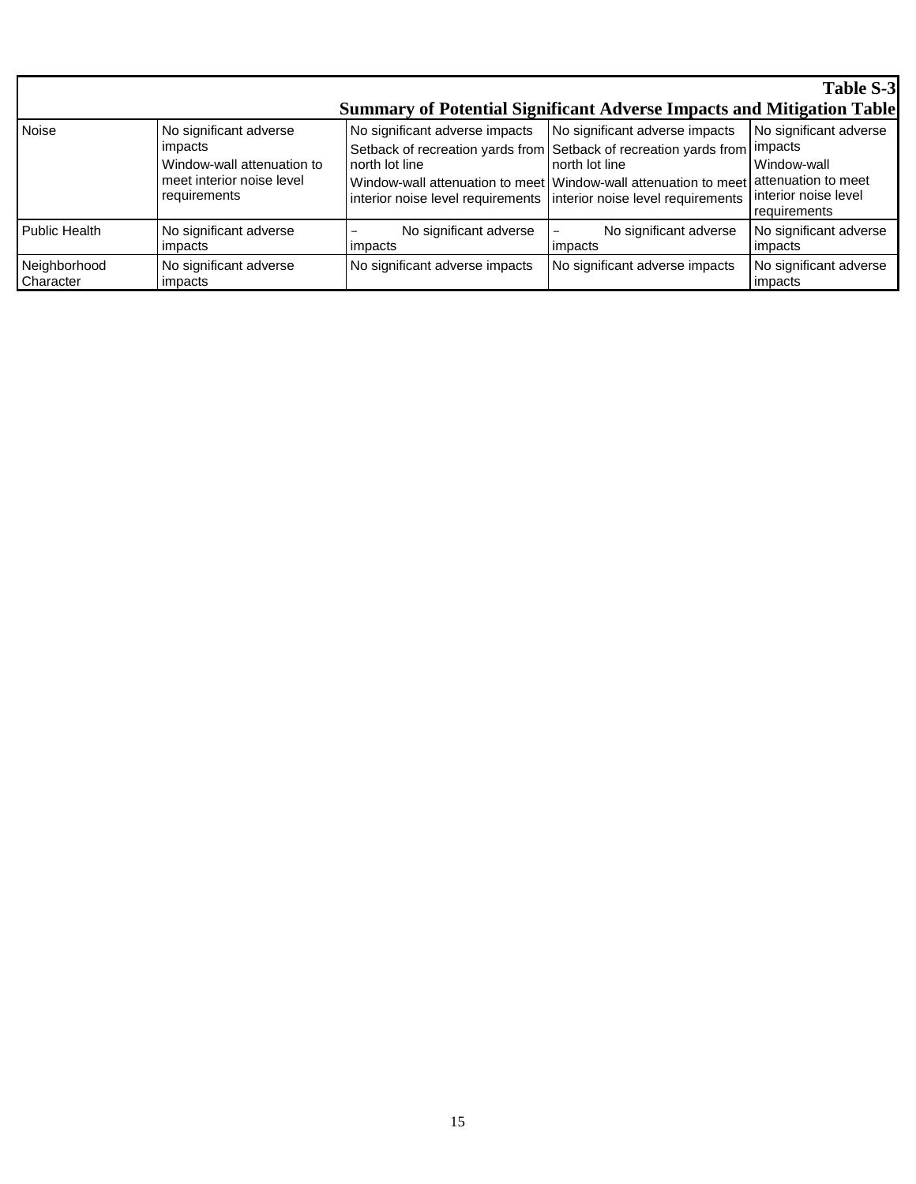**Table S-3**

**Summary of Potential Significant Adverse Impacts and Mitigation Table**

| | | | | |
|---|---|---|---|---|
| Noise | No significant adverse impacts<br>Window-wall attenuation to meet interior noise level requirements | No significant adverse impacts<br>Setback of recreation yards from north lot line<br>Window-wall attenuation to meet interior noise level requirements | No significant adverse impacts<br>Setback of recreation yards from north lot line<br>Window-wall attenuation to meet interior noise level requirements | No significant adverse impacts<br>Window-wall attenuation to meet interior noise level requirements |
| Public Health | No significant adverse impacts | – No significant adverse impacts | – No significant adverse impacts | No significant adverse impacts |
| Neighborhood Character | No significant adverse impacts | No significant adverse impacts | No significant adverse impacts | No significant adverse impacts |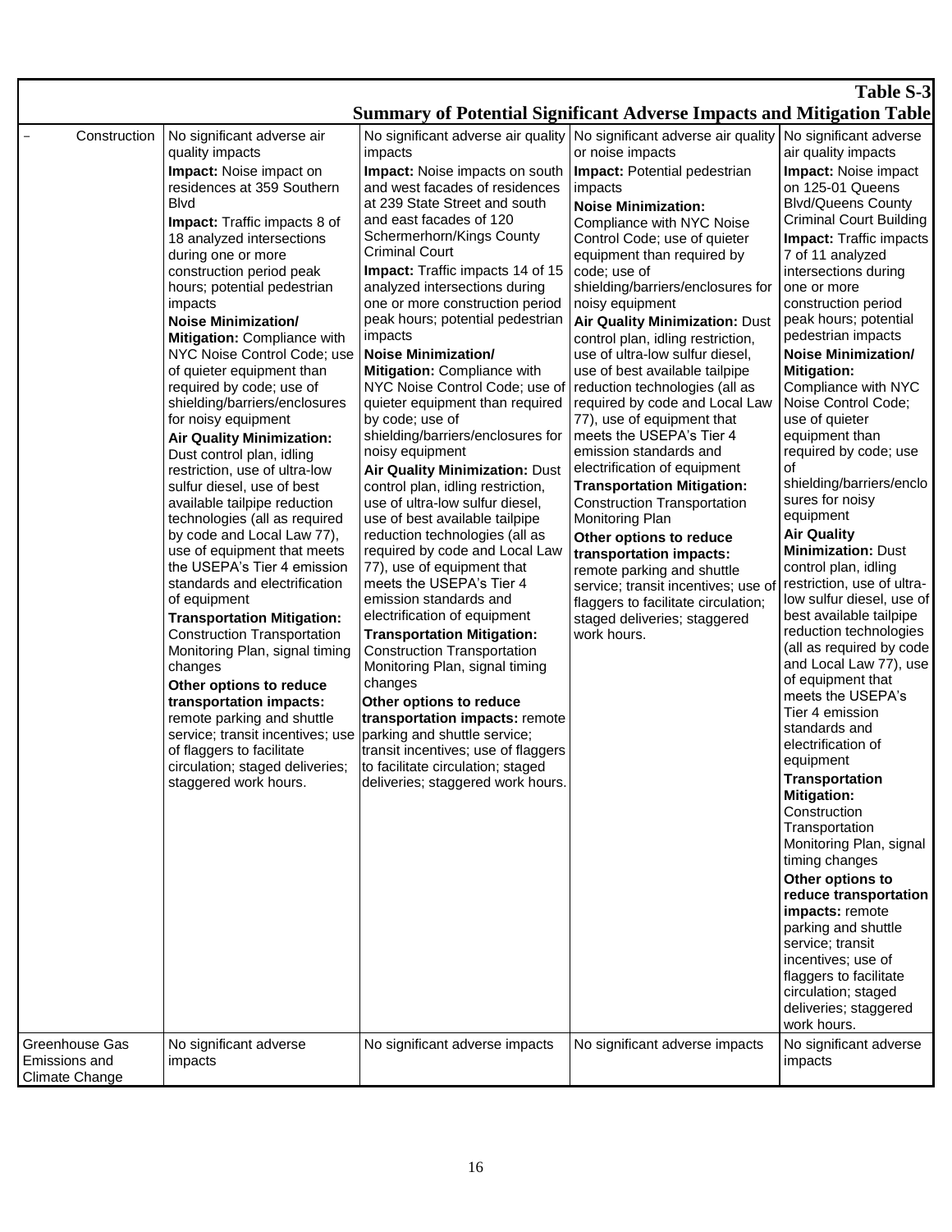**Table S-3**

**Summary of Potential Significant Adverse Impacts and Mitigation Table**

| | | | | |
|---|---|---|---|---|
| – Construction | No significant adverse air quality impacts<br>**Impact:** Noise impact on residences at 359 Southern Blvd<br>**Impact:** Traffic impacts 8 of 18 analyzed intersections during one or more construction period peak hours; potential pedestrian impacts<br>**Noise Minimization/ Mitigation:** Compliance with NYC Noise Control Code; use of quieter equipment than required by code; use of shielding/barriers/enclosures for noisy equipment<br>**Air Quality Minimization:** Dust control plan, idling restriction, use of ultra-low sulfur diesel, use of best available tailpipe reduction technologies (all as required by code and Local Law 77), use of equipment that meets the USEPA's Tier 4 emission standards and electrification of equipment<br>**Transportation Mitigation:** Construction Transportation Monitoring Plan, signal timing changes<br>**Other options to reduce transportation impacts:** remote parking and shuttle service; transit incentives; use of flaggers to facilitate circulation; staged deliveries; staggered work hours. | No significant adverse air quality impacts<br>**Impact:** Noise impacts on south and west facades of residences at 239 State Street and south and east facades of 120 Schermerhorn/Kings County Criminal Court<br>**Impact:** Traffic impacts 14 of 15 analyzed intersections during one or more construction period peak hours; potential pedestrian impacts<br>**Noise Minimization/ Mitigation:** Compliance with NYC Noise Control Code; use of quieter equipment than required by code; use of shielding/barriers/enclosures for noisy equipment<br>**Air Quality Minimization:** Dust control plan, idling restriction, use of ultra-low sulfur diesel, use of best available tailpipe reduction technologies (all as required by code and Local Law 77), use of equipment that meets the USEPA's Tier 4 emission standards and electrification of equipment<br>**Transportation Mitigation:** Construction Transportation Monitoring Plan, signal timing changes<br>**Other options to reduce transportation impacts:** remote parking and shuttle service; transit incentives; use of flaggers to facilitate circulation; staged deliveries; staggered work hours. | No significant adverse air quality or noise impacts<br>**Impact:** Potential pedestrian impacts<br>**Noise Minimization:** Compliance with NYC Noise Control Code; use of quieter equipment than required by code; use of shielding/barriers/enclosures for noisy equipment<br>**Air Quality Minimization:** Dust control plan, idling restriction, use of ultra-low sulfur diesel, use of best available tailpipe reduction technologies (all as required by code and Local Law 77), use of equipment that meets the USEPA's Tier 4 emission standards and electrification of equipment<br>**Transportation Mitigation:** Construction Transportation Monitoring Plan<br>**Other options to reduce transportation impacts:** remote parking and shuttle service; transit incentives; use of flaggers to facilitate circulation; staged deliveries; staggered work hours. | No significant adverse air quality impacts<br>**Impact:** Noise impact on 125-01 Queens Blvd/Queens County Criminal Court Building<br>**Impact:** Traffic impacts 7 of 11 analyzed intersections during one or more construction period peak hours; potential pedestrian impacts<br>**Noise Minimization/ Mitigation:** Compliance with NYC Noise Control Code; use of quieter equipment than required by code; use of shielding/barriers/enclosures for noisy equipment<br>**Air Quality Minimization:** Dust control plan, idling restriction, use of ultra-low sulfur diesel, use of best available tailpipe reduction technologies (all as required by code and Local Law 77), use of equipment that meets the USEPA's Tier 4 emission standards and electrification of equipment<br>**Transportation Mitigation:** Construction Transportation Monitoring Plan, signal timing changes<br>**Other options to reduce transportation impacts:** remote parking and shuttle service; transit incentives; use of flaggers to facilitate circulation; staged deliveries; staggered work hours. |
| Greenhouse Gas Emissions and Climate Change | No significant adverse impacts | No significant adverse impacts | No significant adverse impacts | No significant adverse impacts |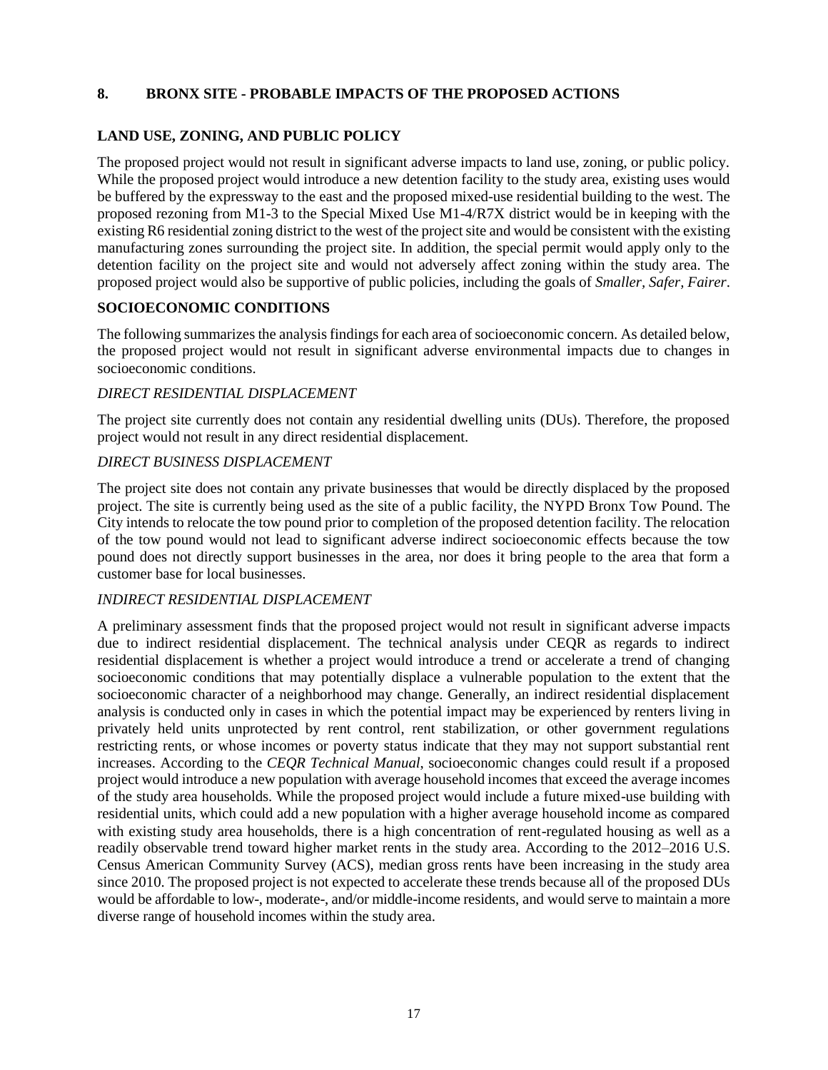## 8. BRONX SITE - PROBABLE IMPACTS OF THE PROPOSED ACTIONS

### LAND USE, ZONING, AND PUBLIC POLICY

The proposed project would not result in significant adverse impacts to land use, zoning, or public policy. While the proposed project would introduce a new detention facility to the study area, existing uses would be buffered by the expressway to the east and the proposed mixed-use residential building to the west. The proposed rezoning from M1-3 to the Special Mixed Use M1-4/R7X district would be in keeping with the existing R6 residential zoning district to the west of the project site and would be consistent with the existing manufacturing zones surrounding the project site. In addition, the special permit would apply only to the detention facility on the project site and would not adversely affect zoning within the study area. The proposed project would also be supportive of public policies, including the goals of *Smaller, Safer, Fairer*.

### SOCIOECONOMIC CONDITIONS

The following summarizes the analysis findings for each area of socioeconomic concern. As detailed below, the proposed project would not result in significant adverse environmental impacts due to changes in socioeconomic conditions.

#### *DIRECT RESIDENTIAL DISPLACEMENT*

The project site currently does not contain any residential dwelling units (DUs). Therefore, the proposed project would not result in any direct residential displacement.

#### *DIRECT BUSINESS DISPLACEMENT*

The project site does not contain any private businesses that would be directly displaced by the proposed project. The site is currently being used as the site of a public facility, the NYPD Bronx Tow Pound. The City intends to relocate the tow pound prior to completion of the proposed detention facility. The relocation of the tow pound would not lead to significant adverse indirect socioeconomic effects because the tow pound does not directly support businesses in the area, nor does it bring people to the area that form a customer base for local businesses.

#### *INDIRECT RESIDENTIAL DISPLACEMENT*

A preliminary assessment finds that the proposed project would not result in significant adverse impacts due to indirect residential displacement. The technical analysis under CEQR as regards to indirect residential displacement is whether a project would introduce a trend or accelerate a trend of changing socioeconomic conditions that may potentially displace a vulnerable population to the extent that the socioeconomic character of a neighborhood may change. Generally, an indirect residential displacement analysis is conducted only in cases in which the potential impact may be experienced by renters living in privately held units unprotected by rent control, rent stabilization, or other government regulations restricting rents, or whose incomes or poverty status indicate that they may not support substantial rent increases. According to the *CEQR Technical Manual*, socioeconomic changes could result if a proposed project would introduce a new population with average household incomes that exceed the average incomes of the study area households. While the proposed project would include a future mixed-use building with residential units, which could add a new population with a higher average household income as compared with existing study area households, there is a high concentration of rent-regulated housing as well as a readily observable trend toward higher market rents in the study area. According to the 2012–2016 U.S. Census American Community Survey (ACS), median gross rents have been increasing in the study area since 2010. The proposed project is not expected to accelerate these trends because all of the proposed DUs would be affordable to low-, moderate-, and/or middle-income residents, and would serve to maintain a more diverse range of household incomes within the study area.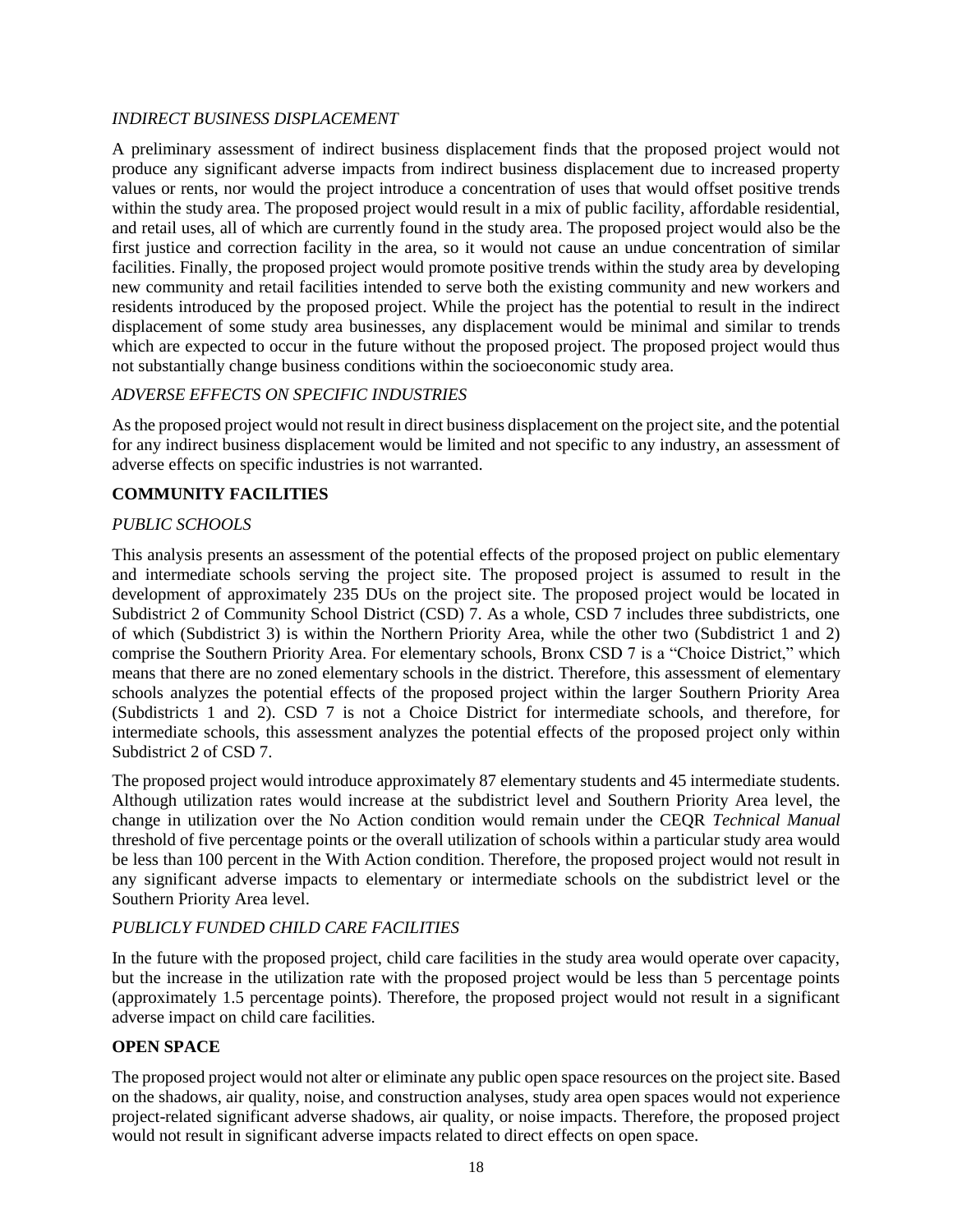*INDIRECT BUSINESS DISPLACEMENT*

A preliminary assessment of indirect business displacement finds that the proposed project would not produce any significant adverse impacts from indirect business displacement due to increased property values or rents, nor would the project introduce a concentration of uses that would offset positive trends within the study area. The proposed project would result in a mix of public facility, affordable residential, and retail uses, all of which are currently found in the study area. The proposed project would also be the first justice and correction facility in the area, so it would not cause an undue concentration of similar facilities. Finally, the proposed project would promote positive trends within the study area by developing new community and retail facilities intended to serve both the existing community and new workers and residents introduced by the proposed project. While the project has the potential to result in the indirect displacement of some study area businesses, any displacement would be minimal and similar to trends which are expected to occur in the future without the proposed project. The proposed project would thus not substantially change business conditions within the socioeconomic study area.

*ADVERSE EFFECTS ON SPECIFIC INDUSTRIES*

As the proposed project would not result in direct business displacement on the project site, and the potential for any indirect business displacement would be limited and not specific to any industry, an assessment of adverse effects on specific industries is not warranted.

**COMMUNITY FACILITIES**

*PUBLIC SCHOOLS*

This analysis presents an assessment of the potential effects of the proposed project on public elementary and intermediate schools serving the project site. The proposed project is assumed to result in the development of approximately 235 DUs on the project site. The proposed project would be located in Subdistrict 2 of Community School District (CSD) 7. As a whole, CSD 7 includes three subdistricts, one of which (Subdistrict 3) is within the Northern Priority Area, while the other two (Subdistrict 1 and 2) comprise the Southern Priority Area. For elementary schools, Bronx CSD 7 is a "Choice District," which means that there are no zoned elementary schools in the district. Therefore, this assessment of elementary schools analyzes the potential effects of the proposed project within the larger Southern Priority Area (Subdistricts 1 and 2). CSD 7 is not a Choice District for intermediate schools, and therefore, for intermediate schools, this assessment analyzes the potential effects of the proposed project only within Subdistrict 2 of CSD 7.

The proposed project would introduce approximately 87 elementary students and 45 intermediate students. Although utilization rates would increase at the subdistrict level and Southern Priority Area level, the change in utilization over the No Action condition would remain under the CEQR *Technical Manual* threshold of five percentage points or the overall utilization of schools within a particular study area would be less than 100 percent in the With Action condition. Therefore, the proposed project would not result in any significant adverse impacts to elementary or intermediate schools on the subdistrict level or the Southern Priority Area level.

*PUBLICLY FUNDED CHILD CARE FACILITIES*

In the future with the proposed project, child care facilities in the study area would operate over capacity, but the increase in the utilization rate with the proposed project would be less than 5 percentage points (approximately 1.5 percentage points). Therefore, the proposed project would not result in a significant adverse impact on child care facilities.

**OPEN SPACE**

The proposed project would not alter or eliminate any public open space resources on the project site. Based on the shadows, air quality, noise, and construction analyses, study area open spaces would not experience project-related significant adverse shadows, air quality, or noise impacts. Therefore, the proposed project would not result in significant adverse impacts related to direct effects on open space.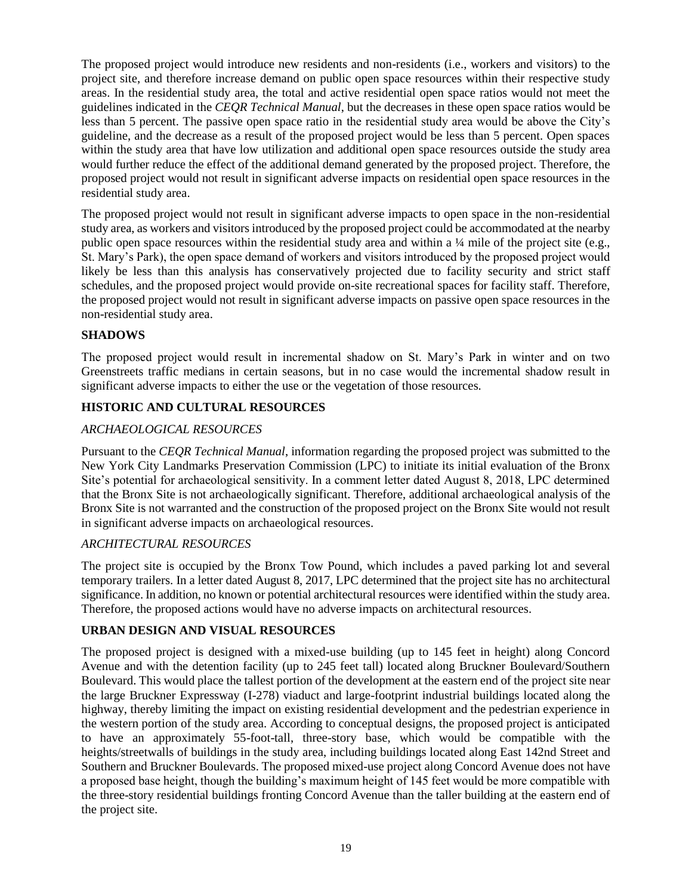The proposed project would introduce new residents and non-residents (i.e., workers and visitors) to the project site, and therefore increase demand on public open space resources within their respective study areas. In the residential study area, the total and active residential open space ratios would not meet the guidelines indicated in the *CEQR Technical Manual*, but the decreases in these open space ratios would be less than 5 percent. The passive open space ratio in the residential study area would be above the City's guideline, and the decrease as a result of the proposed project would be less than 5 percent. Open spaces within the study area that have low utilization and additional open space resources outside the study area would further reduce the effect of the additional demand generated by the proposed project. Therefore, the proposed project would not result in significant adverse impacts on residential open space resources in the residential study area.

The proposed project would not result in significant adverse impacts to open space in the non-residential study area, as workers and visitors introduced by the proposed project could be accommodated at the nearby public open space resources within the residential study area and within a ¼ mile of the project site (e.g., St. Mary's Park), the open space demand of workers and visitors introduced by the proposed project would likely be less than this analysis has conservatively projected due to facility security and strict staff schedules, and the proposed project would provide on-site recreational spaces for facility staff. Therefore, the proposed project would not result in significant adverse impacts on passive open space resources in the non-residential study area.

## SHADOWS

The proposed project would result in incremental shadow on St. Mary's Park in winter and on two Greenstreets traffic medians in certain seasons, but in no case would the incremental shadow result in significant adverse impacts to either the use or the vegetation of those resources.

## HISTORIC AND CULTURAL RESOURCES

### *ARCHAEOLOGICAL RESOURCES*

Pursuant to the *CEQR Technical Manual*, information regarding the proposed project was submitted to the New York City Landmarks Preservation Commission (LPC) to initiate its initial evaluation of the Bronx Site's potential for archaeological sensitivity. In a comment letter dated August 8, 2018, LPC determined that the Bronx Site is not archaeologically significant. Therefore, additional archaeological analysis of the Bronx Site is not warranted and the construction of the proposed project on the Bronx Site would not result in significant adverse impacts on archaeological resources.

### *ARCHITECTURAL RESOURCES*

The project site is occupied by the Bronx Tow Pound, which includes a paved parking lot and several temporary trailers. In a letter dated August 8, 2017, LPC determined that the project site has no architectural significance. In addition, no known or potential architectural resources were identified within the study area. Therefore, the proposed actions would have no adverse impacts on architectural resources.

## URBAN DESIGN AND VISUAL RESOURCES

The proposed project is designed with a mixed-use building (up to 145 feet in height) along Concord Avenue and with the detention facility (up to 245 feet tall) located along Bruckner Boulevard/Southern Boulevard. This would place the tallest portion of the development at the eastern end of the project site near the large Bruckner Expressway (I-278) viaduct and large-footprint industrial buildings located along the highway, thereby limiting the impact on existing residential development and the pedestrian experience in the western portion of the study area. According to conceptual designs, the proposed project is anticipated to have an approximately 55-foot-tall, three-story base, which would be compatible with the heights/streetwalls of buildings in the study area, including buildings located along East 142nd Street and Southern and Bruckner Boulevards. The proposed mixed-use project along Concord Avenue does not have a proposed base height, though the building's maximum height of 145 feet would be more compatible with the three-story residential buildings fronting Concord Avenue than the taller building at the eastern end of the project site.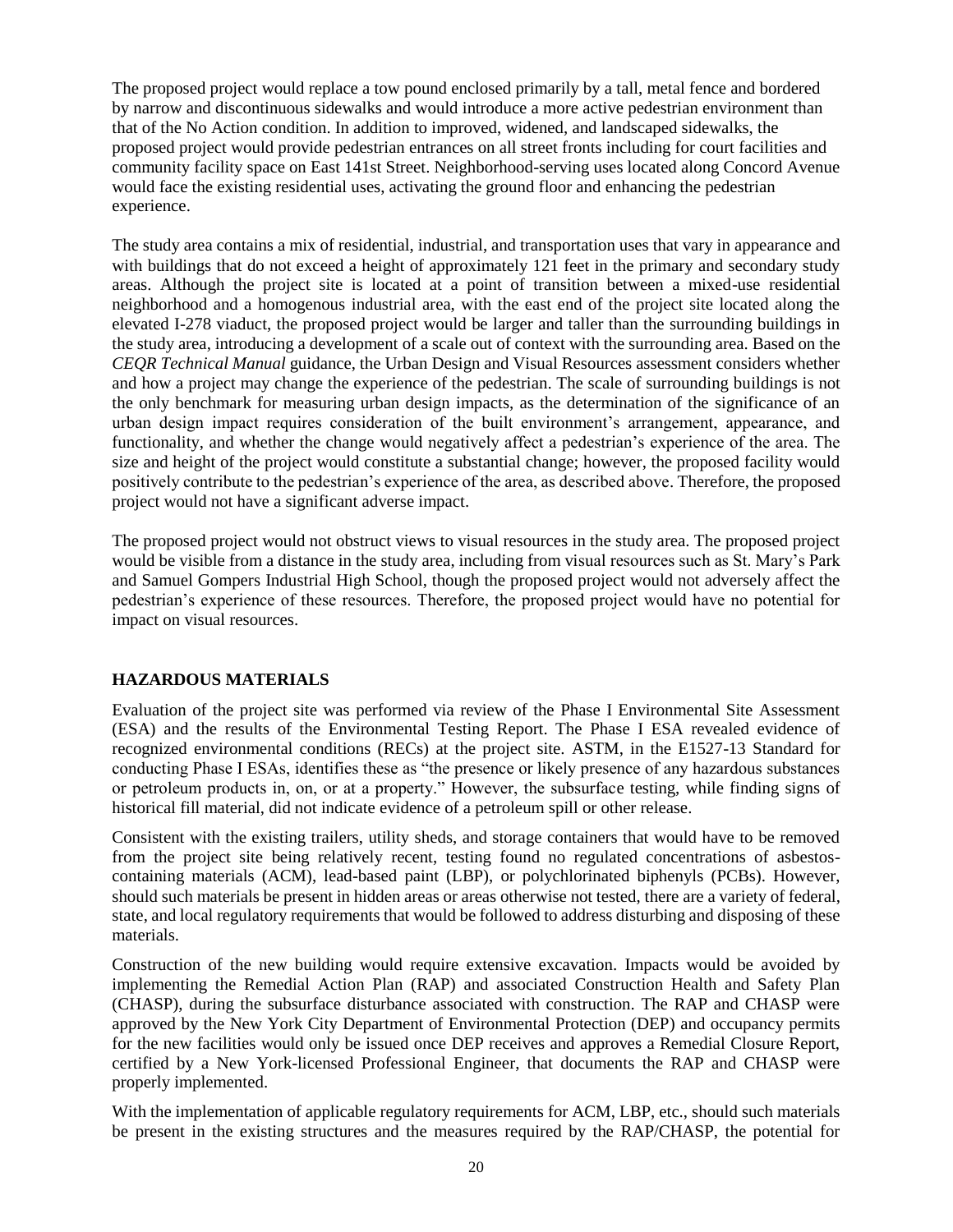The proposed project would replace a tow pound enclosed primarily by a tall, metal fence and bordered by narrow and discontinuous sidewalks and would introduce a more active pedestrian environment than that of the No Action condition. In addition to improved, widened, and landscaped sidewalks, the proposed project would provide pedestrian entrances on all street fronts including for court facilities and community facility space on East 141st Street. Neighborhood-serving uses located along Concord Avenue would face the existing residential uses, activating the ground floor and enhancing the pedestrian experience.

The study area contains a mix of residential, industrial, and transportation uses that vary in appearance and with buildings that do not exceed a height of approximately 121 feet in the primary and secondary study areas. Although the project site is located at a point of transition between a mixed-use residential neighborhood and a homogenous industrial area, with the east end of the project site located along the elevated I-278 viaduct, the proposed project would be larger and taller than the surrounding buildings in the study area, introducing a development of a scale out of context with the surrounding area. Based on the *CEQR Technical Manual* guidance, the Urban Design and Visual Resources assessment considers whether and how a project may change the experience of the pedestrian. The scale of surrounding buildings is not the only benchmark for measuring urban design impacts, as the determination of the significance of an urban design impact requires consideration of the built environment's arrangement, appearance, and functionality, and whether the change would negatively affect a pedestrian's experience of the area. The size and height of the project would constitute a substantial change; however, the proposed facility would positively contribute to the pedestrian's experience of the area, as described above. Therefore, the proposed project would not have a significant adverse impact.

The proposed project would not obstruct views to visual resources in the study area. The proposed project would be visible from a distance in the study area, including from visual resources such as St. Mary's Park and Samuel Gompers Industrial High School, though the proposed project would not adversely affect the pedestrian's experience of these resources. Therefore, the proposed project would have no potential for impact on visual resources.

## HAZARDOUS MATERIALS

Evaluation of the project site was performed via review of the Phase I Environmental Site Assessment (ESA) and the results of the Environmental Testing Report. The Phase I ESA revealed evidence of recognized environmental conditions (RECs) at the project site. ASTM, in the E1527-13 Standard for conducting Phase I ESAs, identifies these as "the presence or likely presence of any hazardous substances or petroleum products in, on, or at a property." However, the subsurface testing, while finding signs of historical fill material, did not indicate evidence of a petroleum spill or other release.

Consistent with the existing trailers, utility sheds, and storage containers that would have to be removed from the project site being relatively recent, testing found no regulated concentrations of asbestos-containing materials (ACM), lead-based paint (LBP), or polychlorinated biphenyls (PCBs). However, should such materials be present in hidden areas or areas otherwise not tested, there are a variety of federal, state, and local regulatory requirements that would be followed to address disturbing and disposing of these materials.

Construction of the new building would require extensive excavation. Impacts would be avoided by implementing the Remedial Action Plan (RAP) and associated Construction Health and Safety Plan (CHASP), during the subsurface disturbance associated with construction. The RAP and CHASP were approved by the New York City Department of Environmental Protection (DEP) and occupancy permits for the new facilities would only be issued once DEP receives and approves a Remedial Closure Report, certified by a New York-licensed Professional Engineer, that documents the RAP and CHASP were properly implemented.

With the implementation of applicable regulatory requirements for ACM, LBP, etc., should such materials be present in the existing structures and the measures required by the RAP/CHASP, the potential for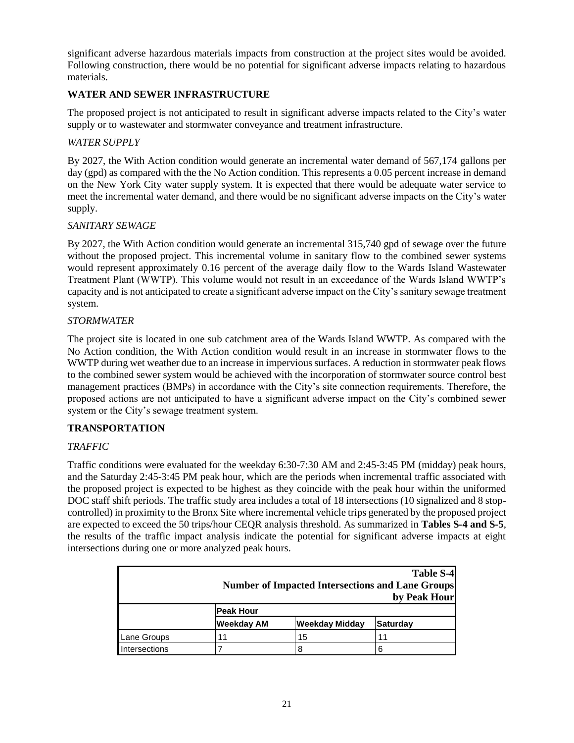significant adverse hazardous materials impacts from construction at the project sites would be avoided. Following construction, there would be no potential for significant adverse impacts relating to hazardous materials.

## WATER AND SEWER INFRASTRUCTURE

The proposed project is not anticipated to result in significant adverse impacts related to the City's water supply or to wastewater and stormwater conveyance and treatment infrastructure.

### *WATER SUPPLY*

By 2027, the With Action condition would generate an incremental water demand of 567,174 gallons per day (gpd) as compared with the the No Action condition. This represents a 0.05 percent increase in demand on the New York City water supply system. It is expected that there would be adequate water service to meet the incremental water demand, and there would be no significant adverse impacts on the City's water supply.

### *SANITARY SEWAGE*

By 2027, the With Action condition would generate an incremental 315,740 gpd of sewage over the future without the proposed project. This incremental volume in sanitary flow to the combined sewer systems would represent approximately 0.16 percent of the average daily flow to the Wards Island Wastewater Treatment Plant (WWTP). This volume would not result in an exceedance of the Wards Island WWTP's capacity and is not anticipated to create a significant adverse impact on the City's sanitary sewage treatment system.

### *STORMWATER*

The project site is located in one sub catchment area of the Wards Island WWTP. As compared with the No Action condition, the With Action condition would result in an increase in stormwater flows to the WWTP during wet weather due to an increase in impervious surfaces. A reduction in stormwater peak flows to the combined sewer system would be achieved with the incorporation of stormwater source control best management practices (BMPs) in accordance with the City's site connection requirements. Therefore, the proposed actions are not anticipated to have a significant adverse impact on the City's combined sewer system or the City's sewage treatment system.

## TRANSPORTATION

### *TRAFFIC*

Traffic conditions were evaluated for the weekday 6:30-7:30 AM and 2:45-3:45 PM (midday) peak hours, and the Saturday 2:45-3:45 PM peak hour, which are the periods when incremental traffic associated with the proposed project is expected to be highest as they coincide with the peak hour within the uniformed DOC staff shift periods. The traffic study area includes a total of 18 intersections (10 signalized and 8 stop-controlled) in proximity to the Bronx Site where incremental vehicle trips generated by the proposed project are expected to exceed the 50 trips/hour CEQR analysis threshold. As summarized in **Tables S-4 and S-5**, the results of the traffic impact analysis indicate the potential for significant adverse impacts at eight intersections during one or more analyzed peak hours.

**Table S-4**
**Number of Impacted Intersections and Lane Groups by Peak Hour**

| | Peak Hour | | |
|---|---|---|---|
| | Weekday AM | Weekday Midday | Saturday |
| Lane Groups | 11 | 15 | 11 |
| Intersections | 7 | 8 | 6 |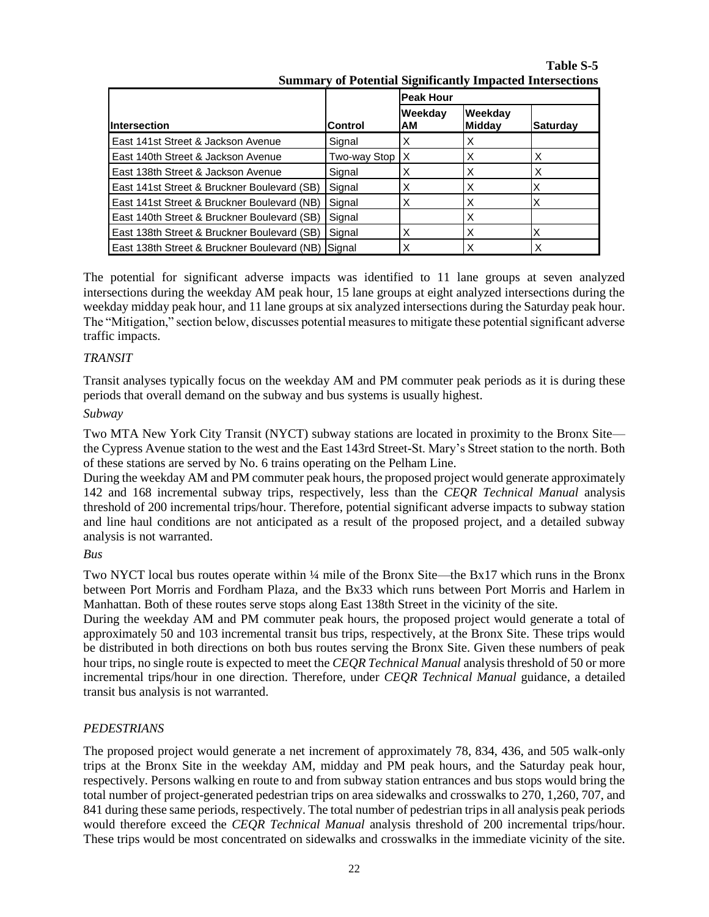**Table S-5**
**Summary of Potential Significantly Impacted Intersections**

| Intersection | Control | Peak Hour | | |
|---|---|---|---|---|
| | | Weekday AM | Weekday Midday | Saturday |
| East 141st Street & Jackson Avenue | Signal | X | X | |
| East 140th Street & Jackson Avenue | Two-way Stop | X | X | X |
| East 138th Street & Jackson Avenue | Signal | X | X | X |
| East 141st Street & Bruckner Boulevard (SB) | Signal | X | X | X |
| East 141st Street & Bruckner Boulevard (NB) | Signal | X | X | X |
| East 140th Street & Bruckner Boulevard (SB) | Signal | | X | |
| East 138th Street & Bruckner Boulevard (SB) | Signal | X | X | X |
| East 138th Street & Bruckner Boulevard (NB) | Signal | X | X | X |

The potential for significant adverse impacts was identified to 11 lane groups at seven analyzed intersections during the weekday AM peak hour, 15 lane groups at eight analyzed intersections during the weekday midday peak hour, and 11 lane groups at six analyzed intersections during the Saturday peak hour. The "Mitigation," section below, discusses potential measures to mitigate these potential significant adverse traffic impacts.

*TRANSIT*

Transit analyses typically focus on the weekday AM and PM commuter peak periods as it is during these periods that overall demand on the subway and bus systems is usually highest.

*Subway*

Two MTA New York City Transit (NYCT) subway stations are located in proximity to the Bronx Site—the Cypress Avenue station to the west and the East 143rd Street-St. Mary's Street station to the north. Both of these stations are served by No. 6 trains operating on the Pelham Line.

During the weekday AM and PM commuter peak hours, the proposed project would generate approximately 142 and 168 incremental subway trips, respectively, less than the *CEQR Technical Manual* analysis threshold of 200 incremental trips/hour. Therefore, potential significant adverse impacts to subway station and line haul conditions are not anticipated as a result of the proposed project, and a detailed subway analysis is not warranted.

*Bus*

Two NYCT local bus routes operate within ¼ mile of the Bronx Site—the Bx17 which runs in the Bronx between Port Morris and Fordham Plaza, and the Bx33 which runs between Port Morris and Harlem in Manhattan. Both of these routes serve stops along East 138th Street in the vicinity of the site.

During the weekday AM and PM commuter peak hours, the proposed project would generate a total of approximately 50 and 103 incremental transit bus trips, respectively, at the Bronx Site. These trips would be distributed in both directions on both bus routes serving the Bronx Site. Given these numbers of peak hour trips, no single route is expected to meet the *CEQR Technical Manual* analysis threshold of 50 or more incremental trips/hour in one direction. Therefore, under *CEQR Technical Manual* guidance, a detailed transit bus analysis is not warranted.

*PEDESTRIANS*

The proposed project would generate a net increment of approximately 78, 834, 436, and 505 walk-only trips at the Bronx Site in the weekday AM, midday and PM peak hours, and the Saturday peak hour, respectively. Persons walking en route to and from subway station entrances and bus stops would bring the total number of project-generated pedestrian trips on area sidewalks and crosswalks to 270, 1,260, 707, and 841 during these same periods, respectively. The total number of pedestrian trips in all analysis peak periods would therefore exceed the *CEQR Technical Manual* analysis threshold of 200 incremental trips/hour. These trips would be most concentrated on sidewalks and crosswalks in the immediate vicinity of the site.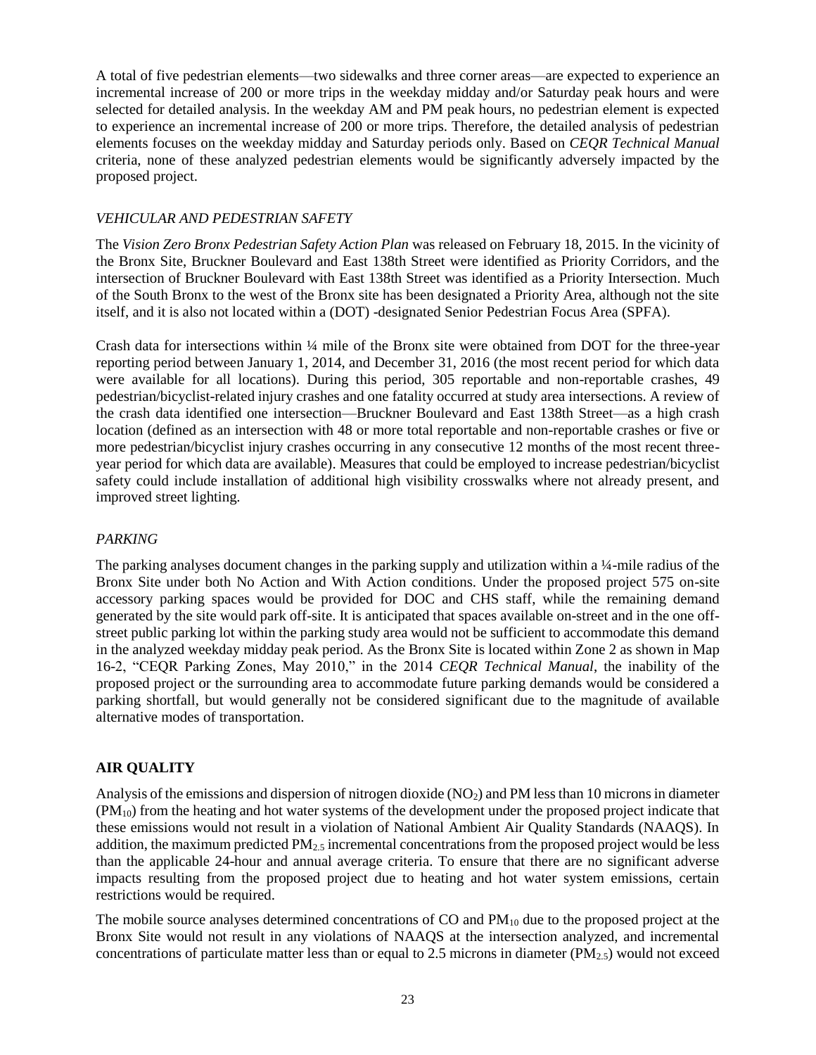A total of five pedestrian elements—two sidewalks and three corner areas—are expected to experience an incremental increase of 200 or more trips in the weekday midday and/or Saturday peak hours and were selected for detailed analysis. In the weekday AM and PM peak hours, no pedestrian element is expected to experience an incremental increase of 200 or more trips. Therefore, the detailed analysis of pedestrian elements focuses on the weekday midday and Saturday periods only. Based on *CEQR Technical Manual* criteria, none of these analyzed pedestrian elements would be significantly adversely impacted by the proposed project.

*VEHICULAR AND PEDESTRIAN SAFETY*

The *Vision Zero Bronx Pedestrian Safety Action Plan* was released on February 18, 2015. In the vicinity of the Bronx Site, Bruckner Boulevard and East 138th Street were identified as Priority Corridors, and the intersection of Bruckner Boulevard with East 138th Street was identified as a Priority Intersection. Much of the South Bronx to the west of the Bronx site has been designated a Priority Area, although not the site itself, and it is also not located within a (DOT) -designated Senior Pedestrian Focus Area (SPFA).

Crash data for intersections within ¼ mile of the Bronx site were obtained from DOT for the three-year reporting period between January 1, 2014, and December 31, 2016 (the most recent period for which data were available for all locations). During this period, 305 reportable and non-reportable crashes, 49 pedestrian/bicyclist-related injury crashes and one fatality occurred at study area intersections. A review of the crash data identified one intersection—Bruckner Boulevard and East 138th Street—as a high crash location (defined as an intersection with 48 or more total reportable and non-reportable crashes or five or more pedestrian/bicyclist injury crashes occurring in any consecutive 12 months of the most recent three-year period for which data are available). Measures that could be employed to increase pedestrian/bicyclist safety could include installation of additional high visibility crosswalks where not already present, and improved street lighting.

*PARKING*

The parking analyses document changes in the parking supply and utilization within a ¼-mile radius of the Bronx Site under both No Action and With Action conditions. Under the proposed project 575 on-site accessory parking spaces would be provided for DOC and CHS staff, while the remaining demand generated by the site would park off-site. It is anticipated that spaces available on-street and in the one off-street public parking lot within the parking study area would not be sufficient to accommodate this demand in the analyzed weekday midday peak period. As the Bronx Site is located within Zone 2 as shown in Map 16-2, "CEQR Parking Zones, May 2010," in the 2014 *CEQR Technical Manual*, the inability of the proposed project or the surrounding area to accommodate future parking demands would be considered a parking shortfall, but would generally not be considered significant due to the magnitude of available alternative modes of transportation.

## AIR QUALITY

Analysis of the emissions and dispersion of nitrogen dioxide ($NO_2$) and PM less than 10 microns in diameter ($PM_{10}$) from the heating and hot water systems of the development under the proposed project indicate that these emissions would not result in a violation of National Ambient Air Quality Standards (NAAQS). In addition, the maximum predicted $PM_{2.5}$ incremental concentrations from the proposed project would be less than the applicable 24-hour and annual average criteria. To ensure that there are no significant adverse impacts resulting from the proposed project due to heating and hot water system emissions, certain restrictions would be required.

The mobile source analyses determined concentrations of CO and $PM_{10}$ due to the proposed project at the Bronx Site would not result in any violations of NAAQS at the intersection analyzed, and incremental concentrations of particulate matter less than or equal to 2.5 microns in diameter ($PM_{2.5}$) would not exceed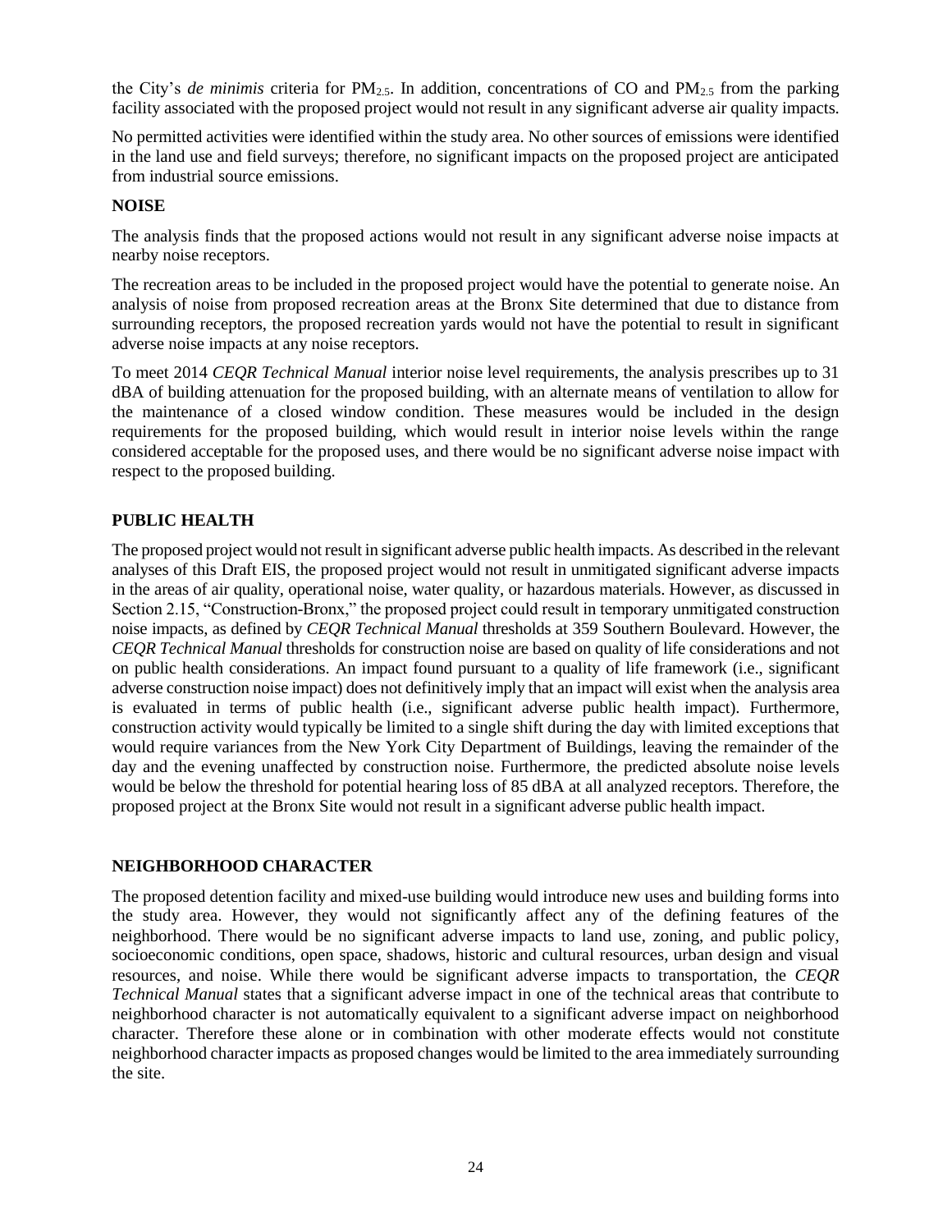the City's *de minimis* criteria for $PM_{2.5}$. In addition, concentrations of CO and $PM_{2.5}$ from the parking facility associated with the proposed project would not result in any significant adverse air quality impacts.

No permitted activities were identified within the study area. No other sources of emissions were identified in the land use and field surveys; therefore, no significant impacts on the proposed project are anticipated from industrial source emissions.

## NOISE

The analysis finds that the proposed actions would not result in any significant adverse noise impacts at nearby noise receptors.

The recreation areas to be included in the proposed project would have the potential to generate noise. An analysis of noise from proposed recreation areas at the Bronx Site determined that due to distance from surrounding receptors, the proposed recreation yards would not have the potential to result in significant adverse noise impacts at any noise receptors.

To meet 2014 *CEQR Technical Manual* interior noise level requirements, the analysis prescribes up to 31 dBA of building attenuation for the proposed building, with an alternate means of ventilation to allow for the maintenance of a closed window condition. These measures would be included in the design requirements for the proposed building, which would result in interior noise levels within the range considered acceptable for the proposed uses, and there would be no significant adverse noise impact with respect to the proposed building.

## PUBLIC HEALTH

The proposed project would not result in significant adverse public health impacts. As described in the relevant analyses of this Draft EIS, the proposed project would not result in unmitigated significant adverse impacts in the areas of air quality, operational noise, water quality, or hazardous materials. However, as discussed in Section 2.15, "Construction-Bronx," the proposed project could result in temporary unmitigated construction noise impacts, as defined by *CEQR Technical Manual* thresholds at 359 Southern Boulevard. However, the *CEQR Technical Manual* thresholds for construction noise are based on quality of life considerations and not on public health considerations. An impact found pursuant to a quality of life framework (i.e., significant adverse construction noise impact) does not definitively imply that an impact will exist when the analysis area is evaluated in terms of public health (i.e., significant adverse public health impact). Furthermore, construction activity would typically be limited to a single shift during the day with limited exceptions that would require variances from the New York City Department of Buildings, leaving the remainder of the day and the evening unaffected by construction noise. Furthermore, the predicted absolute noise levels would be below the threshold for potential hearing loss of 85 dBA at all analyzed receptors. Therefore, the proposed project at the Bronx Site would not result in a significant adverse public health impact.

## NEIGHBORHOOD CHARACTER

The proposed detention facility and mixed-use building would introduce new uses and building forms into the study area. However, they would not significantly affect any of the defining features of the neighborhood. There would be no significant adverse impacts to land use, zoning, and public policy, socioeconomic conditions, open space, shadows, historic and cultural resources, urban design and visual resources, and noise. While there would be significant adverse impacts to transportation, the *CEQR Technical Manual* states that a significant adverse impact in one of the technical areas that contribute to neighborhood character is not automatically equivalent to a significant adverse impact on neighborhood character. Therefore these alone or in combination with other moderate effects would not constitute neighborhood character impacts as proposed changes would be limited to the area immediately surrounding the site.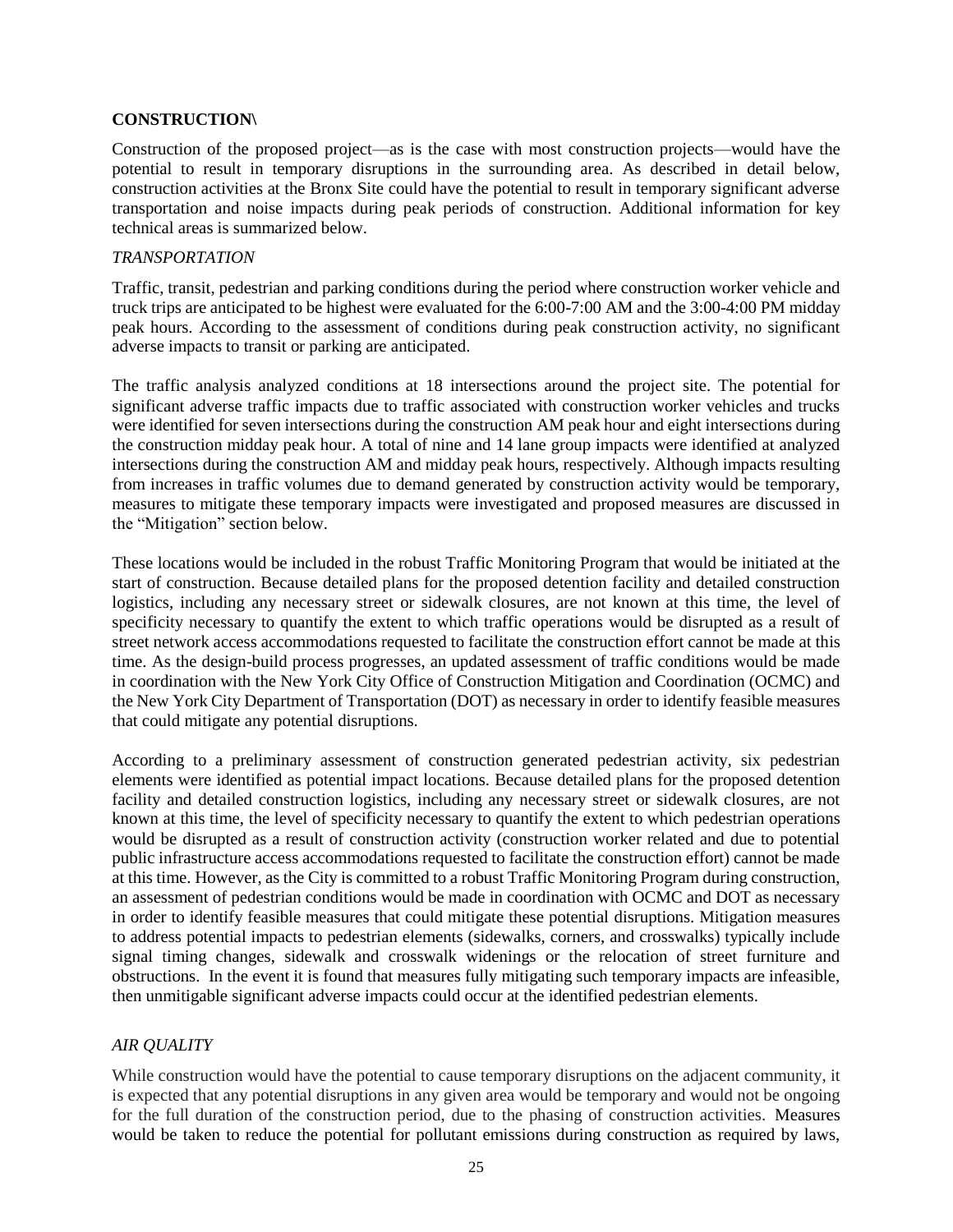**CONSTRUCTION\**

Construction of the proposed project—as is the case with most construction projects—would have the potential to result in temporary disruptions in the surrounding area. As described in detail below, construction activities at the Bronx Site could have the potential to result in temporary significant adverse transportation and noise impacts during peak periods of construction. Additional information for key technical areas is summarized below.

*TRANSPORTATION*

Traffic, transit, pedestrian and parking conditions during the period where construction worker vehicle and truck trips are anticipated to be highest were evaluated for the 6:00-7:00 AM and the 3:00-4:00 PM midday peak hours. According to the assessment of conditions during peak construction activity, no significant adverse impacts to transit or parking are anticipated.

The traffic analysis analyzed conditions at 18 intersections around the project site. The potential for significant adverse traffic impacts due to traffic associated with construction worker vehicles and trucks were identified for seven intersections during the construction AM peak hour and eight intersections during the construction midday peak hour. A total of nine and 14 lane group impacts were identified at analyzed intersections during the construction AM and midday peak hours, respectively. Although impacts resulting from increases in traffic volumes due to demand generated by construction activity would be temporary, measures to mitigate these temporary impacts were investigated and proposed measures are discussed in the "Mitigation" section below.

These locations would be included in the robust Traffic Monitoring Program that would be initiated at the start of construction. Because detailed plans for the proposed detention facility and detailed construction logistics, including any necessary street or sidewalk closures, are not known at this time, the level of specificity necessary to quantify the extent to which traffic operations would be disrupted as a result of street network access accommodations requested to facilitate the construction effort cannot be made at this time. As the design-build process progresses, an updated assessment of traffic conditions would be made in coordination with the New York City Office of Construction Mitigation and Coordination (OCMC) and the New York City Department of Transportation (DOT) as necessary in order to identify feasible measures that could mitigate any potential disruptions.

According to a preliminary assessment of construction generated pedestrian activity, six pedestrian elements were identified as potential impact locations. Because detailed plans for the proposed detention facility and detailed construction logistics, including any necessary street or sidewalk closures, are not known at this time, the level of specificity necessary to quantify the extent to which pedestrian operations would be disrupted as a result of construction activity (construction worker related and due to potential public infrastructure access accommodations requested to facilitate the construction effort) cannot be made at this time. However, as the City is committed to a robust Traffic Monitoring Program during construction, an assessment of pedestrian conditions would be made in coordination with OCMC and DOT as necessary in order to identify feasible measures that could mitigate these potential disruptions. Mitigation measures to address potential impacts to pedestrian elements (sidewalks, corners, and crosswalks) typically include signal timing changes, sidewalk and crosswalk widenings or the relocation of street furniture and obstructions. In the event it is found that measures fully mitigating such temporary impacts are infeasible, then unmitigable significant adverse impacts could occur at the identified pedestrian elements.

*AIR QUALITY*

While construction would have the potential to cause temporary disruptions on the adjacent community, it is expected that any potential disruptions in any given area would be temporary and would not be ongoing for the full duration of the construction period, due to the phasing of construction activities. Measures would be taken to reduce the potential for pollutant emissions during construction as required by laws,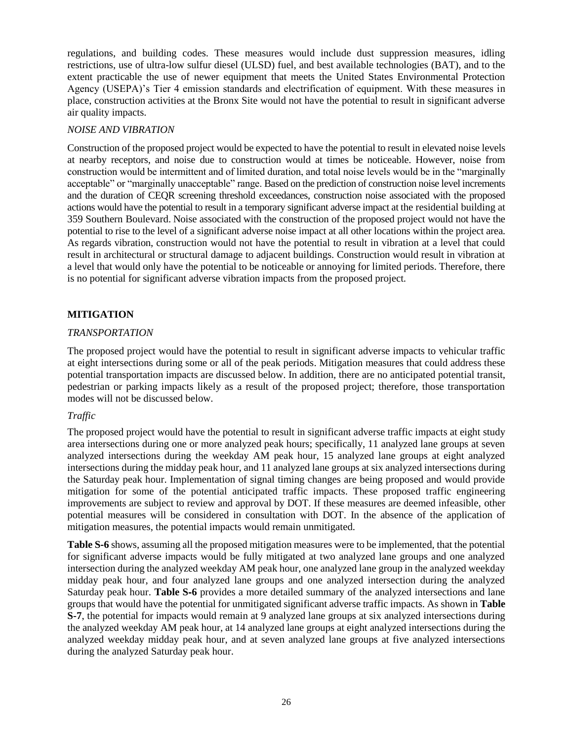regulations, and building codes. These measures would include dust suppression measures, idling restrictions, use of ultra-low sulfur diesel (ULSD) fuel, and best available technologies (BAT), and to the extent practicable the use of newer equipment that meets the United States Environmental Protection Agency (USEPA)'s Tier 4 emission standards and electrification of equipment. With these measures in place, construction activities at the Bronx Site would not have the potential to result in significant adverse air quality impacts.

*NOISE AND VIBRATION*

Construction of the proposed project would be expected to have the potential to result in elevated noise levels at nearby receptors, and noise due to construction would at times be noticeable. However, noise from construction would be intermittent and of limited duration, and total noise levels would be in the "marginally acceptable" or "marginally unacceptable" range. Based on the prediction of construction noise level increments and the duration of CEQR screening threshold exceedances, construction noise associated with the proposed actions would have the potential to result in a temporary significant adverse impact at the residential building at 359 Southern Boulevard. Noise associated with the construction of the proposed project would not have the potential to rise to the level of a significant adverse noise impact at all other locations within the project area. As regards vibration, construction would not have the potential to result in vibration at a level that could result in architectural or structural damage to adjacent buildings. Construction would result in vibration at a level that would only have the potential to be noticeable or annoying for limited periods. Therefore, there is no potential for significant adverse vibration impacts from the proposed project.

## MITIGATION

*TRANSPORTATION*

The proposed project would have the potential to result in significant adverse impacts to vehicular traffic at eight intersections during some or all of the peak periods. Mitigation measures that could address these potential transportation impacts are discussed below. In addition, there are no anticipated potential transit, pedestrian or parking impacts likely as a result of the proposed project; therefore, those transportation modes will not be discussed below.

*Traffic*

The proposed project would have the potential to result in significant adverse traffic impacts at eight study area intersections during one or more analyzed peak hours; specifically, 11 analyzed lane groups at seven analyzed intersections during the weekday AM peak hour, 15 analyzed lane groups at eight analyzed intersections during the midday peak hour, and 11 analyzed lane groups at six analyzed intersections during the Saturday peak hour. Implementation of signal timing changes are being proposed and would provide mitigation for some of the potential anticipated traffic impacts. These proposed traffic engineering improvements are subject to review and approval by DOT. If these measures are deemed infeasible, other potential measures will be considered in consultation with DOT. In the absence of the application of mitigation measures, the potential impacts would remain unmitigated.

**Table S-6** shows, assuming all the proposed mitigation measures were to be implemented, that the potential for significant adverse impacts would be fully mitigated at two analyzed lane groups and one analyzed intersection during the analyzed weekday AM peak hour, one analyzed lane group in the analyzed weekday midday peak hour, and four analyzed lane groups and one analyzed intersection during the analyzed Saturday peak hour. **Table S-6** provides a more detailed summary of the analyzed intersections and lane groups that would have the potential for unmitigated significant adverse traffic impacts. As shown in **Table S-7**, the potential for impacts would remain at 9 analyzed lane groups at six analyzed intersections during the analyzed weekday AM peak hour, at 14 analyzed lane groups at eight analyzed intersections during the analyzed weekday midday peak hour, and at seven analyzed lane groups at five analyzed intersections during the analyzed Saturday peak hour.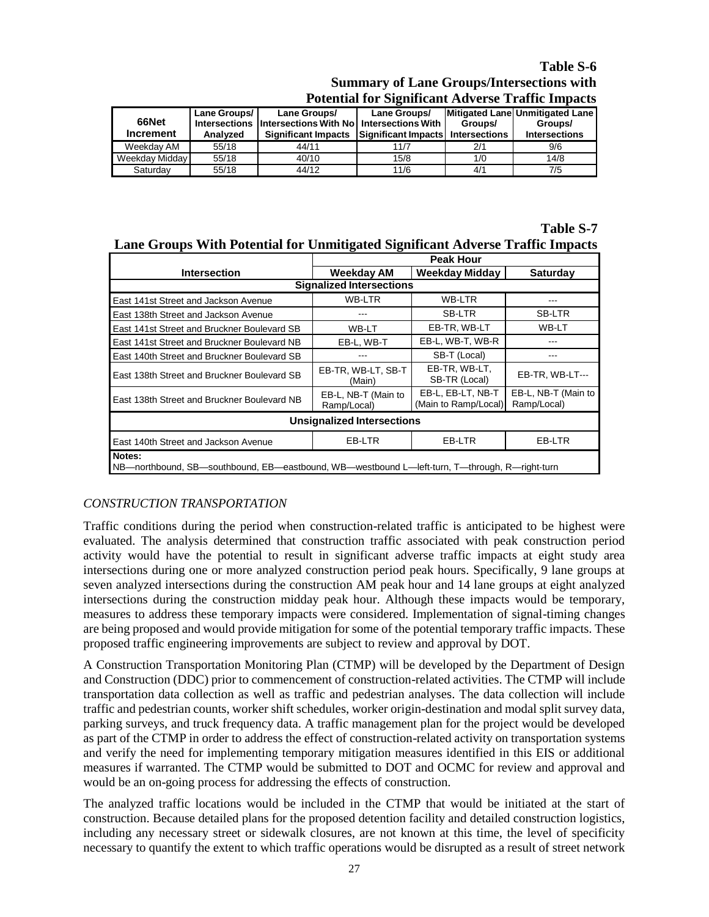**Table S-6**
**Summary of Lane Groups/Intersections with Potential for Significant Adverse Traffic Impacts**

| 66Net Increment | Lane Groups/ Intersections Analyzed | Lane Groups/ Intersections With No Significant Impacts | Lane Groups/ Intersections With Significant Impacts | Mitigated Lane Groups/ Intersections | Unmitigated Lane Groups/ Intersections |
|---|---|---|---|---|---|
| Weekday AM | 55/18 | 44/11 | 11/7 | 2/1 | 9/6 |
| Weekday Midday | 55/18 | 40/10 | 15/8 | 1/0 | 14/8 |
| Saturday | 55/18 | 44/12 | 11/6 | 4/1 | 7/5 |

**Table S-7**
**Lane Groups With Potential for Unmitigated Significant Adverse Traffic Impacts**

| Intersection | Peak Hour | | |
|---|---|---|---|
| | **Weekday AM** | **Weekday Midday** | **Saturday** |
| **Signalized Intersections** | | | |
| East 141st Street and Jackson Avenue | WB-LTR | WB-LTR | --- |
| East 138th Street and Jackson Avenue | --- | SB-LTR | SB-LTR |
| East 141st Street and Bruckner Boulevard SB | WB-LT | EB-TR, WB-LT | WB-LT |
| East 141st Street and Bruckner Boulevard NB | EB-L, WB-T | EB-L, WB-T, WB-R | --- |
| East 140th Street and Bruckner Boulevard SB | --- | SB-T (Local) | --- |
| East 138th Street and Bruckner Boulevard SB | EB-TR, WB-LT, SB-T (Main) | EB-TR, WB-LT, SB-TR (Local) | EB-TR, WB-LT--- |
| East 138th Street and Bruckner Boulevard NB | EB-L, NB-T (Main to Ramp/Local) | EB-L, EB-LT, NB-T (Main to Ramp/Local) | EB-L, NB-T (Main to Ramp/Local) |
| **Unsignalized Intersections** | | | |
| East 140th Street and Jackson Avenue | EB-LTR | EB-LTR | EB-LTR |

**Notes:**
NB—northbound, SB—southbound, EB—eastbound, WB—westbound L—left-turn, T—through, R—right-turn

### *CONSTRUCTION TRANSPORTATION*

Traffic conditions during the period when construction-related traffic is anticipated to be highest were evaluated. The analysis determined that construction traffic associated with peak construction period activity would have the potential to result in significant adverse traffic impacts at eight study area intersections during one or more analyzed construction period peak hours. Specifically, 9 lane groups at seven analyzed intersections during the construction AM peak hour and 14 lane groups at eight analyzed intersections during the construction midday peak hour. Although these impacts would be temporary, measures to address these temporary impacts were considered. Implementation of signal-timing changes are being proposed and would provide mitigation for some of the potential temporary traffic impacts. These proposed traffic engineering improvements are subject to review and approval by DOT.

A Construction Transportation Monitoring Plan (CTMP) will be developed by the Department of Design and Construction (DDC) prior to commencement of construction-related activities. The CTMP will include transportation data collection as well as traffic and pedestrian analyses. The data collection will include traffic and pedestrian counts, worker shift schedules, worker origin-destination and modal split survey data, parking surveys, and truck frequency data. A traffic management plan for the project would be developed as part of the CTMP in order to address the effect of construction-related activity on transportation systems and verify the need for implementing temporary mitigation measures identified in this EIS or additional measures if warranted. The CTMP would be submitted to DOT and OCMC for review and approval and would be an on-going process for addressing the effects of construction.

The analyzed traffic locations would be included in the CTMP that would be initiated at the start of construction. Because detailed plans for the proposed detention facility and detailed construction logistics, including any necessary street or sidewalk closures, are not known at this time, the level of specificity necessary to quantify the extent to which traffic operations would be disrupted as a result of street network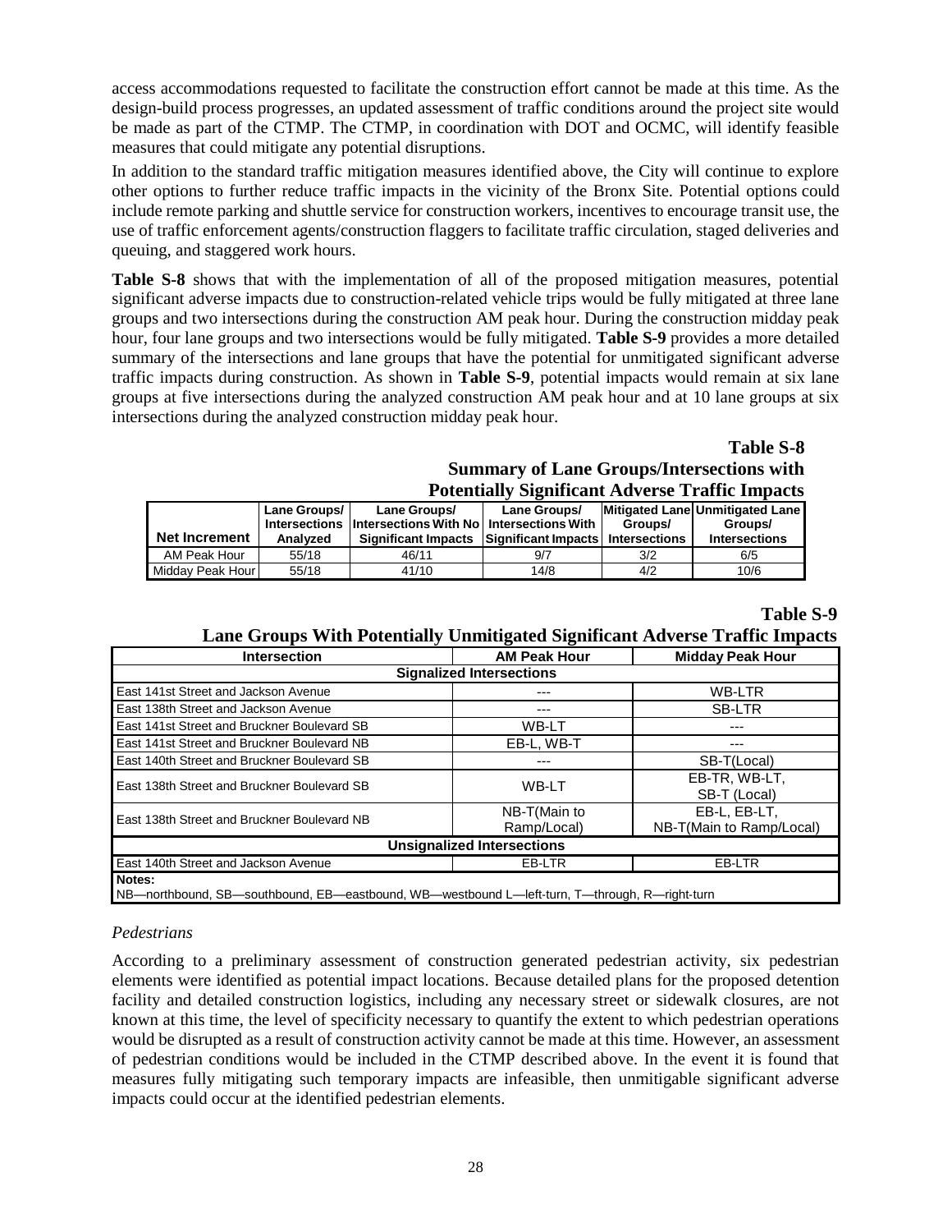access accommodations requested to facilitate the construction effort cannot be made at this time. As the design-build process progresses, an updated assessment of traffic conditions around the project site would be made as part of the CTMP. The CTMP, in coordination with DOT and OCMC, will identify feasible measures that could mitigate any potential disruptions.

In addition to the standard traffic mitigation measures identified above, the City will continue to explore other options to further reduce traffic impacts in the vicinity of the Bronx Site. Potential options could include remote parking and shuttle service for construction workers, incentives to encourage transit use, the use of traffic enforcement agents/construction flaggers to facilitate traffic circulation, staged deliveries and queuing, and staggered work hours.

**Table S-8** shows that with the implementation of all of the proposed mitigation measures, potential significant adverse impacts due to construction-related vehicle trips would be fully mitigated at three lane groups and two intersections during the construction AM peak hour. During the construction midday peak hour, four lane groups and two intersections would be fully mitigated. **Table S-9** provides a more detailed summary of the intersections and lane groups that have the potential for unmitigated significant adverse traffic impacts during construction. As shown in **Table S-9**, potential impacts would remain at six lane groups at five intersections during the analyzed construction AM peak hour and at 10 lane groups at six intersections during the analyzed construction midday peak hour.

**Table S-8**
**Summary of Lane Groups/Intersections with Potentially Significant Adverse Traffic Impacts**

| Net Increment | Lane Groups/ Intersections Analyzed | Lane Groups/ Intersections With No Significant Impacts | Lane Groups/ Intersections With Significant Impacts | Mitigated Lane Groups/ Intersections | Unmitigated Lane Groups/ Intersections |
|---|---|---|---|---|---|
| AM Peak Hour | 55/18 | 46/11 | 9/7 | 3/2 | 6/5 |
| Midday Peak Hour | 55/18 | 41/10 | 14/8 | 4/2 | 10/6 |

**Table S-9**
**Lane Groups With Potentially Unmitigated Significant Adverse Traffic Impacts**

| Intersection | AM Peak Hour | Midday Peak Hour |
|---|---|---|
| **Signalized Intersections** | | |
| East 141st Street and Jackson Avenue | --- | WB-LTR |
| East 138th Street and Jackson Avenue | --- | SB-LTR |
| East 141st Street and Bruckner Boulevard SB | WB-LT | --- |
| East 141st Street and Bruckner Boulevard NB | EB-L, WB-T | --- |
| East 140th Street and Bruckner Boulevard SB | --- | SB-T(Local) |
| East 138th Street and Bruckner Boulevard SB | WB-LT | EB-TR, WB-LT, SB-T (Local) |
| East 138th Street and Bruckner Boulevard NB | NB-T(Main to Ramp/Local) | EB-L, EB-LT, NB-T(Main to Ramp/Local) |
| **Unsignalized Intersections** | | |
| East 140th Street and Jackson Avenue | EB-LTR | EB-LTR |

**Notes:**
NB—northbound, SB—southbound, EB—eastbound, WB—westbound L—left-turn, T—through, R—right-turn

*Pedestrians*

According to a preliminary assessment of construction generated pedestrian activity, six pedestrian elements were identified as potential impact locations. Because detailed plans for the proposed detention facility and detailed construction logistics, including any necessary street or sidewalk closures, are not known at this time, the level of specificity necessary to quantify the extent to which pedestrian operations would be disrupted as a result of construction activity cannot be made at this time. However, an assessment of pedestrian conditions would be included in the CTMP described above. In the event it is found that measures fully mitigating such temporary impacts are infeasible, then unmitigable significant adverse impacts could occur at the identified pedestrian elements.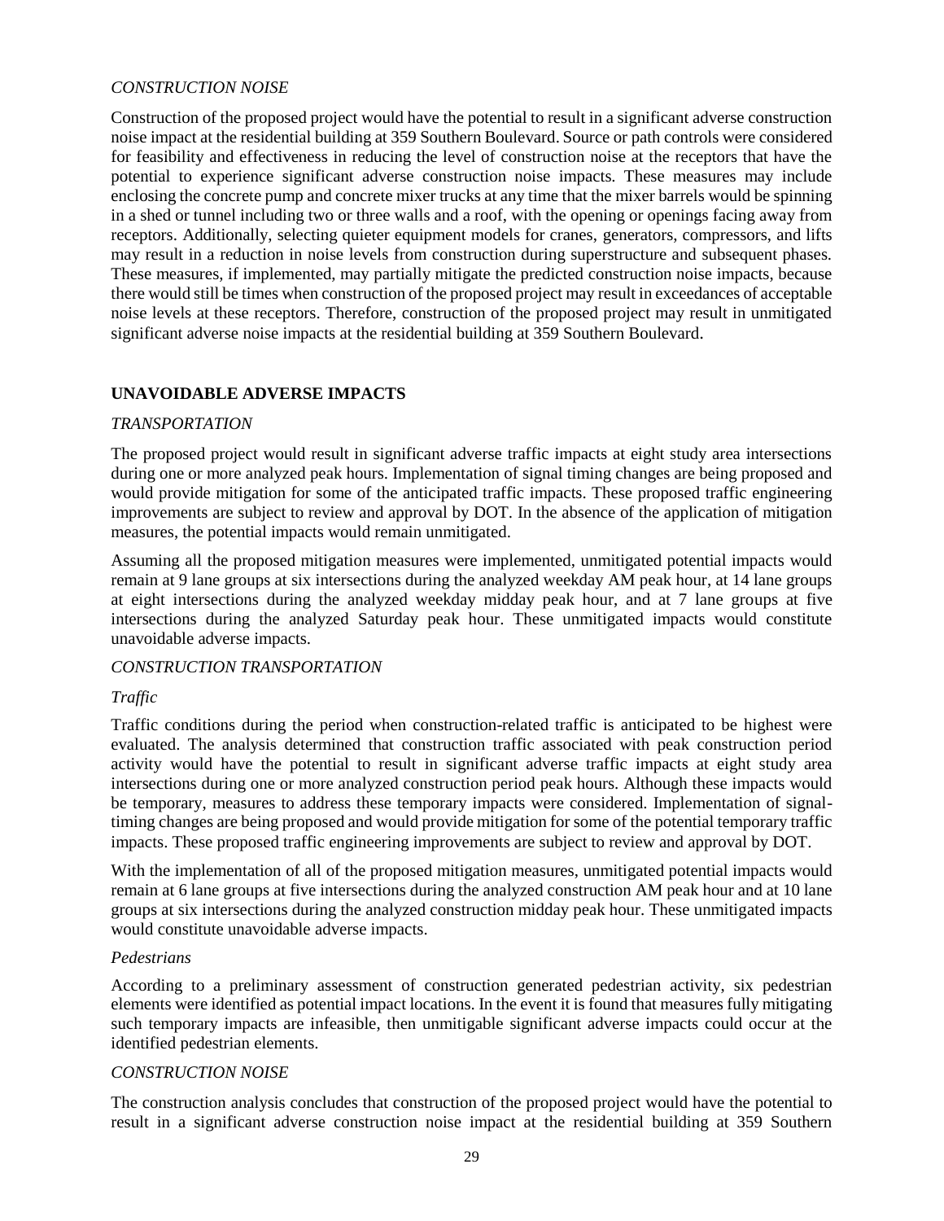*CONSTRUCTION NOISE*

Construction of the proposed project would have the potential to result in a significant adverse construction noise impact at the residential building at 359 Southern Boulevard. Source or path controls were considered for feasibility and effectiveness in reducing the level of construction noise at the receptors that have the potential to experience significant adverse construction noise impacts. These measures may include enclosing the concrete pump and concrete mixer trucks at any time that the mixer barrels would be spinning in a shed or tunnel including two or three walls and a roof, with the opening or openings facing away from receptors. Additionally, selecting quieter equipment models for cranes, generators, compressors, and lifts may result in a reduction in noise levels from construction during superstructure and subsequent phases. These measures, if implemented, may partially mitigate the predicted construction noise impacts, because there would still be times when construction of the proposed project may result in exceedances of acceptable noise levels at these receptors. Therefore, construction of the proposed project may result in unmitigated significant adverse noise impacts at the residential building at 359 Southern Boulevard.

## UNAVOIDABLE ADVERSE IMPACTS

*TRANSPORTATION*

The proposed project would result in significant adverse traffic impacts at eight study area intersections during one or more analyzed peak hours. Implementation of signal timing changes are being proposed and would provide mitigation for some of the anticipated traffic impacts. These proposed traffic engineering improvements are subject to review and approval by DOT. In the absence of the application of mitigation measures, the potential impacts would remain unmitigated.

Assuming all the proposed mitigation measures were implemented, unmitigated potential impacts would remain at 9 lane groups at six intersections during the analyzed weekday AM peak hour, at 14 lane groups at eight intersections during the analyzed weekday midday peak hour, and at 7 lane groups at five intersections during the analyzed Saturday peak hour. These unmitigated impacts would constitute unavoidable adverse impacts.

*CONSTRUCTION TRANSPORTATION*

*Traffic*

Traffic conditions during the period when construction-related traffic is anticipated to be highest were evaluated. The analysis determined that construction traffic associated with peak construction period activity would have the potential to result in significant adverse traffic impacts at eight study area intersections during one or more analyzed construction period peak hours. Although these impacts would be temporary, measures to address these temporary impacts were considered. Implementation of signal-timing changes are being proposed and would provide mitigation for some of the potential temporary traffic impacts. These proposed traffic engineering improvements are subject to review and approval by DOT.

With the implementation of all of the proposed mitigation measures, unmitigated potential impacts would remain at 6 lane groups at five intersections during the analyzed construction AM peak hour and at 10 lane groups at six intersections during the analyzed construction midday peak hour. These unmitigated impacts would constitute unavoidable adverse impacts.

*Pedestrians*

According to a preliminary assessment of construction generated pedestrian activity, six pedestrian elements were identified as potential impact locations. In the event it is found that measures fully mitigating such temporary impacts are infeasible, then unmitigable significant adverse impacts could occur at the identified pedestrian elements.

*CONSTRUCTION NOISE*

The construction analysis concludes that construction of the proposed project would have the potential to result in a significant adverse construction noise impact at the residential building at 359 Southern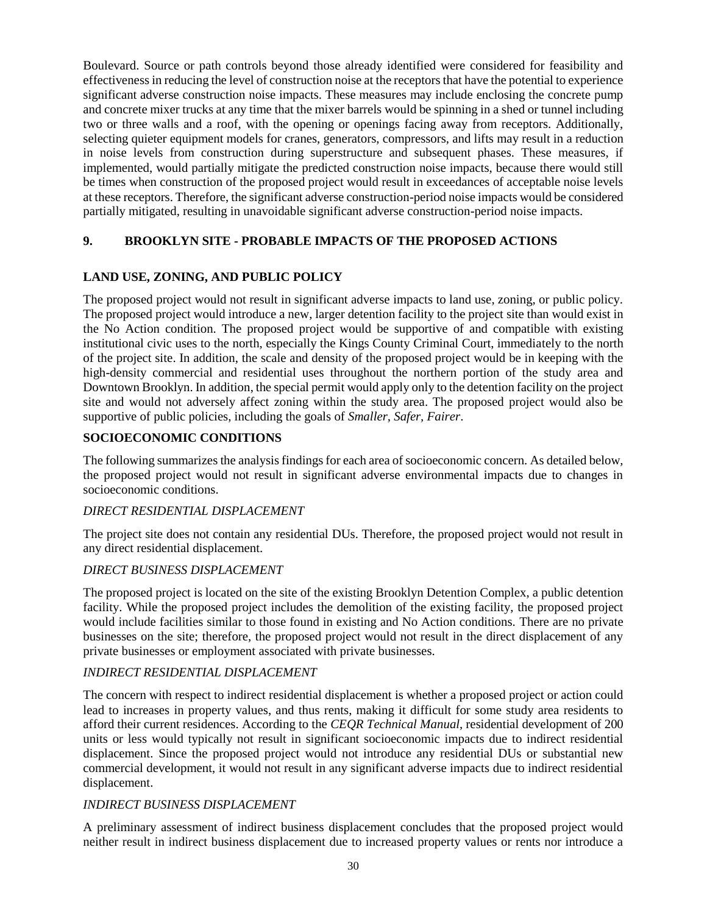Boulevard. Source or path controls beyond those already identified were considered for feasibility and effectiveness in reducing the level of construction noise at the receptors that have the potential to experience significant adverse construction noise impacts. These measures may include enclosing the concrete pump and concrete mixer trucks at any time that the mixer barrels would be spinning in a shed or tunnel including two or three walls and a roof, with the opening or openings facing away from receptors. Additionally, selecting quieter equipment models for cranes, generators, compressors, and lifts may result in a reduction in noise levels from construction during superstructure and subsequent phases. These measures, if implemented, would partially mitigate the predicted construction noise impacts, because there would still be times when construction of the proposed project would result in exceedances of acceptable noise levels at these receptors. Therefore, the significant adverse construction-period noise impacts would be considered partially mitigated, resulting in unavoidable significant adverse construction-period noise impacts.

## 9. BROOKLYN SITE - PROBABLE IMPACTS OF THE PROPOSED ACTIONS

### LAND USE, ZONING, AND PUBLIC POLICY

The proposed project would not result in significant adverse impacts to land use, zoning, or public policy. The proposed project would introduce a new, larger detention facility to the project site than would exist in the No Action condition. The proposed project would be supportive of and compatible with existing institutional civic uses to the north, especially the Kings County Criminal Court, immediately to the north of the project site. In addition, the scale and density of the proposed project would be in keeping with the high-density commercial and residential uses throughout the northern portion of the study area and Downtown Brooklyn. In addition, the special permit would apply only to the detention facility on the project site and would not adversely affect zoning within the study area. The proposed project would also be supportive of public policies, including the goals of *Smaller, Safer, Fairer*.

### SOCIOECONOMIC CONDITIONS

The following summarizes the analysis findings for each area of socioeconomic concern. As detailed below, the proposed project would not result in significant adverse environmental impacts due to changes in socioeconomic conditions.

*DIRECT RESIDENTIAL DISPLACEMENT*

The project site does not contain any residential DUs. Therefore, the proposed project would not result in any direct residential displacement.

*DIRECT BUSINESS DISPLACEMENT*

The proposed project is located on the site of the existing Brooklyn Detention Complex, a public detention facility. While the proposed project includes the demolition of the existing facility, the proposed project would include facilities similar to those found in existing and No Action conditions. There are no private businesses on the site; therefore, the proposed project would not result in the direct displacement of any private businesses or employment associated with private businesses.

*INDIRECT RESIDENTIAL DISPLACEMENT*

The concern with respect to indirect residential displacement is whether a proposed project or action could lead to increases in property values, and thus rents, making it difficult for some study area residents to afford their current residences. According to the *CEQR Technical Manual*, residential development of 200 units or less would typically not result in significant socioeconomic impacts due to indirect residential displacement. Since the proposed project would not introduce any residential DUs or substantial new commercial development, it would not result in any significant adverse impacts due to indirect residential displacement.

*INDIRECT BUSINESS DISPLACEMENT*

A preliminary assessment of indirect business displacement concludes that the proposed project would neither result in indirect business displacement due to increased property values or rents nor introduce a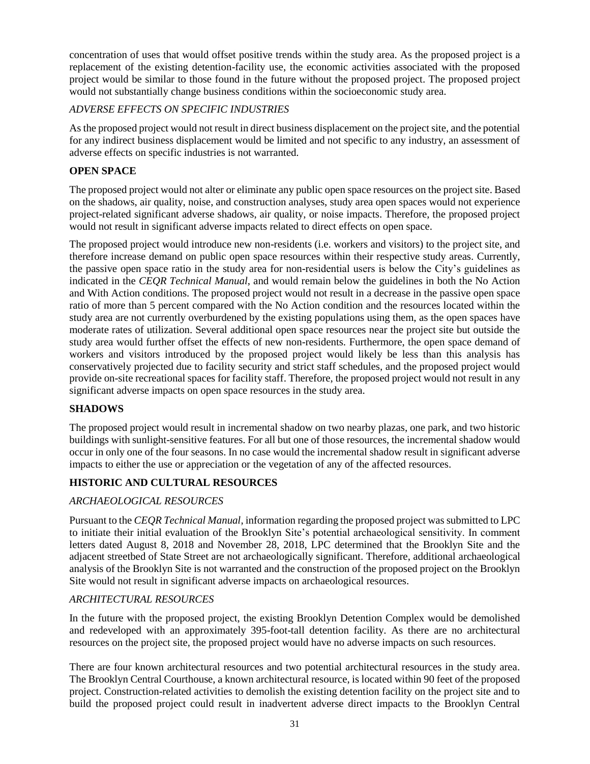concentration of uses that would offset positive trends within the study area. As the proposed project is a replacement of the existing detention-facility use, the economic activities associated with the proposed project would be similar to those found in the future without the proposed project. The proposed project would not substantially change business conditions within the socioeconomic study area.

*ADVERSE EFFECTS ON SPECIFIC INDUSTRIES*

As the proposed project would not result in direct business displacement on the project site, and the potential for any indirect business displacement would be limited and not specific to any industry, an assessment of adverse effects on specific industries is not warranted.

## OPEN SPACE

The proposed project would not alter or eliminate any public open space resources on the project site. Based on the shadows, air quality, noise, and construction analyses, study area open spaces would not experience project-related significant adverse shadows, air quality, or noise impacts. Therefore, the proposed project would not result in significant adverse impacts related to direct effects on open space.

The proposed project would introduce new non-residents (i.e. workers and visitors) to the project site, and therefore increase demand on public open space resources within their respective study areas. Currently, the passive open space ratio in the study area for non-residential users is below the City's guidelines as indicated in the *CEQR Technical Manual*, and would remain below the guidelines in both the No Action and With Action conditions. The proposed project would not result in a decrease in the passive open space ratio of more than 5 percent compared with the No Action condition and the resources located within the study area are not currently overburdened by the existing populations using them, as the open spaces have moderate rates of utilization. Several additional open space resources near the project site but outside the study area would further offset the effects of new non-residents. Furthermore, the open space demand of workers and visitors introduced by the proposed project would likely be less than this analysis has conservatively projected due to facility security and strict staff schedules, and the proposed project would provide on-site recreational spaces for facility staff. Therefore, the proposed project would not result in any significant adverse impacts on open space resources in the study area.

## SHADOWS

The proposed project would result in incremental shadow on two nearby plazas, one park, and two historic buildings with sunlight-sensitive features. For all but one of those resources, the incremental shadow would occur in only one of the four seasons. In no case would the incremental shadow result in significant adverse impacts to either the use or appreciation or the vegetation of any of the affected resources.

## HISTORIC AND CULTURAL RESOURCES

*ARCHAEOLOGICAL RESOURCES*

Pursuant to the *CEQR Technical Manual*, information regarding the proposed project was submitted to LPC to initiate their initial evaluation of the Brooklyn Site's potential archaeological sensitivity. In comment letters dated August 8, 2018 and November 28, 2018, LPC determined that the Brooklyn Site and the adjacent streetbed of State Street are not archaeologically significant. Therefore, additional archaeological analysis of the Brooklyn Site is not warranted and the construction of the proposed project on the Brooklyn Site would not result in significant adverse impacts on archaeological resources.

*ARCHITECTURAL RESOURCES*

In the future with the proposed project, the existing Brooklyn Detention Complex would be demolished and redeveloped with an approximately 395-foot-tall detention facility. As there are no architectural resources on the project site, the proposed project would have no adverse impacts on such resources.

There are four known architectural resources and two potential architectural resources in the study area. The Brooklyn Central Courthouse, a known architectural resource, is located within 90 feet of the proposed project. Construction-related activities to demolish the existing detention facility on the project site and to build the proposed project could result in inadvertent adverse direct impacts to the Brooklyn Central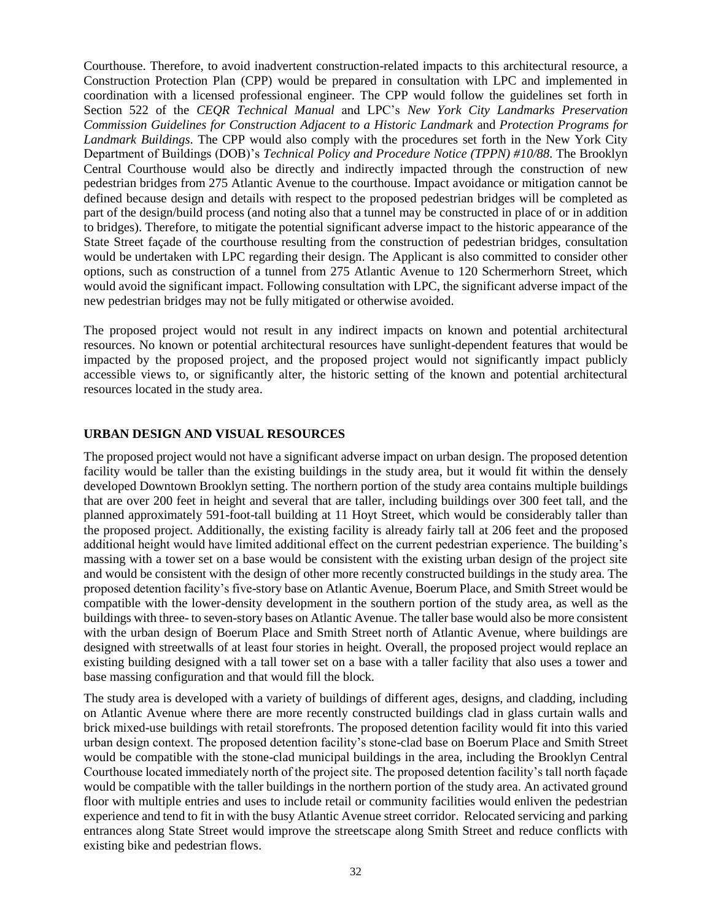Courthouse. Therefore, to avoid inadvertent construction-related impacts to this architectural resource, a Construction Protection Plan (CPP) would be prepared in consultation with LPC and implemented in coordination with a licensed professional engineer. The CPP would follow the guidelines set forth in Section 522 of the *CEQR Technical Manual* and LPC's *New York City Landmarks Preservation Commission Guidelines for Construction Adjacent to a Historic Landmark* and *Protection Programs for Landmark Buildings*. The CPP would also comply with the procedures set forth in the New York City Department of Buildings (DOB)'s *Technical Policy and Procedure Notice (TPPN) #10/88*. The Brooklyn Central Courthouse would also be directly and indirectly impacted through the construction of new pedestrian bridges from 275 Atlantic Avenue to the courthouse. Impact avoidance or mitigation cannot be defined because design and details with respect to the proposed pedestrian bridges will be completed as part of the design/build process (and noting also that a tunnel may be constructed in place of or in addition to bridges). Therefore, to mitigate the potential significant adverse impact to the historic appearance of the State Street façade of the courthouse resulting from the construction of pedestrian bridges, consultation would be undertaken with LPC regarding their design. The Applicant is also committed to consider other options, such as construction of a tunnel from 275 Atlantic Avenue to 120 Schermerhorn Street, which would avoid the significant impact. Following consultation with LPC, the significant adverse impact of the new pedestrian bridges may not be fully mitigated or otherwise avoided.

The proposed project would not result in any indirect impacts on known and potential architectural resources. No known or potential architectural resources have sunlight-dependent features that would be impacted by the proposed project, and the proposed project would not significantly impact publicly accessible views to, or significantly alter, the historic setting of the known and potential architectural resources located in the study area.

**URBAN DESIGN AND VISUAL RESOURCES**

The proposed project would not have a significant adverse impact on urban design. The proposed detention facility would be taller than the existing buildings in the study area, but it would fit within the densely developed Downtown Brooklyn setting. The northern portion of the study area contains multiple buildings that are over 200 feet in height and several that are taller, including buildings over 300 feet tall, and the planned approximately 591-foot-tall building at 11 Hoyt Street, which would be considerably taller than the proposed project. Additionally, the existing facility is already fairly tall at 206 feet and the proposed additional height would have limited additional effect on the current pedestrian experience. The building's massing with a tower set on a base would be consistent with the existing urban design of the project site and would be consistent with the design of other more recently constructed buildings in the study area. The proposed detention facility's five-story base on Atlantic Avenue, Boerum Place, and Smith Street would be compatible with the lower-density development in the southern portion of the study area, as well as the buildings with three- to seven-story bases on Atlantic Avenue. The taller base would also be more consistent with the urban design of Boerum Place and Smith Street north of Atlantic Avenue, where buildings are designed with streetwalls of at least four stories in height. Overall, the proposed project would replace an existing building designed with a tall tower set on a base with a taller facility that also uses a tower and base massing configuration and that would fill the block.

The study area is developed with a variety of buildings of different ages, designs, and cladding, including on Atlantic Avenue where there are more recently constructed buildings clad in glass curtain walls and brick mixed-use buildings with retail storefronts. The proposed detention facility would fit into this varied urban design context. The proposed detention facility's stone-clad base on Boerum Place and Smith Street would be compatible with the stone-clad municipal buildings in the area, including the Brooklyn Central Courthouse located immediately north of the project site. The proposed detention facility's tall north façade would be compatible with the taller buildings in the northern portion of the study area. An activated ground floor with multiple entries and uses to include retail or community facilities would enliven the pedestrian experience and tend to fit in with the busy Atlantic Avenue street corridor. Relocated servicing and parking entrances along State Street would improve the streetscape along Smith Street and reduce conflicts with existing bike and pedestrian flows.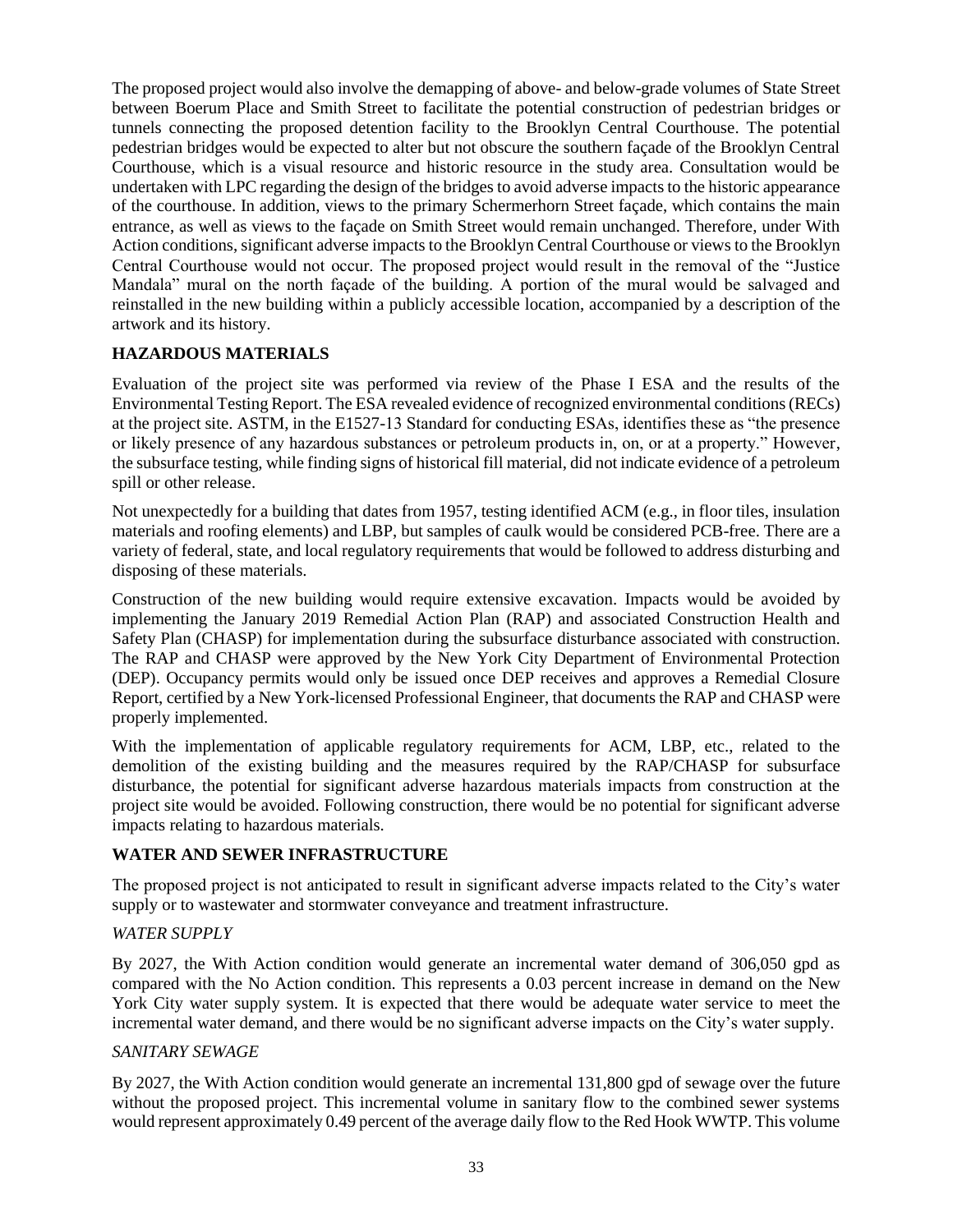The proposed project would also involve the demapping of above- and below-grade volumes of State Street between Boerum Place and Smith Street to facilitate the potential construction of pedestrian bridges or tunnels connecting the proposed detention facility to the Brooklyn Central Courthouse. The potential pedestrian bridges would be expected to alter but not obscure the southern façade of the Brooklyn Central Courthouse, which is a visual resource and historic resource in the study area. Consultation would be undertaken with LPC regarding the design of the bridges to avoid adverse impacts to the historic appearance of the courthouse. In addition, views to the primary Schermerhorn Street façade, which contains the main entrance, as well as views to the façade on Smith Street would remain unchanged. Therefore, under With Action conditions, significant adverse impacts to the Brooklyn Central Courthouse or views to the Brooklyn Central Courthouse would not occur. The proposed project would result in the removal of the "Justice Mandala" mural on the north façade of the building. A portion of the mural would be salvaged and reinstalled in the new building within a publicly accessible location, accompanied by a description of the artwork and its history.

## HAZARDOUS MATERIALS

Evaluation of the project site was performed via review of the Phase I ESA and the results of the Environmental Testing Report. The ESA revealed evidence of recognized environmental conditions (RECs) at the project site. ASTM, in the E1527-13 Standard for conducting ESAs, identifies these as "the presence or likely presence of any hazardous substances or petroleum products in, on, or at a property." However, the subsurface testing, while finding signs of historical fill material, did not indicate evidence of a petroleum spill or other release.

Not unexpectedly for a building that dates from 1957, testing identified ACM (e.g., in floor tiles, insulation materials and roofing elements) and LBP, but samples of caulk would be considered PCB-free. There are a variety of federal, state, and local regulatory requirements that would be followed to address disturbing and disposing of these materials.

Construction of the new building would require extensive excavation. Impacts would be avoided by implementing the January 2019 Remedial Action Plan (RAP) and associated Construction Health and Safety Plan (CHASP) for implementation during the subsurface disturbance associated with construction. The RAP and CHASP were approved by the New York City Department of Environmental Protection (DEP). Occupancy permits would only be issued once DEP receives and approves a Remedial Closure Report, certified by a New York-licensed Professional Engineer, that documents the RAP and CHASP were properly implemented.

With the implementation of applicable regulatory requirements for ACM, LBP, etc., related to the demolition of the existing building and the measures required by the RAP/CHASP for subsurface disturbance, the potential for significant adverse hazardous materials impacts from construction at the project site would be avoided. Following construction, there would be no potential for significant adverse impacts relating to hazardous materials.

## WATER AND SEWER INFRASTRUCTURE

The proposed project is not anticipated to result in significant adverse impacts related to the City's water supply or to wastewater and stormwater conveyance and treatment infrastructure.

### *WATER SUPPLY*

By 2027, the With Action condition would generate an incremental water demand of 306,050 gpd as compared with the No Action condition. This represents a 0.03 percent increase in demand on the New York City water supply system. It is expected that there would be adequate water service to meet the incremental water demand, and there would be no significant adverse impacts on the City's water supply.

### *SANITARY SEWAGE*

By 2027, the With Action condition would generate an incremental 131,800 gpd of sewage over the future without the proposed project. This incremental volume in sanitary flow to the combined sewer systems would represent approximately 0.49 percent of the average daily flow to the Red Hook WWTP. This volume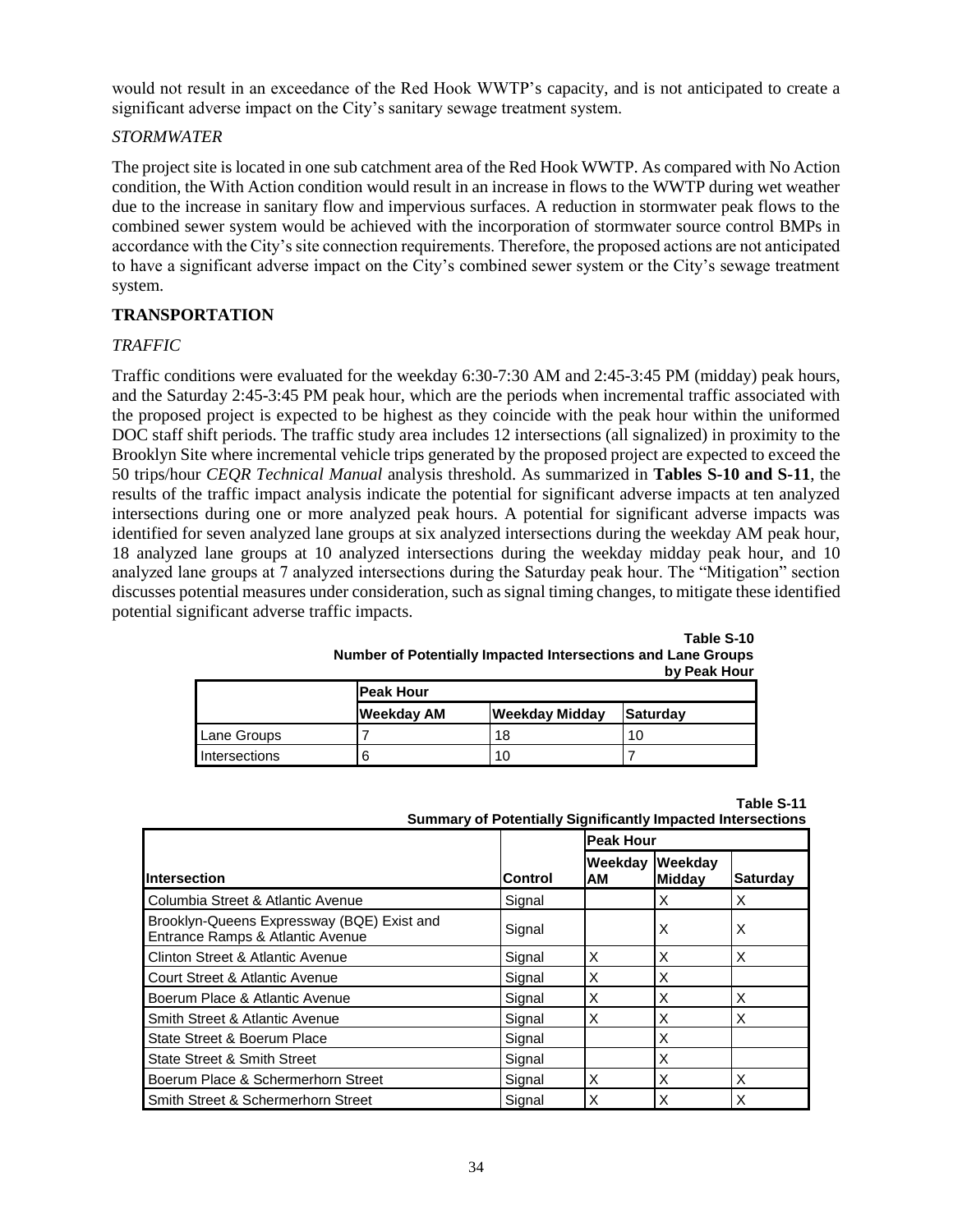would not result in an exceedance of the Red Hook WWTP's capacity, and is not anticipated to create a significant adverse impact on the City's sanitary sewage treatment system.

*STORMWATER*

The project site is located in one sub catchment area of the Red Hook WWTP. As compared with No Action condition, the With Action condition would result in an increase in flows to the WWTP during wet weather due to the increase in sanitary flow and impervious surfaces. A reduction in stormwater peak flows to the combined sewer system would be achieved with the incorporation of stormwater source control BMPs in accordance with the City's site connection requirements. Therefore, the proposed actions are not anticipated to have a significant adverse impact on the City's combined sewer system or the City's sewage treatment system.

## TRANSPORTATION

*TRAFFIC*

Traffic conditions were evaluated for the weekday 6:30-7:30 AM and 2:45-3:45 PM (midday) peak hours, and the Saturday 2:45-3:45 PM peak hour, which are the periods when incremental traffic associated with the proposed project is expected to be highest as they coincide with the peak hour within the uniformed DOC staff shift periods. The traffic study area includes 12 intersections (all signalized) in proximity to the Brooklyn Site where incremental vehicle trips generated by the proposed project are expected to exceed the 50 trips/hour *CEQR Technical Manual* analysis threshold. As summarized in **Tables S-10 and S-11**, the results of the traffic impact analysis indicate the potential for significant adverse impacts at ten analyzed intersections during one or more analyzed peak hours. A potential for significant adverse impacts was identified for seven analyzed lane groups at six analyzed intersections during the weekday AM peak hour, 18 analyzed lane groups at 10 analyzed intersections during the weekday midday peak hour, and 10 analyzed lane groups at 7 analyzed intersections during the Saturday peak hour. The "Mitigation" section discusses potential measures under consideration, such as signal timing changes, to mitigate these identified potential significant adverse traffic impacts.

**Table S-10**
**Number of Potentially Impacted Intersections and Lane Groups by Peak Hour**

| | Peak Hour | | |
|---|---|---|---|
| | Weekday AM | Weekday Midday | Saturday |
| Lane Groups | 7 | 18 | 10 |
| Intersections | 6 | 10 | 7 |

**Table S-11**
**Summary of Potentially Significantly Impacted Intersections**

| | | Peak Hour | | |
|---|---|---|---|---|
| Intersection | Control | Weekday AM | Weekday Midday | Saturday |
| Columbia Street & Atlantic Avenue | Signal | | X | X |
| Brooklyn-Queens Expressway (BQE) Exist and Entrance Ramps & Atlantic Avenue | Signal | | X | X |
| Clinton Street & Atlantic Avenue | Signal | X | X | X |
| Court Street & Atlantic Avenue | Signal | X | X | |
| Boerum Place & Atlantic Avenue | Signal | X | X | X |
| Smith Street & Atlantic Avenue | Signal | X | X | X |
| State Street & Boerum Place | Signal | | X | |
| State Street & Smith Street | Signal | | X | |
| Boerum Place & Schermerhorn Street | Signal | X | X | X |
| Smith Street & Schermerhorn Street | Signal | X | X | X |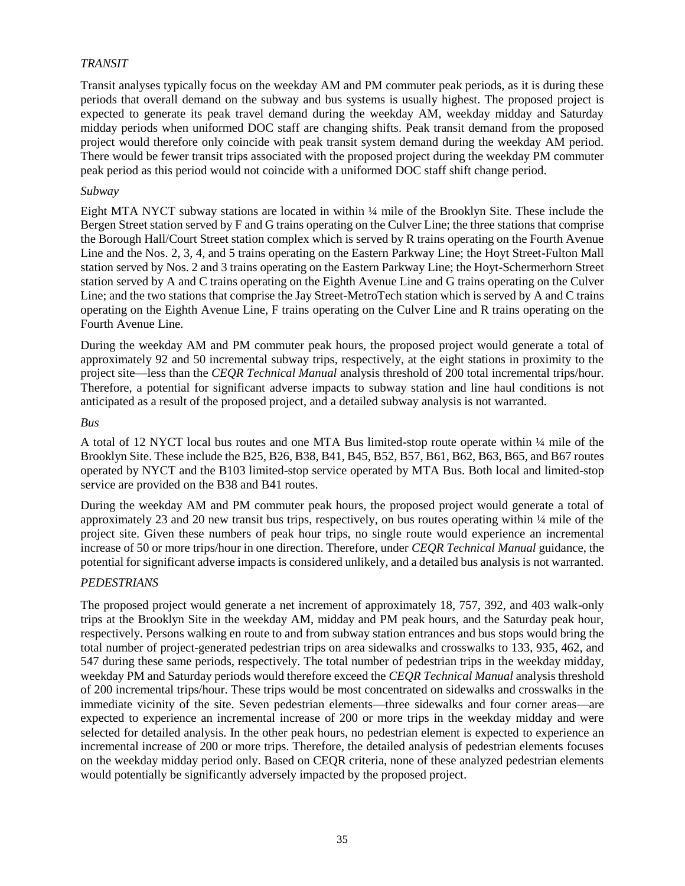*TRANSIT*

Transit analyses typically focus on the weekday AM and PM commuter peak periods, as it is during these periods that overall demand on the subway and bus systems is usually highest. The proposed project is expected to generate its peak travel demand during the weekday AM, weekday midday and Saturday midday periods when uniformed DOC staff are changing shifts. Peak transit demand from the proposed project would therefore only coincide with peak transit system demand during the weekday AM period. There would be fewer transit trips associated with the proposed project during the weekday PM commuter peak period as this period would not coincide with a uniformed DOC staff shift change period.

*Subway*

Eight MTA NYCT subway stations are located in within ¼ mile of the Brooklyn Site. These include the Bergen Street station served by F and G trains operating on the Culver Line; the three stations that comprise the Borough Hall/Court Street station complex which is served by R trains operating on the Fourth Avenue Line and the Nos. 2, 3, 4, and 5 trains operating on the Eastern Parkway Line; the Hoyt Street-Fulton Mall station served by Nos. 2 and 3 trains operating on the Eastern Parkway Line; the Hoyt-Schermerhorn Street station served by A and C trains operating on the Eighth Avenue Line and G trains operating on the Culver Line; and the two stations that comprise the Jay Street-MetroTech station which is served by A and C trains operating on the Eighth Avenue Line, F trains operating on the Culver Line and R trains operating on the Fourth Avenue Line.

During the weekday AM and PM commuter peak hours, the proposed project would generate a total of approximately 92 and 50 incremental subway trips, respectively, at the eight stations in proximity to the project site—less than the *CEQR Technical Manual* analysis threshold of 200 total incremental trips/hour. Therefore, a potential for significant adverse impacts to subway station and line haul conditions is not anticipated as a result of the proposed project, and a detailed subway analysis is not warranted.

*Bus*

A total of 12 NYCT local bus routes and one MTA Bus limited-stop route operate within ¼ mile of the Brooklyn Site. These include the B25, B26, B38, B41, B45, B52, B57, B61, B62, B63, B65, and B67 routes operated by NYCT and the B103 limited-stop service operated by MTA Bus. Both local and limited-stop service are provided on the B38 and B41 routes.

During the weekday AM and PM commuter peak hours, the proposed project would generate a total of approximately 23 and 20 new transit bus trips, respectively, on bus routes operating within ¼ mile of the project site. Given these numbers of peak hour trips, no single route would experience an incremental increase of 50 or more trips/hour in one direction. Therefore, under *CEQR Technical Manual* guidance, the potential for significant adverse impacts is considered unlikely, and a detailed bus analysis is not warranted.

*PEDESTRIANS*

The proposed project would generate a net increment of approximately 18, 757, 392, and 403 walk-only trips at the Brooklyn Site in the weekday AM, midday and PM peak hours, and the Saturday peak hour, respectively. Persons walking en route to and from subway station entrances and bus stops would bring the total number of project-generated pedestrian trips on area sidewalks and crosswalks to 133, 935, 462, and 547 during these same periods, respectively. The total number of pedestrian trips in the weekday midday, weekday PM and Saturday periods would therefore exceed the *CEQR Technical Manual* analysis threshold of 200 incremental trips/hour. These trips would be most concentrated on sidewalks and crosswalks in the immediate vicinity of the site. Seven pedestrian elements—three sidewalks and four corner areas—are expected to experience an incremental increase of 200 or more trips in the weekday midday and were selected for detailed analysis. In the other peak hours, no pedestrian element is expected to experience an incremental increase of 200 or more trips. Therefore, the detailed analysis of pedestrian elements focuses on the weekday midday period only. Based on CEQR criteria, none of these analyzed pedestrian elements would potentially be significantly adversely impacted by the proposed project.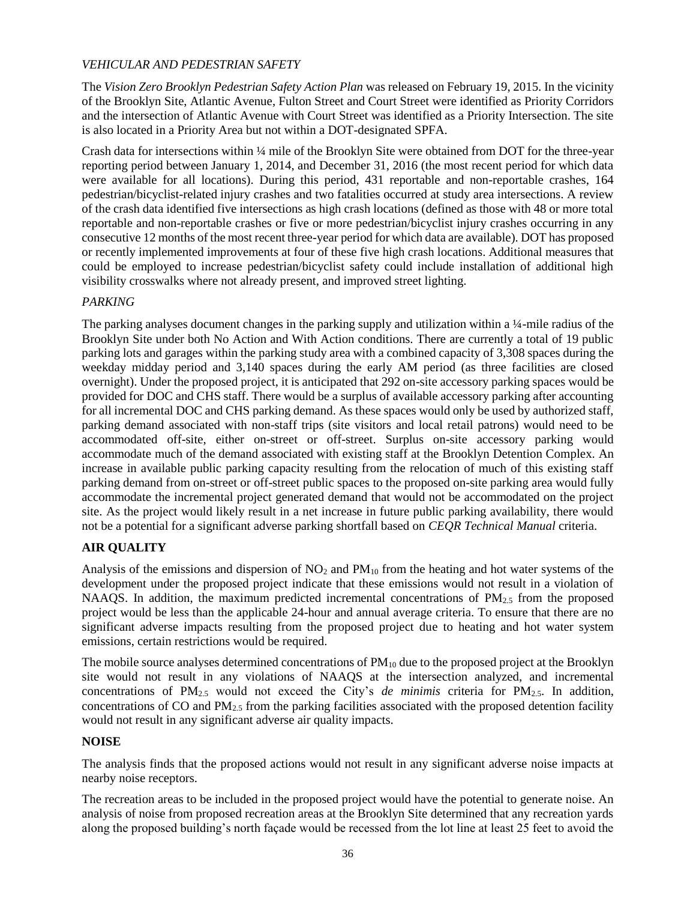*VEHICULAR AND PEDESTRIAN SAFETY*

The *Vision Zero Brooklyn Pedestrian Safety Action Plan* was released on February 19, 2015. In the vicinity of the Brooklyn Site, Atlantic Avenue, Fulton Street and Court Street were identified as Priority Corridors and the intersection of Atlantic Avenue with Court Street was identified as a Priority Intersection. The site is also located in a Priority Area but not within a DOT-designated SPFA.

Crash data for intersections within ¼ mile of the Brooklyn Site were obtained from DOT for the three-year reporting period between January 1, 2014, and December 31, 2016 (the most recent period for which data were available for all locations). During this period, 431 reportable and non-reportable crashes, 164 pedestrian/bicyclist-related injury crashes and two fatalities occurred at study area intersections. A review of the crash data identified five intersections as high crash locations (defined as those with 48 or more total reportable and non-reportable crashes or five or more pedestrian/bicyclist injury crashes occurring in any consecutive 12 months of the most recent three-year period for which data are available). DOT has proposed or recently implemented improvements at four of these five high crash locations. Additional measures that could be employed to increase pedestrian/bicyclist safety could include installation of additional high visibility crosswalks where not already present, and improved street lighting.

*PARKING*

The parking analyses document changes in the parking supply and utilization within a ¼-mile radius of the Brooklyn Site under both No Action and With Action conditions. There are currently a total of 19 public parking lots and garages within the parking study area with a combined capacity of 3,308 spaces during the weekday midday period and 3,140 spaces during the early AM period (as three facilities are closed overnight). Under the proposed project, it is anticipated that 292 on-site accessory parking spaces would be provided for DOC and CHS staff. There would be a surplus of available accessory parking after accounting for all incremental DOC and CHS parking demand. As these spaces would only be used by authorized staff, parking demand associated with non-staff trips (site visitors and local retail patrons) would need to be accommodated off-site, either on-street or off-street. Surplus on-site accessory parking would accommodate much of the demand associated with existing staff at the Brooklyn Detention Complex. An increase in available public parking capacity resulting from the relocation of much of this existing staff parking demand from on-street or off-street public spaces to the proposed on-site parking area would fully accommodate the incremental project generated demand that would not be accommodated on the project site. As the project would likely result in a net increase in future public parking availability, there would not be a potential for a significant adverse parking shortfall based on *CEQR Technical Manual* criteria.

## AIR QUALITY

Analysis of the emissions and dispersion of $NO_2$ and $PM_{10}$ from the heating and hot water systems of the development under the proposed project indicate that these emissions would not result in a violation of NAAQS. In addition, the maximum predicted incremental concentrations of $PM_{2.5}$ from the proposed project would be less than the applicable 24-hour and annual average criteria. To ensure that there are no significant adverse impacts resulting from the proposed project due to heating and hot water system emissions, certain restrictions would be required.

The mobile source analyses determined concentrations of $PM_{10}$ due to the proposed project at the Brooklyn site would not result in any violations of NAAQS at the intersection analyzed, and incremental concentrations of $PM_{2.5}$ would not exceed the City's *de minimis* criteria for $PM_{2.5}$. In addition, concentrations of CO and $PM_{2.5}$ from the parking facilities associated with the proposed detention facility would not result in any significant adverse air quality impacts.

## NOISE

The analysis finds that the proposed actions would not result in any significant adverse noise impacts at nearby noise receptors.

The recreation areas to be included in the proposed project would have the potential to generate noise. An analysis of noise from proposed recreation areas at the Brooklyn Site determined that any recreation yards along the proposed building's north façade would be recessed from the lot line at least 25 feet to avoid the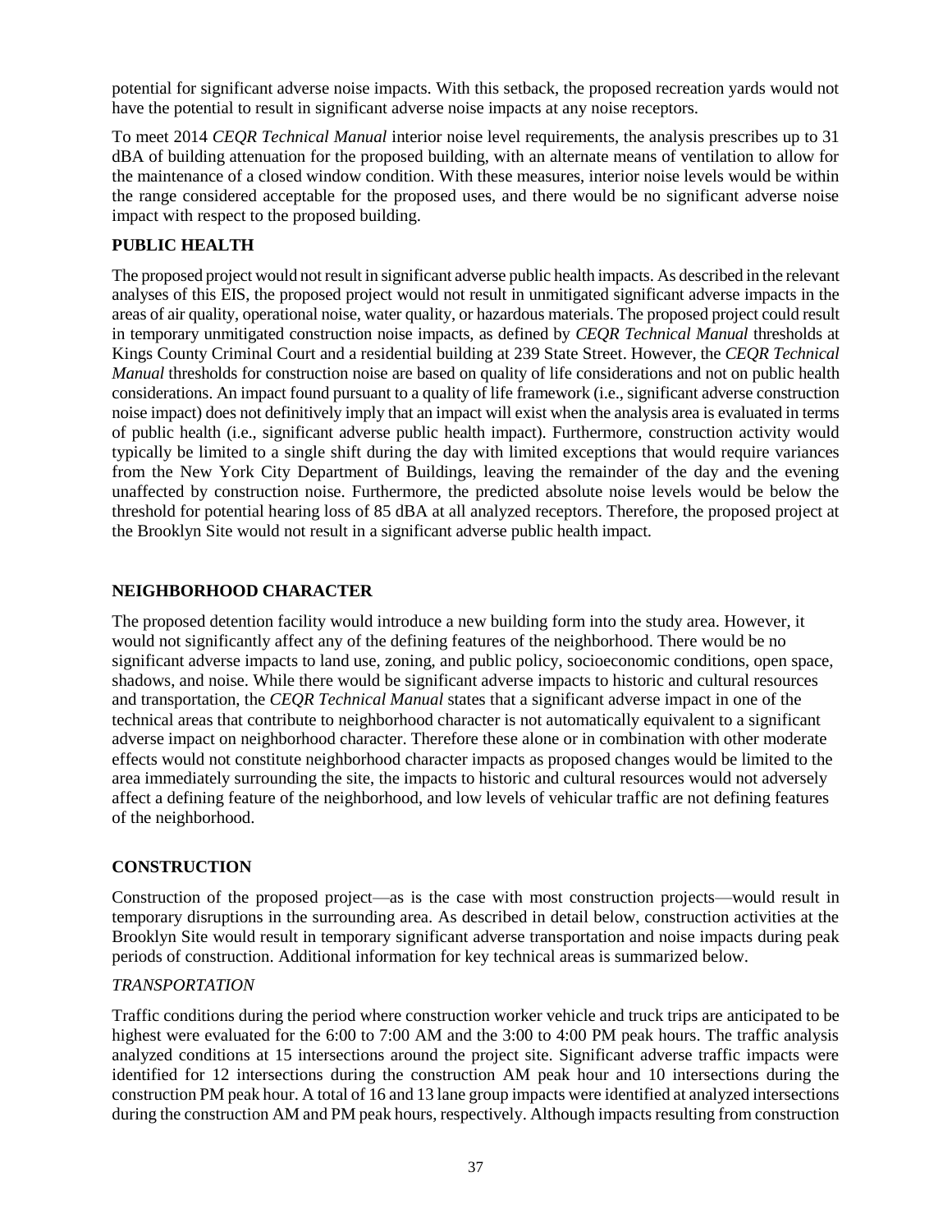potential for significant adverse noise impacts. With this setback, the proposed recreation yards would not have the potential to result in significant adverse noise impacts at any noise receptors.

To meet 2014 *CEQR Technical Manual* interior noise level requirements, the analysis prescribes up to 31 dBA of building attenuation for the proposed building, with an alternate means of ventilation to allow for the maintenance of a closed window condition. With these measures, interior noise levels would be within the range considered acceptable for the proposed uses, and there would be no significant adverse noise impact with respect to the proposed building.

## PUBLIC HEALTH

The proposed project would not result in significant adverse public health impacts. As described in the relevant analyses of this EIS, the proposed project would not result in unmitigated significant adverse impacts in the areas of air quality, operational noise, water quality, or hazardous materials. The proposed project could result in temporary unmitigated construction noise impacts, as defined by *CEQR Technical Manual* thresholds at Kings County Criminal Court and a residential building at 239 State Street. However, the *CEQR Technical Manual* thresholds for construction noise are based on quality of life considerations and not on public health considerations. An impact found pursuant to a quality of life framework (i.e., significant adverse construction noise impact) does not definitively imply that an impact will exist when the analysis area is evaluated in terms of public health (i.e., significant adverse public health impact). Furthermore, construction activity would typically be limited to a single shift during the day with limited exceptions that would require variances from the New York City Department of Buildings, leaving the remainder of the day and the evening unaffected by construction noise. Furthermore, the predicted absolute noise levels would be below the threshold for potential hearing loss of 85 dBA at all analyzed receptors. Therefore, the proposed project at the Brooklyn Site would not result in a significant adverse public health impact.

## NEIGHBORHOOD CHARACTER

The proposed detention facility would introduce a new building form into the study area. However, it would not significantly affect any of the defining features of the neighborhood. There would be no significant adverse impacts to land use, zoning, and public policy, socioeconomic conditions, open space, shadows, and noise. While there would be significant adverse impacts to historic and cultural resources and transportation, the *CEQR Technical Manual* states that a significant adverse impact in one of the technical areas that contribute to neighborhood character is not automatically equivalent to a significant adverse impact on neighborhood character. Therefore these alone or in combination with other moderate effects would not constitute neighborhood character impacts as proposed changes would be limited to the area immediately surrounding the site, the impacts to historic and cultural resources would not adversely affect a defining feature of the neighborhood, and low levels of vehicular traffic are not defining features of the neighborhood.

## CONSTRUCTION

Construction of the proposed project—as is the case with most construction projects—would result in temporary disruptions in the surrounding area. As described in detail below, construction activities at the Brooklyn Site would result in temporary significant adverse transportation and noise impacts during peak periods of construction. Additional information for key technical areas is summarized below.

### *TRANSPORTATION*

Traffic conditions during the period where construction worker vehicle and truck trips are anticipated to be highest were evaluated for the 6:00 to 7:00 AM and the 3:00 to 4:00 PM peak hours. The traffic analysis analyzed conditions at 15 intersections around the project site. Significant adverse traffic impacts were identified for 12 intersections during the construction AM peak hour and 10 intersections during the construction PM peak hour. A total of 16 and 13 lane group impacts were identified at analyzed intersections during the construction AM and PM peak hours, respectively. Although impacts resulting from construction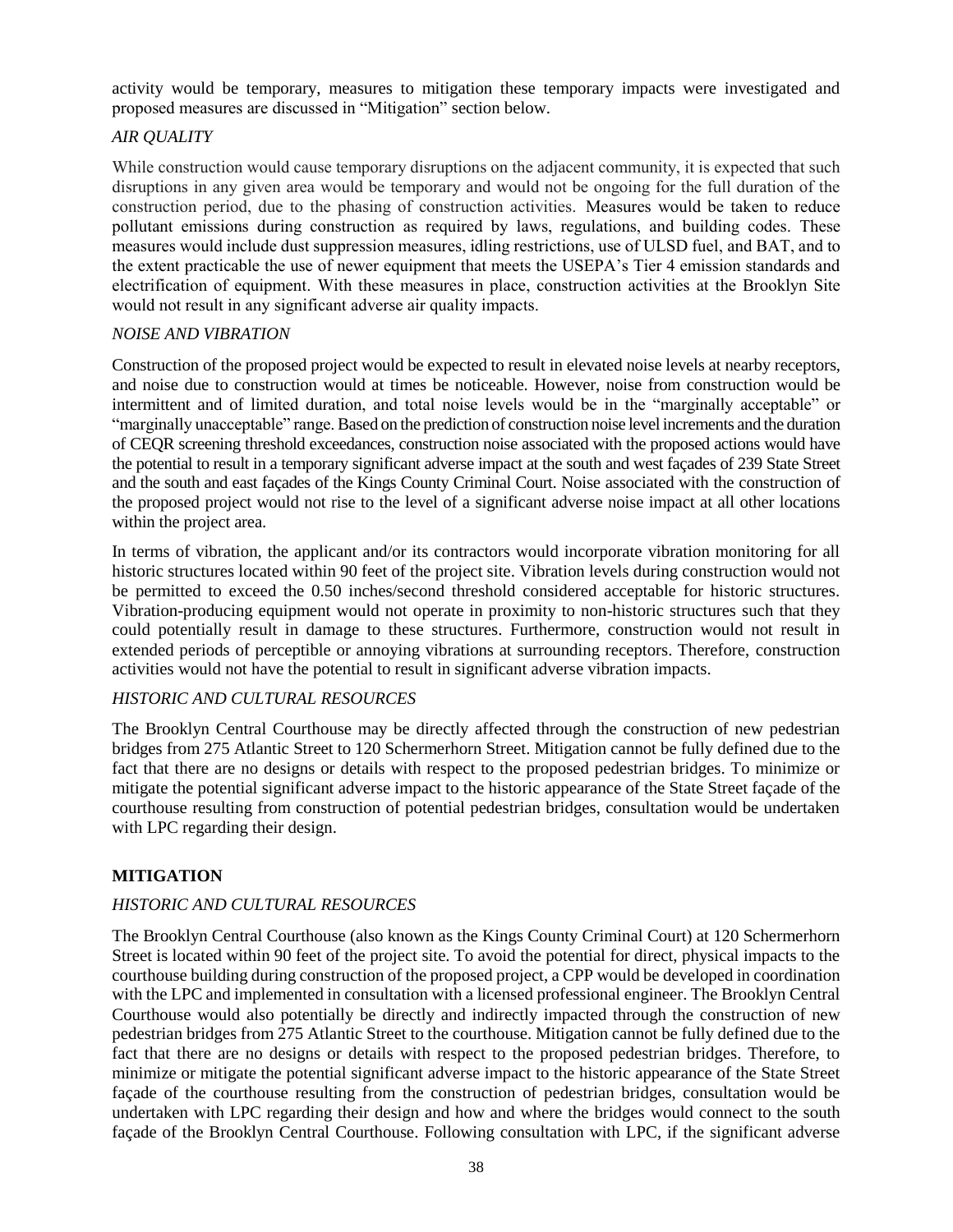activity would be temporary, measures to mitigation these temporary impacts were investigated and proposed measures are discussed in "Mitigation" section below.

*AIR QUALITY*

While construction would cause temporary disruptions on the adjacent community, it is expected that such disruptions in any given area would be temporary and would not be ongoing for the full duration of the construction period, due to the phasing of construction activities. Measures would be taken to reduce pollutant emissions during construction as required by laws, regulations, and building codes. These measures would include dust suppression measures, idling restrictions, use of ULSD fuel, and BAT, and to the extent practicable the use of newer equipment that meets the USEPA's Tier 4 emission standards and electrification of equipment. With these measures in place, construction activities at the Brooklyn Site would not result in any significant adverse air quality impacts.

*NOISE AND VIBRATION*

Construction of the proposed project would be expected to result in elevated noise levels at nearby receptors, and noise due to construction would at times be noticeable. However, noise from construction would be intermittent and of limited duration, and total noise levels would be in the "marginally acceptable" or "marginally unacceptable" range. Based on the prediction of construction noise level increments and the duration of CEQR screening threshold exceedances, construction noise associated with the proposed actions would have the potential to result in a temporary significant adverse impact at the south and west façades of 239 State Street and the south and east façades of the Kings County Criminal Court. Noise associated with the construction of the proposed project would not rise to the level of a significant adverse noise impact at all other locations within the project area.

In terms of vibration, the applicant and/or its contractors would incorporate vibration monitoring for all historic structures located within 90 feet of the project site. Vibration levels during construction would not be permitted to exceed the 0.50 inches/second threshold considered acceptable for historic structures. Vibration-producing equipment would not operate in proximity to non-historic structures such that they could potentially result in damage to these structures. Furthermore, construction would not result in extended periods of perceptible or annoying vibrations at surrounding receptors. Therefore, construction activities would not have the potential to result in significant adverse vibration impacts.

*HISTORIC AND CULTURAL RESOURCES*

The Brooklyn Central Courthouse may be directly affected through the construction of new pedestrian bridges from 275 Atlantic Street to 120 Schermerhorn Street. Mitigation cannot be fully defined due to the fact that there are no designs or details with respect to the proposed pedestrian bridges. To minimize or mitigate the potential significant adverse impact to the historic appearance of the State Street façade of the courthouse resulting from construction of potential pedestrian bridges, consultation would be undertaken with LPC regarding their design.

## MITIGATION

*HISTORIC AND CULTURAL RESOURCES*

The Brooklyn Central Courthouse (also known as the Kings County Criminal Court) at 120 Schermerhorn Street is located within 90 feet of the project site. To avoid the potential for direct, physical impacts to the courthouse building during construction of the proposed project, a CPP would be developed in coordination with the LPC and implemented in consultation with a licensed professional engineer. The Brooklyn Central Courthouse would also potentially be directly and indirectly impacted through the construction of new pedestrian bridges from 275 Atlantic Street to the courthouse. Mitigation cannot be fully defined due to the fact that there are no designs or details with respect to the proposed pedestrian bridges. Therefore, to minimize or mitigate the potential significant adverse impact to the historic appearance of the State Street façade of the courthouse resulting from the construction of pedestrian bridges, consultation would be undertaken with LPC regarding their design and how and where the bridges would connect to the south façade of the Brooklyn Central Courthouse. Following consultation with LPC, if the significant adverse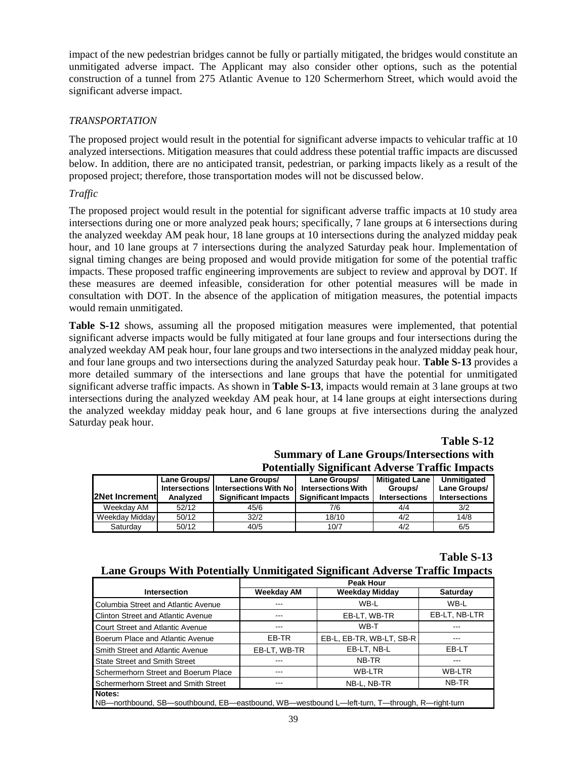impact of the new pedestrian bridges cannot be fully or partially mitigated, the bridges would constitute an unmitigated adverse impact. The Applicant may also consider other options, such as the potential construction of a tunnel from 275 Atlantic Avenue to 120 Schermerhorn Street, which would avoid the significant adverse impact.

### *TRANSPORTATION*

The proposed project would result in the potential for significant adverse impacts to vehicular traffic at 10 analyzed intersections. Mitigation measures that could address these potential traffic impacts are discussed below. In addition, there are no anticipated transit, pedestrian, or parking impacts likely as a result of the proposed project; therefore, those transportation modes will not be discussed below.

#### *Traffic*

The proposed project would result in the potential for significant adverse traffic impacts at 10 study area intersections during one or more analyzed peak hours; specifically, 7 lane groups at 6 intersections during the analyzed weekday AM peak hour, 18 lane groups at 10 intersections during the analyzed midday peak hour, and 10 lane groups at 7 intersections during the analyzed Saturday peak hour. Implementation of signal timing changes are being proposed and would provide mitigation for some of the potential traffic impacts. These proposed traffic engineering improvements are subject to review and approval by DOT. If these measures are deemed infeasible, consideration for other potential measures will be made in consultation with DOT. In the absence of the application of mitigation measures, the potential impacts would remain unmitigated.

**Table S-12** shows, assuming all the proposed mitigation measures were implemented, that potential significant adverse impacts would be fully mitigated at four lane groups and four intersections during the analyzed weekday AM peak hour, four lane groups and two intersections in the analyzed midday peak hour, and four lane groups and two intersections during the analyzed Saturday peak hour. **Table S-13** provides a more detailed summary of the intersections and lane groups that have the potential for unmitigated significant adverse traffic impacts. As shown in **Table S-13**, impacts would remain at 3 lane groups at two intersections during the analyzed weekday AM peak hour, at 14 lane groups at eight intersections during the analyzed weekday midday peak hour, and 6 lane groups at five intersections during the analyzed Saturday peak hour.

**Table S-12**
**Summary of Lane Groups/Intersections with Potentially Significant Adverse Traffic Impacts**

| 2Net Increment | Lane Groups/ Intersections Analyzed | Lane Groups/ Intersections With No Significant Impacts | Lane Groups/ Intersections With Significant Impacts | Mitigated Lane Groups/ Intersections | Unmitigated Lane Groups/ Intersections |
|---|---|---|---|---|---|
| Weekday AM | 52/12 | 45/6 | 7/6 | 4/4 | 3/2 |
| Weekday Midday | 50/12 | 32/2 | 18/10 | 4/2 | 14/8 |
| Saturday | 50/12 | 40/5 | 10/7 | 4/2 | 6/5 |

**Table S-13**
**Lane Groups With Potentially Unmitigated Significant Adverse Traffic Impacts**

| Intersection | Peak Hour | | |
|---|---|---|---|
| | **Weekday AM** | **Weekday Midday** | **Saturday** |
| Columbia Street and Atlantic Avenue | --- | WB-L | WB-L |
| Clinton Street and Atlantic Avenue | --- | EB-LT, WB-TR | EB-LT, NB-LTR |
| Court Street and Atlantic Avenue | --- | WB-T | --- |
| Boerum Place and Atlantic Avenue | EB-TR | EB-L, EB-TR, WB-LT, SB-R | --- |
| Smith Street and Atlantic Avenue | EB-LT, WB-TR | EB-LT, NB-L | EB-LT |
| State Street and Smith Street | --- | NB-TR | --- |
| Schermerhorn Street and Boerum Place | --- | WB-LTR | WB-LTR |
| Schermerhorn Street and Smith Street | --- | NB-L, NB-TR | NB-TR |

**Notes:**
NB—northbound, SB—southbound, EB—eastbound, WB—westbound L—left-turn, T—through, R—right-turn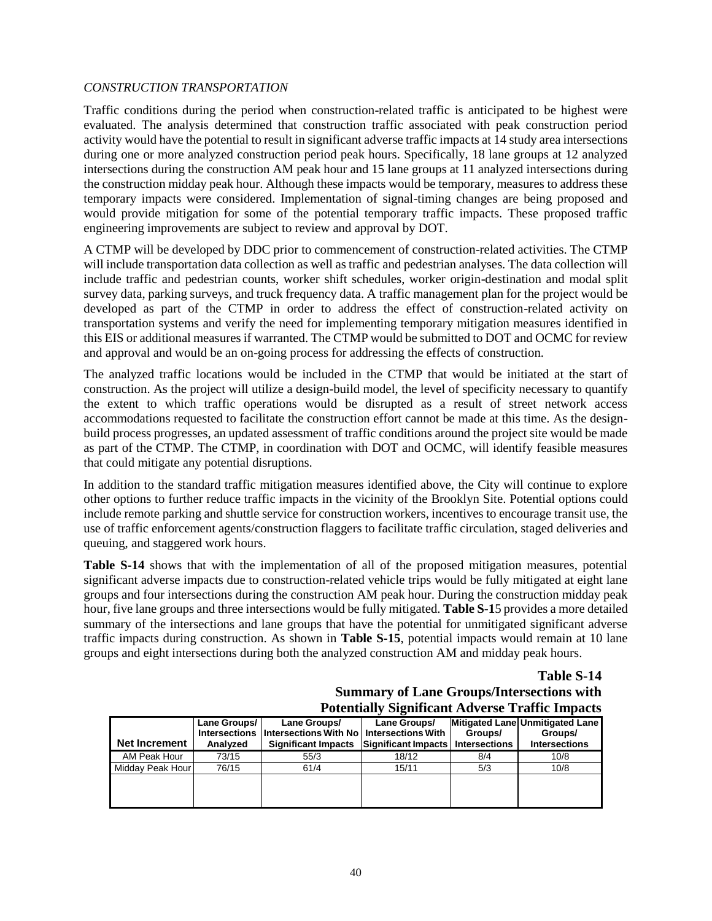*CONSTRUCTION TRANSPORTATION*

Traffic conditions during the period when construction-related traffic is anticipated to be highest were evaluated. The analysis determined that construction traffic associated with peak construction period activity would have the potential to result in significant adverse traffic impacts at 14 study area intersections during one or more analyzed construction period peak hours. Specifically, 18 lane groups at 12 analyzed intersections during the construction AM peak hour and 15 lane groups at 11 analyzed intersections during the construction midday peak hour. Although these impacts would be temporary, measures to address these temporary impacts were considered. Implementation of signal-timing changes are being proposed and would provide mitigation for some of the potential temporary traffic impacts. These proposed traffic engineering improvements are subject to review and approval by DOT.

A CTMP will be developed by DDC prior to commencement of construction-related activities. The CTMP will include transportation data collection as well as traffic and pedestrian analyses. The data collection will include traffic and pedestrian counts, worker shift schedules, worker origin-destination and modal split survey data, parking surveys, and truck frequency data. A traffic management plan for the project would be developed as part of the CTMP in order to address the effect of construction-related activity on transportation systems and verify the need for implementing temporary mitigation measures identified in this EIS or additional measures if warranted. The CTMP would be submitted to DOT and OCMC for review and approval and would be an on-going process for addressing the effects of construction.

The analyzed traffic locations would be included in the CTMP that would be initiated at the start of construction. As the project will utilize a design-build model, the level of specificity necessary to quantify the extent to which traffic operations would be disrupted as a result of street network access accommodations requested to facilitate the construction effort cannot be made at this time. As the design-build process progresses, an updated assessment of traffic conditions around the project site would be made as part of the CTMP. The CTMP, in coordination with DOT and OCMC, will identify feasible measures that could mitigate any potential disruptions.

In addition to the standard traffic mitigation measures identified above, the City will continue to explore other options to further reduce traffic impacts in the vicinity of the Brooklyn Site. Potential options could include remote parking and shuttle service for construction workers, incentives to encourage transit use, the use of traffic enforcement agents/construction flaggers to facilitate traffic circulation, staged deliveries and queuing, and staggered work hours.

**Table S-14** shows that with the implementation of all of the proposed mitigation measures, potential significant adverse impacts due to construction-related vehicle trips would be fully mitigated at eight lane groups and four intersections during the construction AM peak hour. During the construction midday peak hour, five lane groups and three intersections would be fully mitigated. **Table S-1**5 provides a more detailed summary of the intersections and lane groups that have the potential for unmitigated significant adverse traffic impacts during construction. As shown in **Table S-15**, potential impacts would remain at 10 lane groups and eight intersections during both the analyzed construction AM and midday peak hours.

**Table S-14**
**Summary of Lane Groups/Intersections with Potentially Significant Adverse Traffic Impacts**

| Net Increment | Lane Groups/ Intersections Analyzed | Lane Groups/ Intersections With No Significant Impacts | Lane Groups/ Intersections With Significant Impacts | Mitigated Lane Groups/ Intersections | Unmitigated Lane Groups/ Intersections |
|---|---|---|---|---|---|
| AM Peak Hour | 73/15 | 55/3 | 18/12 | 8/4 | 10/8 |
| Midday Peak Hour | 76/15 | 61/4 | 15/11 | 5/3 | 10/8 |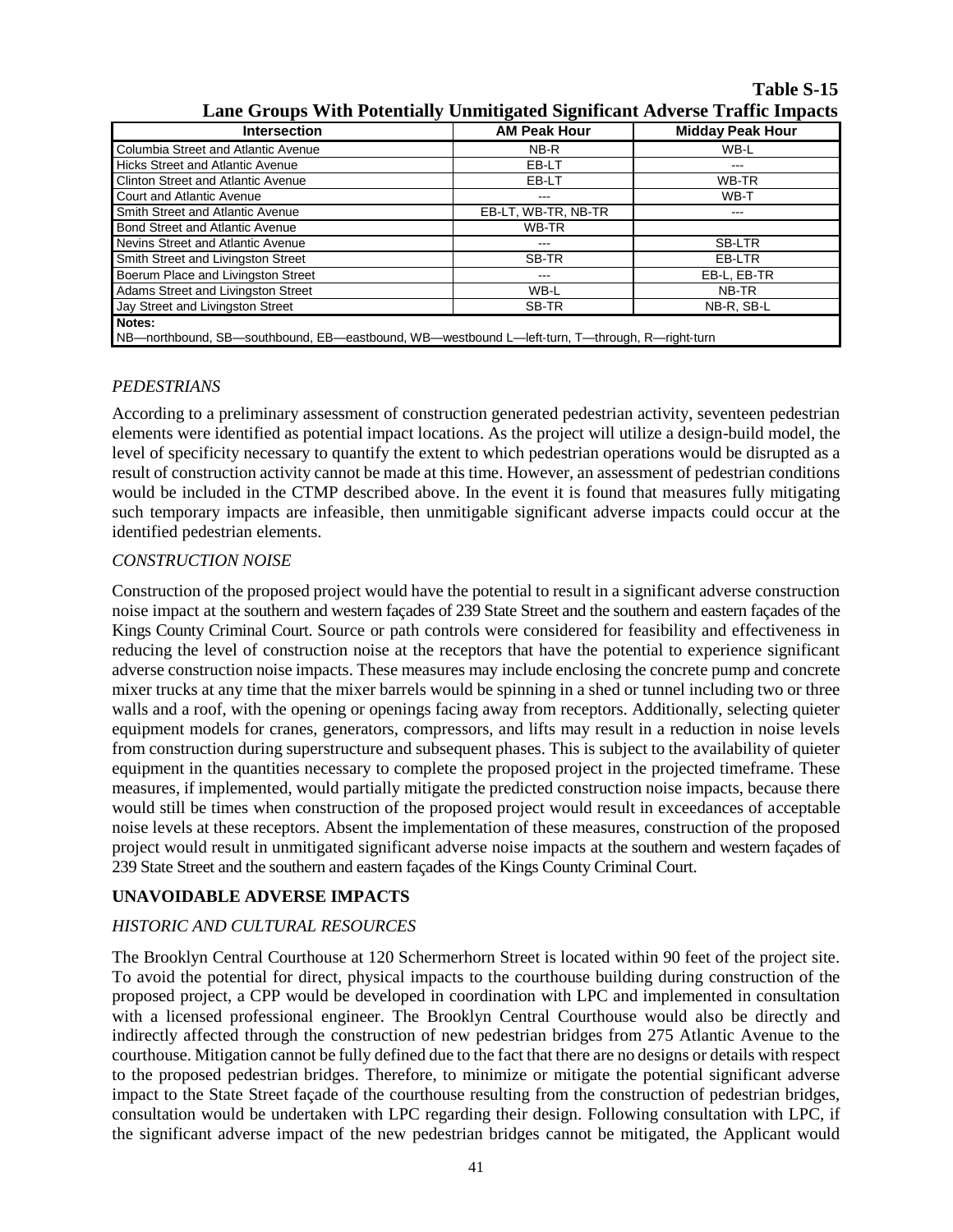**Table S-15**
**Lane Groups With Potentially Unmitigated Significant Adverse Traffic Impacts**

| Intersection | AM Peak Hour | Midday Peak Hour |
|---|---|---|
| Columbia Street and Atlantic Avenue | NB-R | WB-L |
| Hicks Street and Atlantic Avenue | EB-LT | --- |
| Clinton Street and Atlantic Avenue | EB-LT | WB-TR |
| Court and Atlantic Avenue | --- | WB-T |
| Smith Street and Atlantic Avenue | EB-LT, WB-TR, NB-TR | --- |
| Bond Street and Atlantic Avenue | WB-TR | |
| Nevins Street and Atlantic Avenue | --- | SB-LTR |
| Smith Street and Livingston Street | SB-TR | EB-LTR |
| Boerum Place and Livingston Street | --- | EB-L, EB-TR |
| Adams Street and Livingston Street | WB-L | NB-TR |
| Jay Street and Livingston Street | SB-TR | NB-R, SB-L |

**Notes:**
NB—northbound, SB—southbound, EB—eastbound, WB—westbound L—left-turn, T—through, R—right-turn

*PEDESTRIANS*

According to a preliminary assessment of construction generated pedestrian activity, seventeen pedestrian elements were identified as potential impact locations. As the project will utilize a design-build model, the level of specificity necessary to quantify the extent to which pedestrian operations would be disrupted as a result of construction activity cannot be made at this time. However, an assessment of pedestrian conditions would be included in the CTMP described above. In the event it is found that measures fully mitigating such temporary impacts are infeasible, then unmitigable significant adverse impacts could occur at the identified pedestrian elements.

*CONSTRUCTION NOISE*

Construction of the proposed project would have the potential to result in a significant adverse construction noise impact at the southern and western façades of 239 State Street and the southern and eastern façades of the Kings County Criminal Court. Source or path controls were considered for feasibility and effectiveness in reducing the level of construction noise at the receptors that have the potential to experience significant adverse construction noise impacts. These measures may include enclosing the concrete pump and concrete mixer trucks at any time that the mixer barrels would be spinning in a shed or tunnel including two or three walls and a roof, with the opening or openings facing away from receptors. Additionally, selecting quieter equipment models for cranes, generators, compressors, and lifts may result in a reduction in noise levels from construction during superstructure and subsequent phases. This is subject to the availability of quieter equipment in the quantities necessary to complete the proposed project in the projected timeframe. These measures, if implemented, would partially mitigate the predicted construction noise impacts, because there would still be times when construction of the proposed project would result in exceedances of acceptable noise levels at these receptors. Absent the implementation of these measures, construction of the proposed project would result in unmitigated significant adverse noise impacts at the southern and western façades of 239 State Street and the southern and eastern façades of the Kings County Criminal Court.

## UNAVOIDABLE ADVERSE IMPACTS

*HISTORIC AND CULTURAL RESOURCES*

The Brooklyn Central Courthouse at 120 Schermerhorn Street is located within 90 feet of the project site. To avoid the potential for direct, physical impacts to the courthouse building during construction of the proposed project, a CPP would be developed in coordination with LPC and implemented in consultation with a licensed professional engineer. The Brooklyn Central Courthouse would also be directly and indirectly affected through the construction of new pedestrian bridges from 275 Atlantic Avenue to the courthouse. Mitigation cannot be fully defined due to the fact that there are no designs or details with respect to the proposed pedestrian bridges. Therefore, to minimize or mitigate the potential significant adverse impact to the State Street façade of the courthouse resulting from the construction of pedestrian bridges, consultation would be undertaken with LPC regarding their design. Following consultation with LPC, if the significant adverse impact of the new pedestrian bridges cannot be mitigated, the Applicant would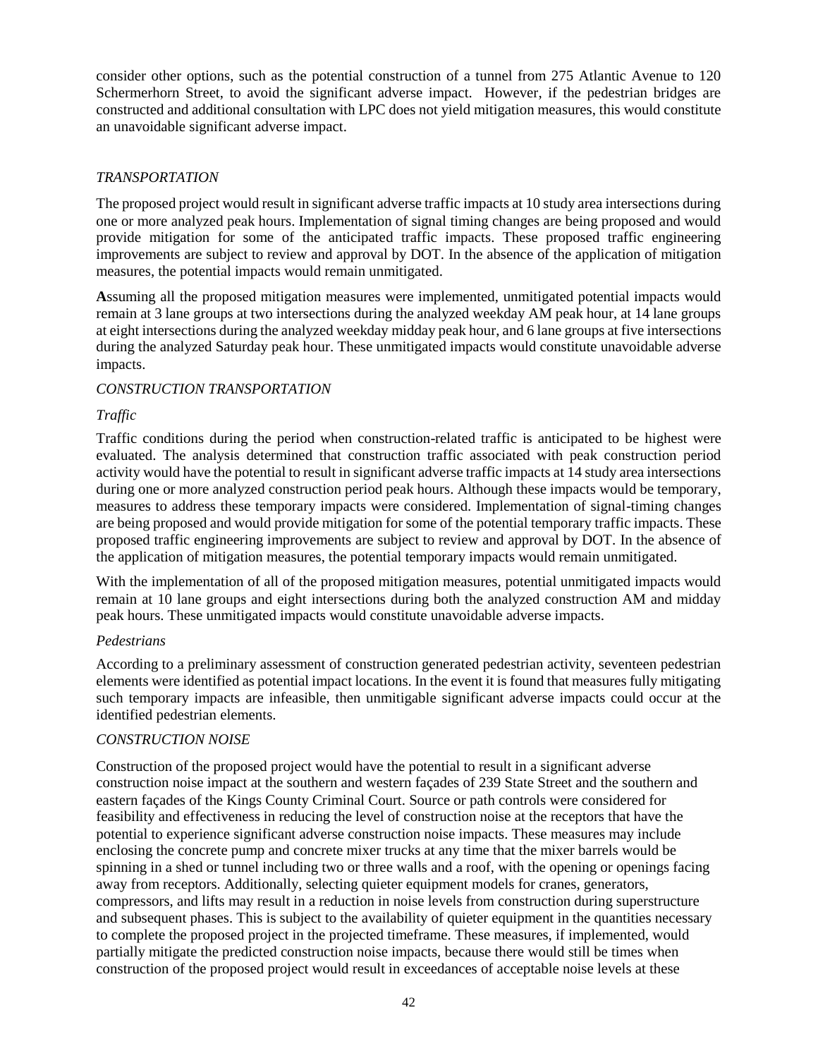consider other options, such as the potential construction of a tunnel from 275 Atlantic Avenue to 120 Schermerhorn Street, to avoid the significant adverse impact. However, if the pedestrian bridges are constructed and additional consultation with LPC does not yield mitigation measures, this would constitute an unavoidable significant adverse impact.

*TRANSPORTATION*

The proposed project would result in significant adverse traffic impacts at 10 study area intersections during one or more analyzed peak hours. Implementation of signal timing changes are being proposed and would provide mitigation for some of the anticipated traffic impacts. These proposed traffic engineering improvements are subject to review and approval by DOT. In the absence of the application of mitigation measures, the potential impacts would remain unmitigated.

**A**ssuming all the proposed mitigation measures were implemented, unmitigated potential impacts would remain at 3 lane groups at two intersections during the analyzed weekday AM peak hour, at 14 lane groups at eight intersections during the analyzed weekday midday peak hour, and 6 lane groups at five intersections during the analyzed Saturday peak hour. These unmitigated impacts would constitute unavoidable adverse impacts.

*CONSTRUCTION TRANSPORTATION*

*Traffic*

Traffic conditions during the period when construction-related traffic is anticipated to be highest were evaluated. The analysis determined that construction traffic associated with peak construction period activity would have the potential to result in significant adverse traffic impacts at 14 study area intersections during one or more analyzed construction period peak hours. Although these impacts would be temporary, measures to address these temporary impacts were considered. Implementation of signal-timing changes are being proposed and would provide mitigation for some of the potential temporary traffic impacts. These proposed traffic engineering improvements are subject to review and approval by DOT. In the absence of the application of mitigation measures, the potential temporary impacts would remain unmitigated.

With the implementation of all of the proposed mitigation measures, potential unmitigated impacts would remain at 10 lane groups and eight intersections during both the analyzed construction AM and midday peak hours. These unmitigated impacts would constitute unavoidable adverse impacts.

*Pedestrians*

According to a preliminary assessment of construction generated pedestrian activity, seventeen pedestrian elements were identified as potential impact locations. In the event it is found that measures fully mitigating such temporary impacts are infeasible, then unmitigable significant adverse impacts could occur at the identified pedestrian elements.

*CONSTRUCTION NOISE*

Construction of the proposed project would have the potential to result in a significant adverse construction noise impact at the southern and western façades of 239 State Street and the southern and eastern façades of the Kings County Criminal Court. Source or path controls were considered for feasibility and effectiveness in reducing the level of construction noise at the receptors that have the potential to experience significant adverse construction noise impacts. These measures may include enclosing the concrete pump and concrete mixer trucks at any time that the mixer barrels would be spinning in a shed or tunnel including two or three walls and a roof, with the opening or openings facing away from receptors. Additionally, selecting quieter equipment models for cranes, generators, compressors, and lifts may result in a reduction in noise levels from construction during superstructure and subsequent phases. This is subject to the availability of quieter equipment in the quantities necessary to complete the proposed project in the projected timeframe. These measures, if implemented, would partially mitigate the predicted construction noise impacts, because there would still be times when construction of the proposed project would result in exceedances of acceptable noise levels at these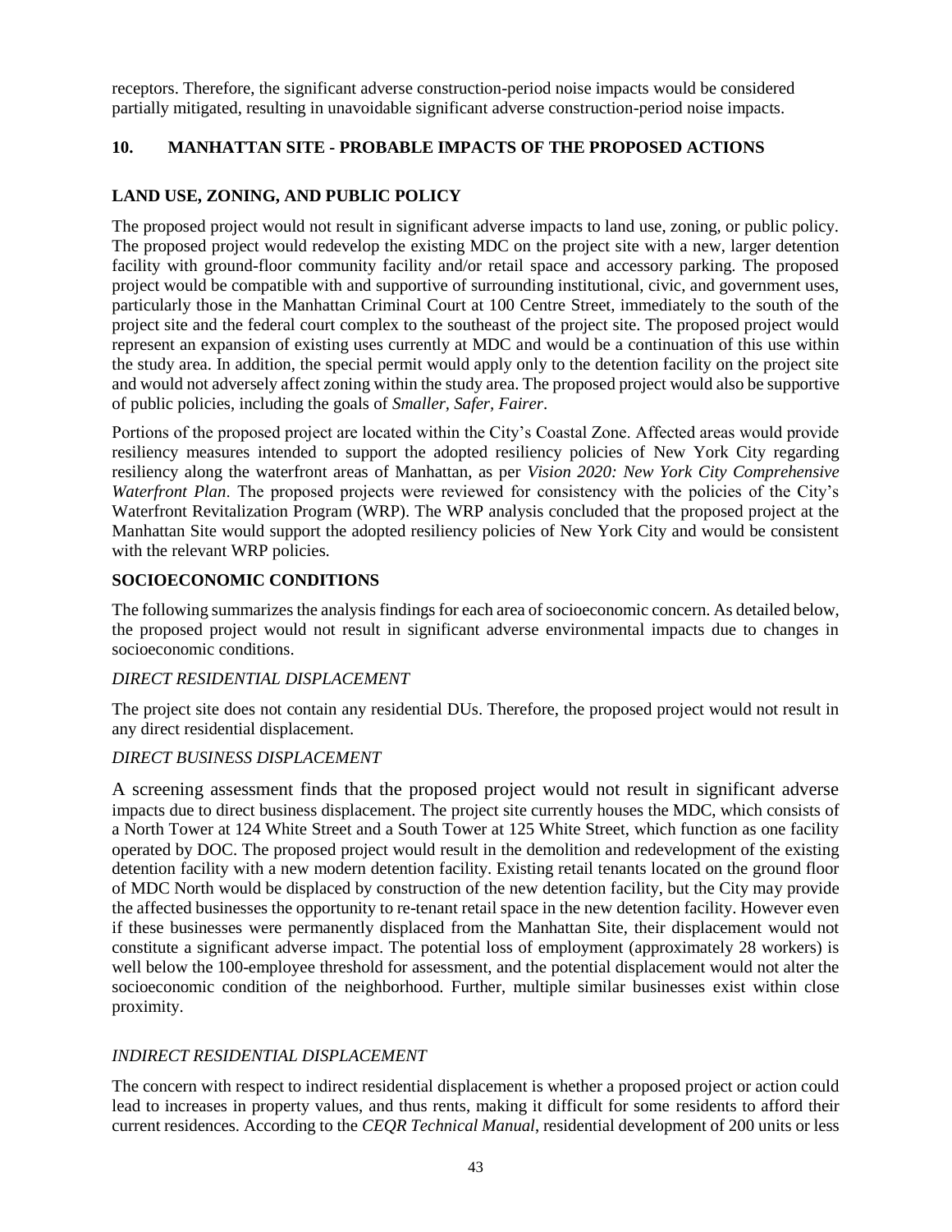receptors. Therefore, the significant adverse construction-period noise impacts would be considered partially mitigated, resulting in unavoidable significant adverse construction-period noise impacts.

## 10. MANHATTAN SITE - PROBABLE IMPACTS OF THE PROPOSED ACTIONS

### LAND USE, ZONING, AND PUBLIC POLICY

The proposed project would not result in significant adverse impacts to land use, zoning, or public policy. The proposed project would redevelop the existing MDC on the project site with a new, larger detention facility with ground-floor community facility and/or retail space and accessory parking. The proposed project would be compatible with and supportive of surrounding institutional, civic, and government uses, particularly those in the Manhattan Criminal Court at 100 Centre Street, immediately to the south of the project site and the federal court complex to the southeast of the project site. The proposed project would represent an expansion of existing uses currently at MDC and would be a continuation of this use within the study area. In addition, the special permit would apply only to the detention facility on the project site and would not adversely affect zoning within the study area. The proposed project would also be supportive of public policies, including the goals of *Smaller, Safer, Fairer*.

Portions of the proposed project are located within the City's Coastal Zone. Affected areas would provide resiliency measures intended to support the adopted resiliency policies of New York City regarding resiliency along the waterfront areas of Manhattan, as per *Vision 2020: New York City Comprehensive Waterfront Plan*. The proposed projects were reviewed for consistency with the policies of the City's Waterfront Revitalization Program (WRP). The WRP analysis concluded that the proposed project at the Manhattan Site would support the adopted resiliency policies of New York City and would be consistent with the relevant WRP policies.

### SOCIOECONOMIC CONDITIONS

The following summarizes the analysis findings for each area of socioeconomic concern. As detailed below, the proposed project would not result in significant adverse environmental impacts due to changes in socioeconomic conditions.

#### *DIRECT RESIDENTIAL DISPLACEMENT*

The project site does not contain any residential DUs. Therefore, the proposed project would not result in any direct residential displacement.

#### *DIRECT BUSINESS DISPLACEMENT*

A screening assessment finds that the proposed project would not result in significant adverse impacts due to direct business displacement. The project site currently houses the MDC, which consists of a North Tower at 124 White Street and a South Tower at 125 White Street, which function as one facility operated by DOC. The proposed project would result in the demolition and redevelopment of the existing detention facility with a new modern detention facility. Existing retail tenants located on the ground floor of MDC North would be displaced by construction of the new detention facility, but the City may provide the affected businesses the opportunity to re-tenant retail space in the new detention facility. However even if these businesses were permanently displaced from the Manhattan Site, their displacement would not constitute a significant adverse impact. The potential loss of employment (approximately 28 workers) is well below the 100-employee threshold for assessment, and the potential displacement would not alter the socioeconomic condition of the neighborhood. Further, multiple similar businesses exist within close proximity.

#### *INDIRECT RESIDENTIAL DISPLACEMENT*

The concern with respect to indirect residential displacement is whether a proposed project or action could lead to increases in property values, and thus rents, making it difficult for some residents to afford their current residences. According to the *CEQR Technical Manual*, residential development of 200 units or less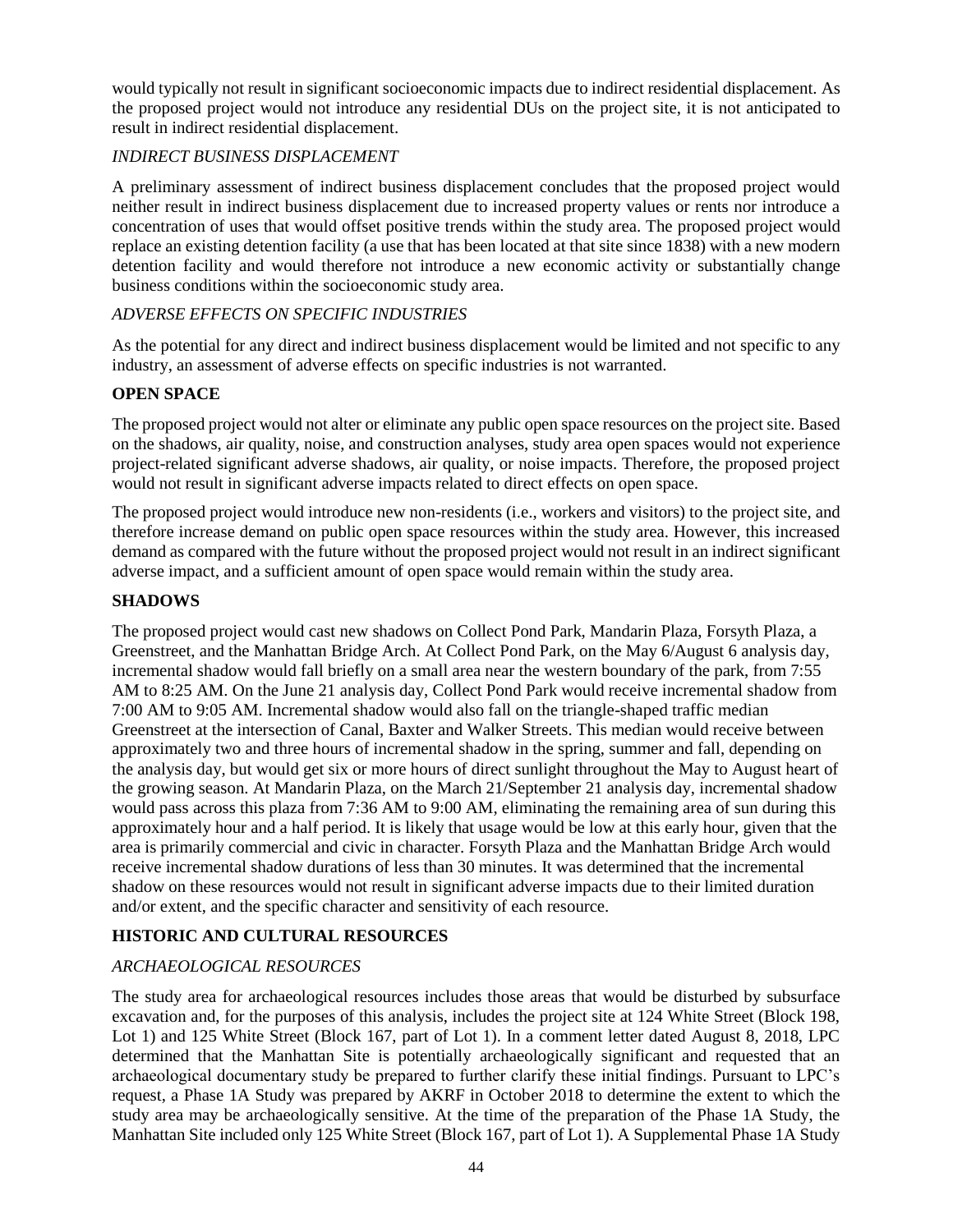would typically not result in significant socioeconomic impacts due to indirect residential displacement. As the proposed project would not introduce any residential DUs on the project site, it is not anticipated to result in indirect residential displacement.

*INDIRECT BUSINESS DISPLACEMENT*

A preliminary assessment of indirect business displacement concludes that the proposed project would neither result in indirect business displacement due to increased property values or rents nor introduce a concentration of uses that would offset positive trends within the study area. The proposed project would replace an existing detention facility (a use that has been located at that site since 1838) with a new modern detention facility and would therefore not introduce a new economic activity or substantially change business conditions within the socioeconomic study area.

*ADVERSE EFFECTS ON SPECIFIC INDUSTRIES*

As the potential for any direct and indirect business displacement would be limited and not specific to any industry, an assessment of adverse effects on specific industries is not warranted.

**OPEN SPACE**

The proposed project would not alter or eliminate any public open space resources on the project site. Based on the shadows, air quality, noise, and construction analyses, study area open spaces would not experience project-related significant adverse shadows, air quality, or noise impacts. Therefore, the proposed project would not result in significant adverse impacts related to direct effects on open space.

The proposed project would introduce new non-residents (i.e., workers and visitors) to the project site, and therefore increase demand on public open space resources within the study area. However, this increased demand as compared with the future without the proposed project would not result in an indirect significant adverse impact, and a sufficient amount of open space would remain within the study area.

**SHADOWS**

The proposed project would cast new shadows on Collect Pond Park, Mandarin Plaza, Forsyth Plaza, a Greenstreet, and the Manhattan Bridge Arch. At Collect Pond Park, on the May 6/August 6 analysis day, incremental shadow would fall briefly on a small area near the western boundary of the park, from 7:55 AM to 8:25 AM. On the June 21 analysis day, Collect Pond Park would receive incremental shadow from 7:00 AM to 9:05 AM. Incremental shadow would also fall on the triangle-shaped traffic median Greenstreet at the intersection of Canal, Baxter and Walker Streets. This median would receive between approximately two and three hours of incremental shadow in the spring, summer and fall, depending on the analysis day, but would get six or more hours of direct sunlight throughout the May to August heart of the growing season. At Mandarin Plaza, on the March 21/September 21 analysis day, incremental shadow would pass across this plaza from 7:36 AM to 9:00 AM, eliminating the remaining area of sun during this approximately hour and a half period. It is likely that usage would be low at this early hour, given that the area is primarily commercial and civic in character. Forsyth Plaza and the Manhattan Bridge Arch would receive incremental shadow durations of less than 30 minutes. It was determined that the incremental shadow on these resources would not result in significant adverse impacts due to their limited duration and/or extent, and the specific character and sensitivity of each resource.

**HISTORIC AND CULTURAL RESOURCES**

*ARCHAEOLOGICAL RESOURCES*

The study area for archaeological resources includes those areas that would be disturbed by subsurface excavation and, for the purposes of this analysis, includes the project site at 124 White Street (Block 198, Lot 1) and 125 White Street (Block 167, part of Lot 1). In a comment letter dated August 8, 2018, LPC determined that the Manhattan Site is potentially archaeologically significant and requested that an archaeological documentary study be prepared to further clarify these initial findings. Pursuant to LPC's request, a Phase 1A Study was prepared by AKRF in October 2018 to determine the extent to which the study area may be archaeologically sensitive. At the time of the preparation of the Phase 1A Study, the Manhattan Site included only 125 White Street (Block 167, part of Lot 1). A Supplemental Phase 1A Study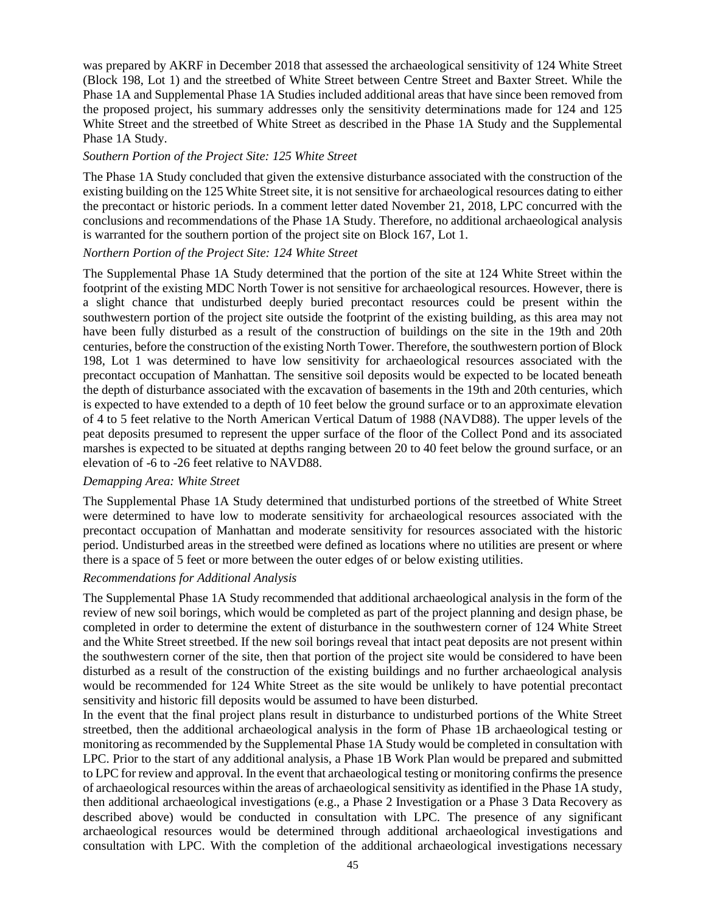was prepared by AKRF in December 2018 that assessed the archaeological sensitivity of 124 White Street (Block 198, Lot 1) and the streetbed of White Street between Centre Street and Baxter Street. While the Phase 1A and Supplemental Phase 1A Studies included additional areas that have since been removed from the proposed project, his summary addresses only the sensitivity determinations made for 124 and 125 White Street and the streetbed of White Street as described in the Phase 1A Study and the Supplemental Phase 1A Study.

*Southern Portion of the Project Site: 125 White Street*

The Phase 1A Study concluded that given the extensive disturbance associated with the construction of the existing building on the 125 White Street site, it is not sensitive for archaeological resources dating to either the precontact or historic periods. In a comment letter dated November 21, 2018, LPC concurred with the conclusions and recommendations of the Phase 1A Study. Therefore, no additional archaeological analysis is warranted for the southern portion of the project site on Block 167, Lot 1.

*Northern Portion of the Project Site: 124 White Street*

The Supplemental Phase 1A Study determined that the portion of the site at 124 White Street within the footprint of the existing MDC North Tower is not sensitive for archaeological resources. However, there is a slight chance that undisturbed deeply buried precontact resources could be present within the southwestern portion of the project site outside the footprint of the existing building, as this area may not have been fully disturbed as a result of the construction of buildings on the site in the 19th and 20th centuries, before the construction of the existing North Tower. Therefore, the southwestern portion of Block 198, Lot 1 was determined to have low sensitivity for archaeological resources associated with the precontact occupation of Manhattan. The sensitive soil deposits would be expected to be located beneath the depth of disturbance associated with the excavation of basements in the 19th and 20th centuries, which is expected to have extended to a depth of 10 feet below the ground surface or to an approximate elevation of 4 to 5 feet relative to the North American Vertical Datum of 1988 (NAVD88). The upper levels of the peat deposits presumed to represent the upper surface of the floor of the Collect Pond and its associated marshes is expected to be situated at depths ranging between 20 to 40 feet below the ground surface, or an elevation of -6 to -26 feet relative to NAVD88.

*Demapping Area: White Street*

The Supplemental Phase 1A Study determined that undisturbed portions of the streetbed of White Street were determined to have low to moderate sensitivity for archaeological resources associated with the precontact occupation of Manhattan and moderate sensitivity for resources associated with the historic period. Undisturbed areas in the streetbed were defined as locations where no utilities are present or where there is a space of 5 feet or more between the outer edges of or below existing utilities.

*Recommendations for Additional Analysis*

The Supplemental Phase 1A Study recommended that additional archaeological analysis in the form of the review of new soil borings, which would be completed as part of the project planning and design phase, be completed in order to determine the extent of disturbance in the southwestern corner of 124 White Street and the White Street streetbed. If the new soil borings reveal that intact peat deposits are not present within the southwestern corner of the site, then that portion of the project site would be considered to have been disturbed as a result of the construction of the existing buildings and no further archaeological analysis would be recommended for 124 White Street as the site would be unlikely to have potential precontact sensitivity and historic fill deposits would be assumed to have been disturbed.

In the event that the final project plans result in disturbance to undisturbed portions of the White Street streetbed, then the additional archaeological analysis in the form of Phase 1B archaeological testing or monitoring as recommended by the Supplemental Phase 1A Study would be completed in consultation with LPC. Prior to the start of any additional analysis, a Phase 1B Work Plan would be prepared and submitted to LPC for review and approval. In the event that archaeological testing or monitoring confirms the presence of archaeological resources within the areas of archaeological sensitivity as identified in the Phase 1A study, then additional archaeological investigations (e.g., a Phase 2 Investigation or a Phase 3 Data Recovery as described above) would be conducted in consultation with LPC. The presence of any significant archaeological resources would be determined through additional archaeological investigations and consultation with LPC. With the completion of the additional archaeological investigations necessary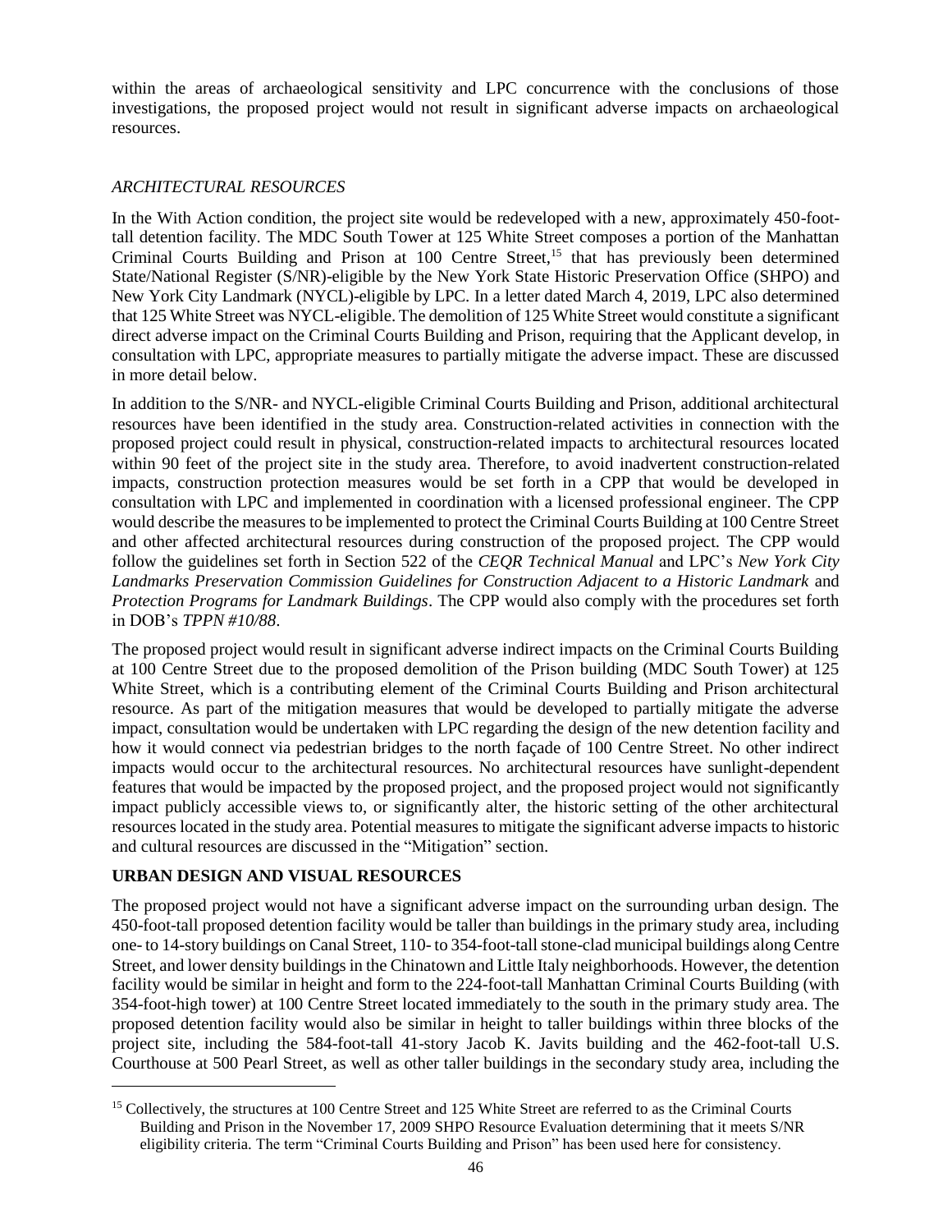within the areas of archaeological sensitivity and LPC concurrence with the conclusions of those investigations, the proposed project would not result in significant adverse impacts on archaeological resources.

*ARCHITECTURAL RESOURCES*

In the With Action condition, the project site would be redeveloped with a new, approximately 450-foot-tall detention facility. The MDC South Tower at 125 White Street composes a portion of the Manhattan Criminal Courts Building and Prison at 100 Centre Street,[15] that has previously been determined State/National Register (S/NR)-eligible by the New York State Historic Preservation Office (SHPO) and New York City Landmark (NYCL)-eligible by LPC. In a letter dated March 4, 2019, LPC also determined that 125 White Street was NYCL-eligible. The demolition of 125 White Street would constitute a significant direct adverse impact on the Criminal Courts Building and Prison, requiring that the Applicant develop, in consultation with LPC, appropriate measures to partially mitigate the adverse impact. These are discussed in more detail below.

In addition to the S/NR- and NYCL-eligible Criminal Courts Building and Prison, additional architectural resources have been identified in the study area. Construction-related activities in connection with the proposed project could result in physical, construction-related impacts to architectural resources located within 90 feet of the project site in the study area. Therefore, to avoid inadvertent construction-related impacts, construction protection measures would be set forth in a CPP that would be developed in consultation with LPC and implemented in coordination with a licensed professional engineer. The CPP would describe the measures to be implemented to protect the Criminal Courts Building at 100 Centre Street and other affected architectural resources during construction of the proposed project. The CPP would follow the guidelines set forth in Section 522 of the *CEQR Technical Manual* and LPC's *New York City Landmarks Preservation Commission Guidelines for Construction Adjacent to a Historic Landmark* and *Protection Programs for Landmark Buildings*. The CPP would also comply with the procedures set forth in DOB's *TPPN #10/88*.

The proposed project would result in significant adverse indirect impacts on the Criminal Courts Building at 100 Centre Street due to the proposed demolition of the Prison building (MDC South Tower) at 125 White Street, which is a contributing element of the Criminal Courts Building and Prison architectural resource. As part of the mitigation measures that would be developed to partially mitigate the adverse impact, consultation would be undertaken with LPC regarding the design of the new detention facility and how it would connect via pedestrian bridges to the north façade of 100 Centre Street. No other indirect impacts would occur to the architectural resources. No architectural resources have sunlight-dependent features that would be impacted by the proposed project, and the proposed project would not significantly impact publicly accessible views to, or significantly alter, the historic setting of the other architectural resources located in the study area. Potential measures to mitigate the significant adverse impacts to historic and cultural resources are discussed in the "Mitigation" section.

**URBAN DESIGN AND VISUAL RESOURCES**

The proposed project would not have a significant adverse impact on the surrounding urban design. The 450-foot-tall proposed detention facility would be taller than buildings in the primary study area, including one- to 14-story buildings on Canal Street, 110- to 354-foot-tall stone-clad municipal buildings along Centre Street, and lower density buildings in the Chinatown and Little Italy neighborhoods. However, the detention facility would be similar in height and form to the 224-foot-tall Manhattan Criminal Courts Building (with 354-foot-high tower) at 100 Centre Street located immediately to the south in the primary study area. The proposed detention facility would also be similar in height to taller buildings within three blocks of the project site, including the 584-foot-tall 41-story Jacob K. Javits building and the 462-foot-tall U.S. Courthouse at 500 Pearl Street, as well as other taller buildings in the secondary study area, including the

[15] Collectively, the structures at 100 Centre Street and 125 White Street are referred to as the Criminal Courts Building and Prison in the November 17, 2009 SHPO Resource Evaluation determining that it meets S/NR eligibility criteria. The term "Criminal Courts Building and Prison" has been used here for consistency.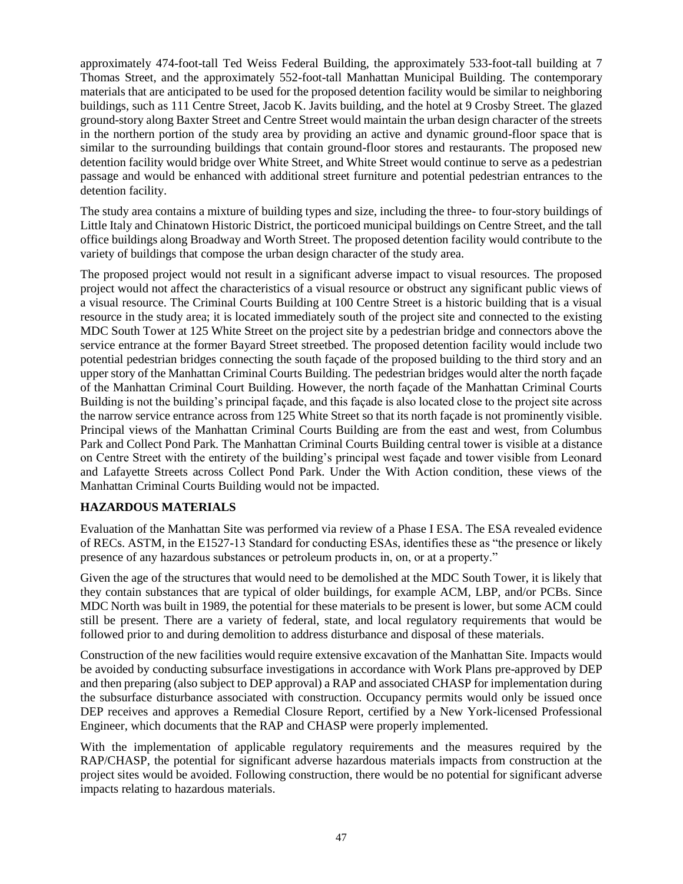approximately 474-foot-tall Ted Weiss Federal Building, the approximately 533-foot-tall building at 7 Thomas Street, and the approximately 552-foot-tall Manhattan Municipal Building. The contemporary materials that are anticipated to be used for the proposed detention facility would be similar to neighboring buildings, such as 111 Centre Street, Jacob K. Javits building, and the hotel at 9 Crosby Street. The glazed ground-story along Baxter Street and Centre Street would maintain the urban design character of the streets in the northern portion of the study area by providing an active and dynamic ground-floor space that is similar to the surrounding buildings that contain ground-floor stores and restaurants. The proposed new detention facility would bridge over White Street, and White Street would continue to serve as a pedestrian passage and would be enhanced with additional street furniture and potential pedestrian entrances to the detention facility.

The study area contains a mixture of building types and size, including the three- to four-story buildings of Little Italy and Chinatown Historic District, the porticoed municipal buildings on Centre Street, and the tall office buildings along Broadway and Worth Street. The proposed detention facility would contribute to the variety of buildings that compose the urban design character of the study area.

The proposed project would not result in a significant adverse impact to visual resources. The proposed project would not affect the characteristics of a visual resource or obstruct any significant public views of a visual resource. The Criminal Courts Building at 100 Centre Street is a historic building that is a visual resource in the study area; it is located immediately south of the project site and connected to the existing MDC South Tower at 125 White Street on the project site by a pedestrian bridge and connectors above the service entrance at the former Bayard Street streetbed. The proposed detention facility would include two potential pedestrian bridges connecting the south façade of the proposed building to the third story and an upper story of the Manhattan Criminal Courts Building. The pedestrian bridges would alter the north façade of the Manhattan Criminal Court Building. However, the north façade of the Manhattan Criminal Courts Building is not the building's principal façade, and this façade is also located close to the project site across the narrow service entrance across from 125 White Street so that its north façade is not prominently visible. Principal views of the Manhattan Criminal Courts Building are from the east and west, from Columbus Park and Collect Pond Park. The Manhattan Criminal Courts Building central tower is visible at a distance on Centre Street with the entirety of the building's principal west façade and tower visible from Leonard and Lafayette Streets across Collect Pond Park. Under the With Action condition, these views of the Manhattan Criminal Courts Building would not be impacted.

**HAZARDOUS MATERIALS**

Evaluation of the Manhattan Site was performed via review of a Phase I ESA. The ESA revealed evidence of RECs. ASTM, in the E1527-13 Standard for conducting ESAs, identifies these as "the presence or likely presence of any hazardous substances or petroleum products in, on, or at a property."

Given the age of the structures that would need to be demolished at the MDC South Tower, it is likely that they contain substances that are typical of older buildings, for example ACM, LBP, and/or PCBs. Since MDC North was built in 1989, the potential for these materials to be present is lower, but some ACM could still be present. There are a variety of federal, state, and local regulatory requirements that would be followed prior to and during demolition to address disturbance and disposal of these materials.

Construction of the new facilities would require extensive excavation of the Manhattan Site. Impacts would be avoided by conducting subsurface investigations in accordance with Work Plans pre-approved by DEP and then preparing (also subject to DEP approval) a RAP and associated CHASP for implementation during the subsurface disturbance associated with construction. Occupancy permits would only be issued once DEP receives and approves a Remedial Closure Report, certified by a New York-licensed Professional Engineer, which documents that the RAP and CHASP were properly implemented.

With the implementation of applicable regulatory requirements and the measures required by the RAP/CHASP, the potential for significant adverse hazardous materials impacts from construction at the project sites would be avoided. Following construction, there would be no potential for significant adverse impacts relating to hazardous materials.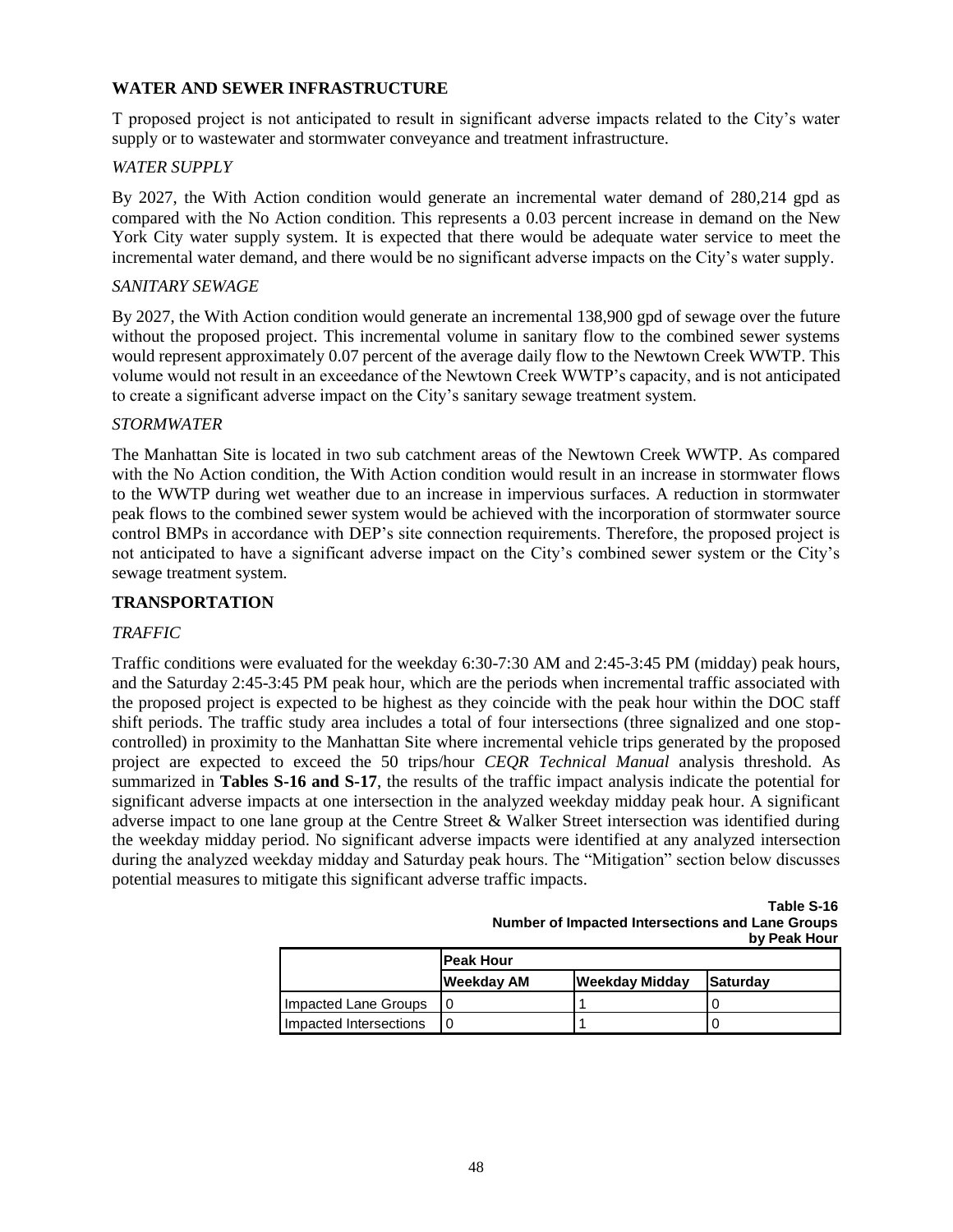## WATER AND SEWER INFRASTRUCTURE

T proposed project is not anticipated to result in significant adverse impacts related to the City's water supply or to wastewater and stormwater conveyance and treatment infrastructure.

### *WATER SUPPLY*

By 2027, the With Action condition would generate an incremental water demand of 280,214 gpd as compared with the No Action condition. This represents a 0.03 percent increase in demand on the New York City water supply system. It is expected that there would be adequate water service to meet the incremental water demand, and there would be no significant adverse impacts on the City's water supply.

### *SANITARY SEWAGE*

By 2027, the With Action condition would generate an incremental 138,900 gpd of sewage over the future without the proposed project. This incremental volume in sanitary flow to the combined sewer systems would represent approximately 0.07 percent of the average daily flow to the Newtown Creek WWTP. This volume would not result in an exceedance of the Newtown Creek WWTP's capacity, and is not anticipated to create a significant adverse impact on the City's sanitary sewage treatment system.

### *STORMWATER*

The Manhattan Site is located in two sub catchment areas of the Newtown Creek WWTP. As compared with the No Action condition, the With Action condition would result in an increase in stormwater flows to the WWTP during wet weather due to an increase in impervious surfaces. A reduction in stormwater peak flows to the combined sewer system would be achieved with the incorporation of stormwater source control BMPs in accordance with DEP's site connection requirements. Therefore, the proposed project is not anticipated to have a significant adverse impact on the City's combined sewer system or the City's sewage treatment system.

## TRANSPORTATION

### *TRAFFIC*

Traffic conditions were evaluated for the weekday 6:30-7:30 AM and 2:45-3:45 PM (midday) peak hours, and the Saturday 2:45-3:45 PM peak hour, which are the periods when incremental traffic associated with the proposed project is expected to be highest as they coincide with the peak hour within the DOC staff shift periods. The traffic study area includes a total of four intersections (three signalized and one stop-controlled) in proximity to the Manhattan Site where incremental vehicle trips generated by the proposed project are expected to exceed the 50 trips/hour *CEQR Technical Manual* analysis threshold. As summarized in **Tables S-16 and S-17**, the results of the traffic impact analysis indicate the potential for significant adverse impacts at one intersection in the analyzed weekday midday peak hour. A significant adverse impact to one lane group at the Centre Street & Walker Street intersection was identified during the weekday midday period. No significant adverse impacts were identified at any analyzed intersection during the analyzed weekday midday and Saturday peak hours. The "Mitigation" section below discusses potential measures to mitigate this significant adverse traffic impacts.

**Table S-16**
**Number of Impacted Intersections and Lane Groups by Peak Hour**

| | Peak Hour | | |
|---|---|---|---|
| | Weekday AM | Weekday Midday | Saturday |
| Impacted Lane Groups | 0 | 1 | 0 |
| Impacted Intersections | 0 | 1 | 0 |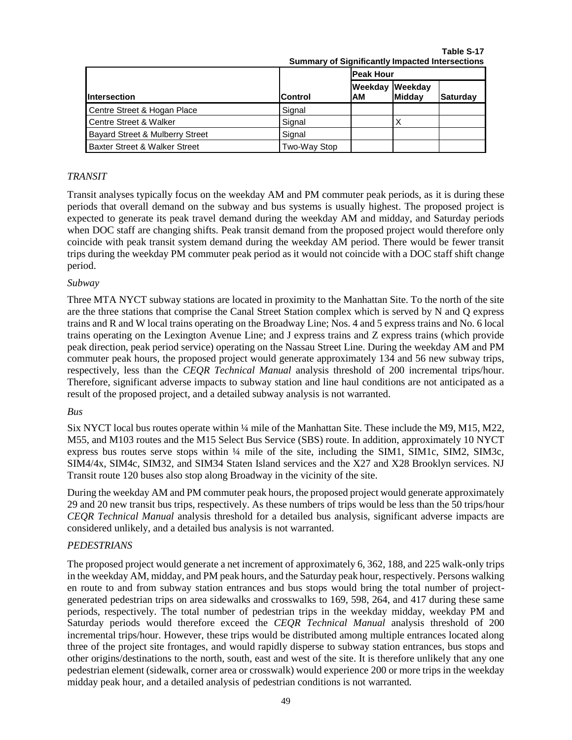**Table S-17**
**Summary of Significantly Impacted Intersections**

| Intersection | Control | Peak Hour | | |
|---|---|---|---|---|
| | | Weekday AM | Weekday Midday | Saturday |
| Centre Street & Hogan Place | Signal | | | |
| Centre Street & Walker | Signal | | X | |
| Bayard Street & Mulberry Street | Signal | | | |
| Baxter Street & Walker Street | Two-Way Stop | | | |

### *TRANSIT*

Transit analyses typically focus on the weekday AM and PM commuter peak periods, as it is during these periods that overall demand on the subway and bus systems is usually highest. The proposed project is expected to generate its peak travel demand during the weekday AM and midday, and Saturday periods when DOC staff are changing shifts. Peak transit demand from the proposed project would therefore only coincide with peak transit system demand during the weekday AM period. There would be fewer transit trips during the weekday PM commuter peak period as it would not coincide with a DOC staff shift change period.

#### *Subway*

Three MTA NYCT subway stations are located in proximity to the Manhattan Site. To the north of the site are the three stations that comprise the Canal Street Station complex which is served by N and Q express trains and R and W local trains operating on the Broadway Line; Nos. 4 and 5 express trains and No. 6 local trains operating on the Lexington Avenue Line; and J express trains and Z express trains (which provide peak direction, peak period service) operating on the Nassau Street Line. During the weekday AM and PM commuter peak hours, the proposed project would generate approximately 134 and 56 new subway trips, respectively, less than the *CEQR Technical Manual* analysis threshold of 200 incremental trips/hour. Therefore, significant adverse impacts to subway station and line haul conditions are not anticipated as a result of the proposed project, and a detailed subway analysis is not warranted.

#### *Bus*

Six NYCT local bus routes operate within ¼ mile of the Manhattan Site. These include the M9, M15, M22, M55, and M103 routes and the M15 Select Bus Service (SBS) route. In addition, approximately 10 NYCT express bus routes serve stops within ¼ mile of the site, including the SIM1, SIM1c, SIM2, SIM3c, SIM4/4x, SIM4c, SIM32, and SIM34 Staten Island services and the X27 and X28 Brooklyn services. NJ Transit route 120 buses also stop along Broadway in the vicinity of the site.

During the weekday AM and PM commuter peak hours, the proposed project would generate approximately 29 and 20 new transit bus trips, respectively. As these numbers of trips would be less than the 50 trips/hour *CEQR Technical Manual* analysis threshold for a detailed bus analysis, significant adverse impacts are considered unlikely, and a detailed bus analysis is not warranted.

### *PEDESTRIANS*

The proposed project would generate a net increment of approximately 6, 362, 188, and 225 walk-only trips in the weekday AM, midday, and PM peak hours, and the Saturday peak hour, respectively. Persons walking en route to and from subway station entrances and bus stops would bring the total number of project-generated pedestrian trips on area sidewalks and crosswalks to 169, 598, 264, and 417 during these same periods, respectively. The total number of pedestrian trips in the weekday midday, weekday PM and Saturday periods would therefore exceed the *CEQR Technical Manual* analysis threshold of 200 incremental trips/hour. However, these trips would be distributed among multiple entrances located along three of the project site frontages, and would rapidly disperse to subway station entrances, bus stops and other origins/destinations to the north, south, east and west of the site. It is therefore unlikely that any one pedestrian element (sidewalk, corner area or crosswalk) would experience 200 or more trips in the weekday midday peak hour, and a detailed analysis of pedestrian conditions is not warranted.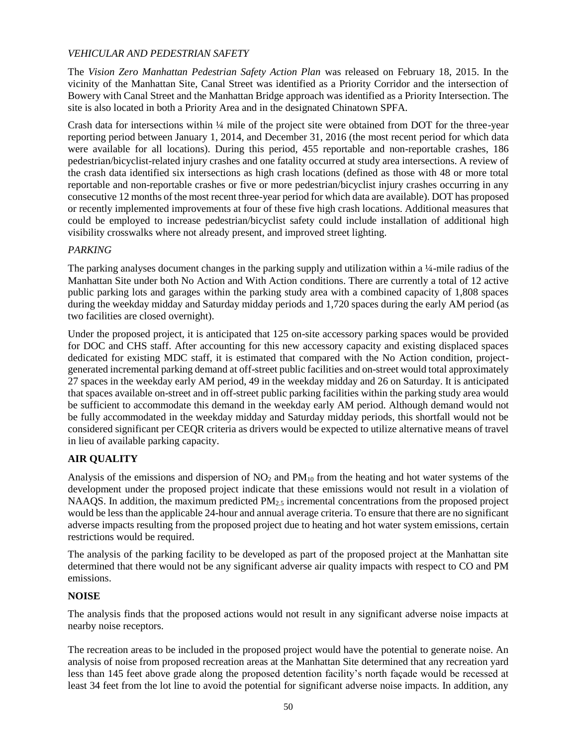*VEHICULAR AND PEDESTRIAN SAFETY*

The *Vision Zero Manhattan Pedestrian Safety Action Plan* was released on February 18, 2015. In the vicinity of the Manhattan Site, Canal Street was identified as a Priority Corridor and the intersection of Bowery with Canal Street and the Manhattan Bridge approach was identified as a Priority Intersection. The site is also located in both a Priority Area and in the designated Chinatown SPFA.

Crash data for intersections within ¼ mile of the project site were obtained from DOT for the three-year reporting period between January 1, 2014, and December 31, 2016 (the most recent period for which data were available for all locations). During this period, 455 reportable and non-reportable crashes, 186 pedestrian/bicyclist-related injury crashes and one fatality occurred at study area intersections. A review of the crash data identified six intersections as high crash locations (defined as those with 48 or more total reportable and non-reportable crashes or five or more pedestrian/bicyclist injury crashes occurring in any consecutive 12 months of the most recent three-year period for which data are available). DOT has proposed or recently implemented improvements at four of these five high crash locations. Additional measures that could be employed to increase pedestrian/bicyclist safety could include installation of additional high visibility crosswalks where not already present, and improved street lighting.

*PARKING*

The parking analyses document changes in the parking supply and utilization within a ¼-mile radius of the Manhattan Site under both No Action and With Action conditions. There are currently a total of 12 active public parking lots and garages within the parking study area with a combined capacity of 1,808 spaces during the weekday midday and Saturday midday periods and 1,720 spaces during the early AM period (as two facilities are closed overnight).

Under the proposed project, it is anticipated that 125 on-site accessory parking spaces would be provided for DOC and CHS staff. After accounting for this new accessory capacity and existing displaced spaces dedicated for existing MDC staff, it is estimated that compared with the No Action condition, project-generated incremental parking demand at off-street public facilities and on-street would total approximately 27 spaces in the weekday early AM period, 49 in the weekday midday and 26 on Saturday. It is anticipated that spaces available on-street and in off-street public parking facilities within the parking study area would be sufficient to accommodate this demand in the weekday early AM period. Although demand would not be fully accommodated in the weekday midday and Saturday midday periods, this shortfall would not be considered significant per CEQR criteria as drivers would be expected to utilize alternative means of travel in lieu of available parking capacity.

**AIR QUALITY**

Analysis of the emissions and dispersion of $NO_2$ and $PM_{10}$ from the heating and hot water systems of the development under the proposed project indicate that these emissions would not result in a violation of NAAQS. In addition, the maximum predicted $PM_{2.5}$ incremental concentrations from the proposed project would be less than the applicable 24-hour and annual average criteria. To ensure that there are no significant adverse impacts resulting from the proposed project due to heating and hot water system emissions, certain restrictions would be required.

The analysis of the parking facility to be developed as part of the proposed project at the Manhattan site determined that there would not be any significant adverse air quality impacts with respect to CO and PM emissions.

**NOISE**

The analysis finds that the proposed actions would not result in any significant adverse noise impacts at nearby noise receptors.

The recreation areas to be included in the proposed project would have the potential to generate noise. An analysis of noise from proposed recreation areas at the Manhattan Site determined that any recreation yard less than 145 feet above grade along the proposed detention facility's north façade would be recessed at least 34 feet from the lot line to avoid the potential for significant adverse noise impacts. In addition, any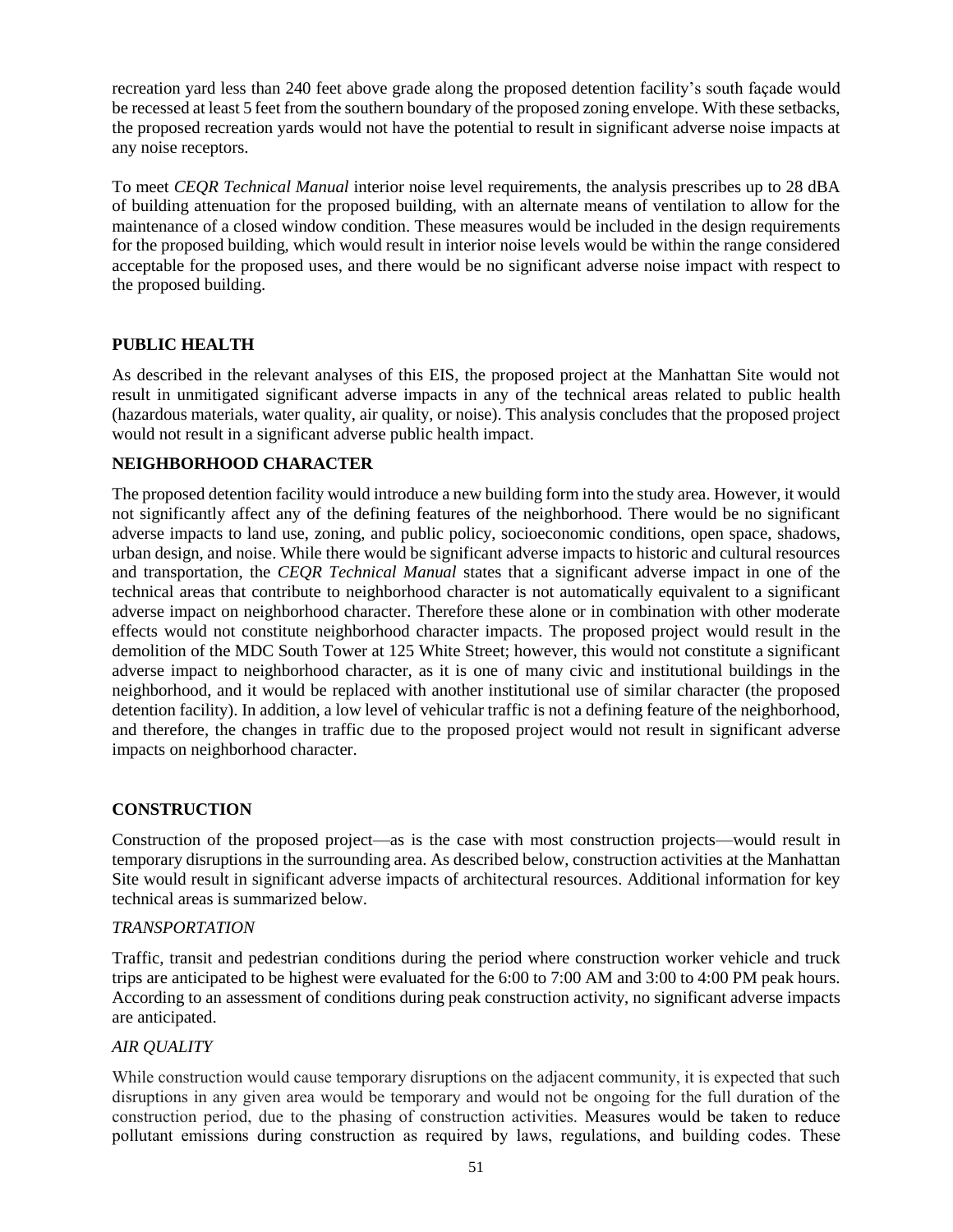recreation yard less than 240 feet above grade along the proposed detention facility's south façade would be recessed at least 5 feet from the southern boundary of the proposed zoning envelope. With these setbacks, the proposed recreation yards would not have the potential to result in significant adverse noise impacts at any noise receptors.

To meet *CEQR Technical Manual* interior noise level requirements, the analysis prescribes up to 28 dBA of building attenuation for the proposed building, with an alternate means of ventilation to allow for the maintenance of a closed window condition. These measures would be included in the design requirements for the proposed building, which would result in interior noise levels would be within the range considered acceptable for the proposed uses, and there would be no significant adverse noise impact with respect to the proposed building.

## PUBLIC HEALTH

As described in the relevant analyses of this EIS, the proposed project at the Manhattan Site would not result in unmitigated significant adverse impacts in any of the technical areas related to public health (hazardous materials, water quality, air quality, or noise). This analysis concludes that the proposed project would not result in a significant adverse public health impact.

## NEIGHBORHOOD CHARACTER

The proposed detention facility would introduce a new building form into the study area. However, it would not significantly affect any of the defining features of the neighborhood. There would be no significant adverse impacts to land use, zoning, and public policy, socioeconomic conditions, open space, shadows, urban design, and noise. While there would be significant adverse impacts to historic and cultural resources and transportation, the *CEQR Technical Manual* states that a significant adverse impact in one of the technical areas that contribute to neighborhood character is not automatically equivalent to a significant adverse impact on neighborhood character. Therefore these alone or in combination with other moderate effects would not constitute neighborhood character impacts. The proposed project would result in the demolition of the MDC South Tower at 125 White Street; however, this would not constitute a significant adverse impact to neighborhood character, as it is one of many civic and institutional buildings in the neighborhood, and it would be replaced with another institutional use of similar character (the proposed detention facility). In addition, a low level of vehicular traffic is not a defining feature of the neighborhood, and therefore, the changes in traffic due to the proposed project would not result in significant adverse impacts on neighborhood character.

## CONSTRUCTION

Construction of the proposed project—as is the case with most construction projects—would result in temporary disruptions in the surrounding area. As described below, construction activities at the Manhattan Site would result in significant adverse impacts of architectural resources. Additional information for key technical areas is summarized below.

### *TRANSPORTATION*

Traffic, transit and pedestrian conditions during the period where construction worker vehicle and truck trips are anticipated to be highest were evaluated for the 6:00 to 7:00 AM and 3:00 to 4:00 PM peak hours. According to an assessment of conditions during peak construction activity, no significant adverse impacts are anticipated.

### *AIR QUALITY*

While construction would cause temporary disruptions on the adjacent community, it is expected that such disruptions in any given area would be temporary and would not be ongoing for the full duration of the construction period, due to the phasing of construction activities. Measures would be taken to reduce pollutant emissions during construction as required by laws, regulations, and building codes. These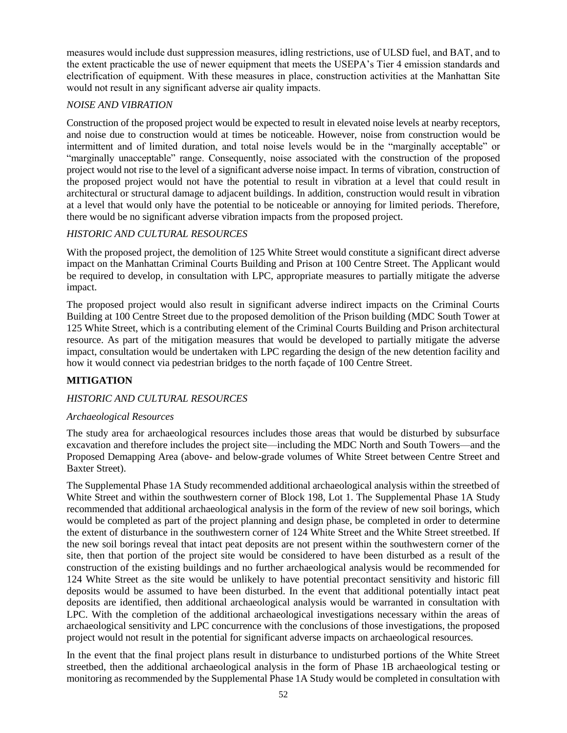measures would include dust suppression measures, idling restrictions, use of ULSD fuel, and BAT, and to the extent practicable the use of newer equipment that meets the USEPA's Tier 4 emission standards and electrification of equipment. With these measures in place, construction activities at the Manhattan Site would not result in any significant adverse air quality impacts.

*NOISE AND VIBRATION*

Construction of the proposed project would be expected to result in elevated noise levels at nearby receptors, and noise due to construction would at times be noticeable. However, noise from construction would be intermittent and of limited duration, and total noise levels would be in the "marginally acceptable" or "marginally unacceptable" range. Consequently, noise associated with the construction of the proposed project would not rise to the level of a significant adverse noise impact. In terms of vibration, construction of the proposed project would not have the potential to result in vibration at a level that could result in architectural or structural damage to adjacent buildings. In addition, construction would result in vibration at a level that would only have the potential to be noticeable or annoying for limited periods. Therefore, there would be no significant adverse vibration impacts from the proposed project.

*HISTORIC AND CULTURAL RESOURCES*

With the proposed project, the demolition of 125 White Street would constitute a significant direct adverse impact on the Manhattan Criminal Courts Building and Prison at 100 Centre Street. The Applicant would be required to develop, in consultation with LPC, appropriate measures to partially mitigate the adverse impact.

The proposed project would also result in significant adverse indirect impacts on the Criminal Courts Building at 100 Centre Street due to the proposed demolition of the Prison building (MDC South Tower at 125 White Street, which is a contributing element of the Criminal Courts Building and Prison architectural resource. As part of the mitigation measures that would be developed to partially mitigate the adverse impact, consultation would be undertaken with LPC regarding the design of the new detention facility and how it would connect via pedestrian bridges to the north façade of 100 Centre Street.

## MITIGATION

*HISTORIC AND CULTURAL RESOURCES*

*Archaeological Resources*

The study area for archaeological resources includes those areas that would be disturbed by subsurface excavation and therefore includes the project site—including the MDC North and South Towers—and the Proposed Demapping Area (above- and below-grade volumes of White Street between Centre Street and Baxter Street).

The Supplemental Phase 1A Study recommended additional archaeological analysis within the streetbed of White Street and within the southwestern corner of Block 198, Lot 1. The Supplemental Phase 1A Study recommended that additional archaeological analysis in the form of the review of new soil borings, which would be completed as part of the project planning and design phase, be completed in order to determine the extent of disturbance in the southwestern corner of 124 White Street and the White Street streetbed. If the new soil borings reveal that intact peat deposits are not present within the southwestern corner of the site, then that portion of the project site would be considered to have been disturbed as a result of the construction of the existing buildings and no further archaeological analysis would be recommended for 124 White Street as the site would be unlikely to have potential precontact sensitivity and historic fill deposits would be assumed to have been disturbed. In the event that additional potentially intact peat deposits are identified, then additional archaeological analysis would be warranted in consultation with LPC. With the completion of the additional archaeological investigations necessary within the areas of archaeological sensitivity and LPC concurrence with the conclusions of those investigations, the proposed project would not result in the potential for significant adverse impacts on archaeological resources.

In the event that the final project plans result in disturbance to undisturbed portions of the White Street streetbed, then the additional archaeological analysis in the form of Phase 1B archaeological testing or monitoring as recommended by the Supplemental Phase 1A Study would be completed in consultation with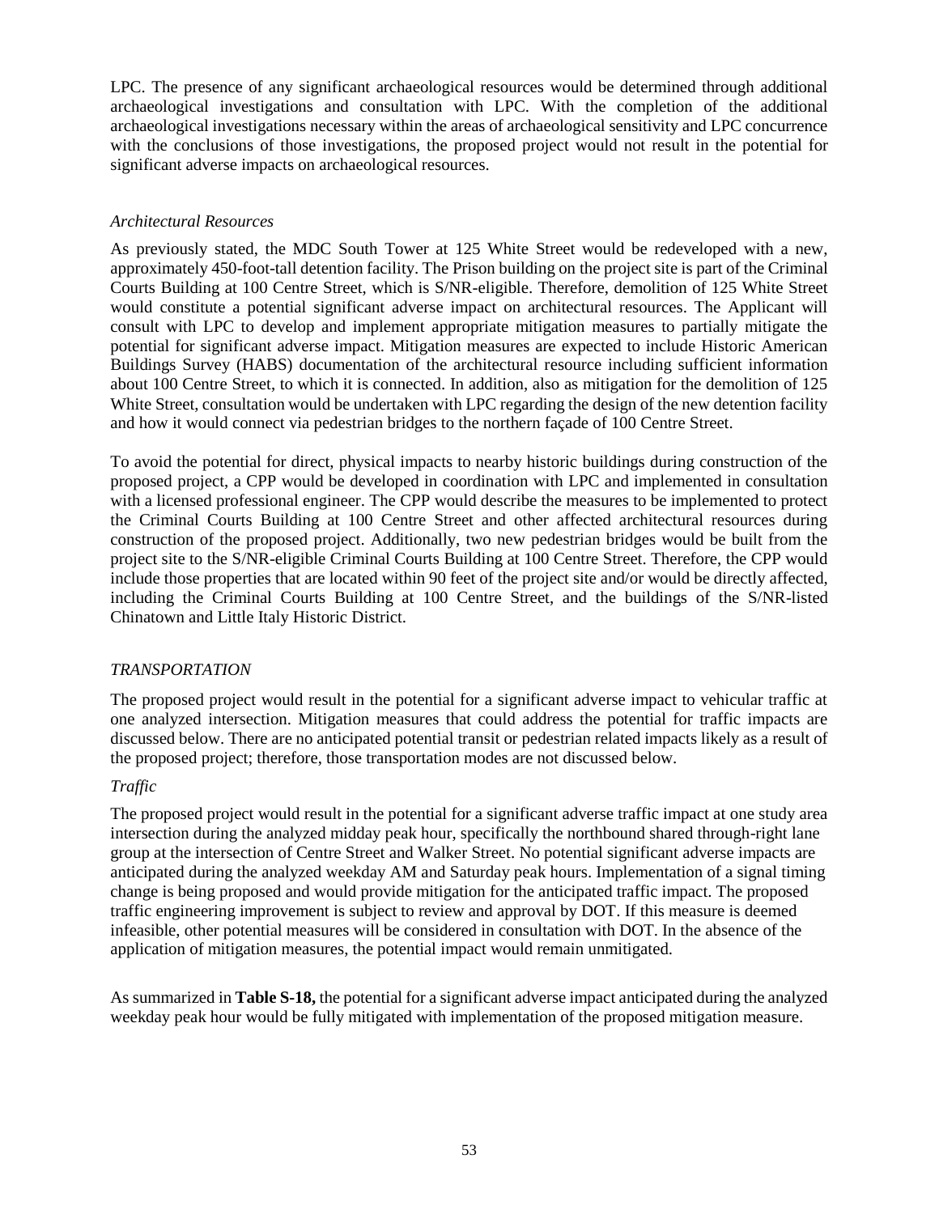LPC. The presence of any significant archaeological resources would be determined through additional archaeological investigations and consultation with LPC. With the completion of the additional archaeological investigations necessary within the areas of archaeological sensitivity and LPC concurrence with the conclusions of those investigations, the proposed project would not result in the potential for significant adverse impacts on archaeological resources.

*Architectural Resources*

As previously stated, the MDC South Tower at 125 White Street would be redeveloped with a new, approximately 450-foot-tall detention facility. The Prison building on the project site is part of the Criminal Courts Building at 100 Centre Street, which is S/NR-eligible. Therefore, demolition of 125 White Street would constitute a potential significant adverse impact on architectural resources. The Applicant will consult with LPC to develop and implement appropriate mitigation measures to partially mitigate the potential for significant adverse impact. Mitigation measures are expected to include Historic American Buildings Survey (HABS) documentation of the architectural resource including sufficient information about 100 Centre Street, to which it is connected. In addition, also as mitigation for the demolition of 125 White Street, consultation would be undertaken with LPC regarding the design of the new detention facility and how it would connect via pedestrian bridges to the northern façade of 100 Centre Street.

To avoid the potential for direct, physical impacts to nearby historic buildings during construction of the proposed project, a CPP would be developed in coordination with LPC and implemented in consultation with a licensed professional engineer. The CPP would describe the measures to be implemented to protect the Criminal Courts Building at 100 Centre Street and other affected architectural resources during construction of the proposed project. Additionally, two new pedestrian bridges would be built from the project site to the S/NR-eligible Criminal Courts Building at 100 Centre Street. Therefore, the CPP would include those properties that are located within 90 feet of the project site and/or would be directly affected, including the Criminal Courts Building at 100 Centre Street, and the buildings of the S/NR-listed Chinatown and Little Italy Historic District.

*TRANSPORTATION*

The proposed project would result in the potential for a significant adverse impact to vehicular traffic at one analyzed intersection. Mitigation measures that could address the potential for traffic impacts are discussed below. There are no anticipated potential transit or pedestrian related impacts likely as a result of the proposed project; therefore, those transportation modes are not discussed below.

*Traffic*

The proposed project would result in the potential for a significant adverse traffic impact at one study area intersection during the analyzed midday peak hour, specifically the northbound shared through-right lane group at the intersection of Centre Street and Walker Street. No potential significant adverse impacts are anticipated during the analyzed weekday AM and Saturday peak hours. Implementation of a signal timing change is being proposed and would provide mitigation for the anticipated traffic impact. The proposed traffic engineering improvement is subject to review and approval by DOT. If this measure is deemed infeasible, other potential measures will be considered in consultation with DOT. In the absence of the application of mitigation measures, the potential impact would remain unmitigated.

As summarized in **Table S-18,** the potential for a significant adverse impact anticipated during the analyzed weekday peak hour would be fully mitigated with implementation of the proposed mitigation measure.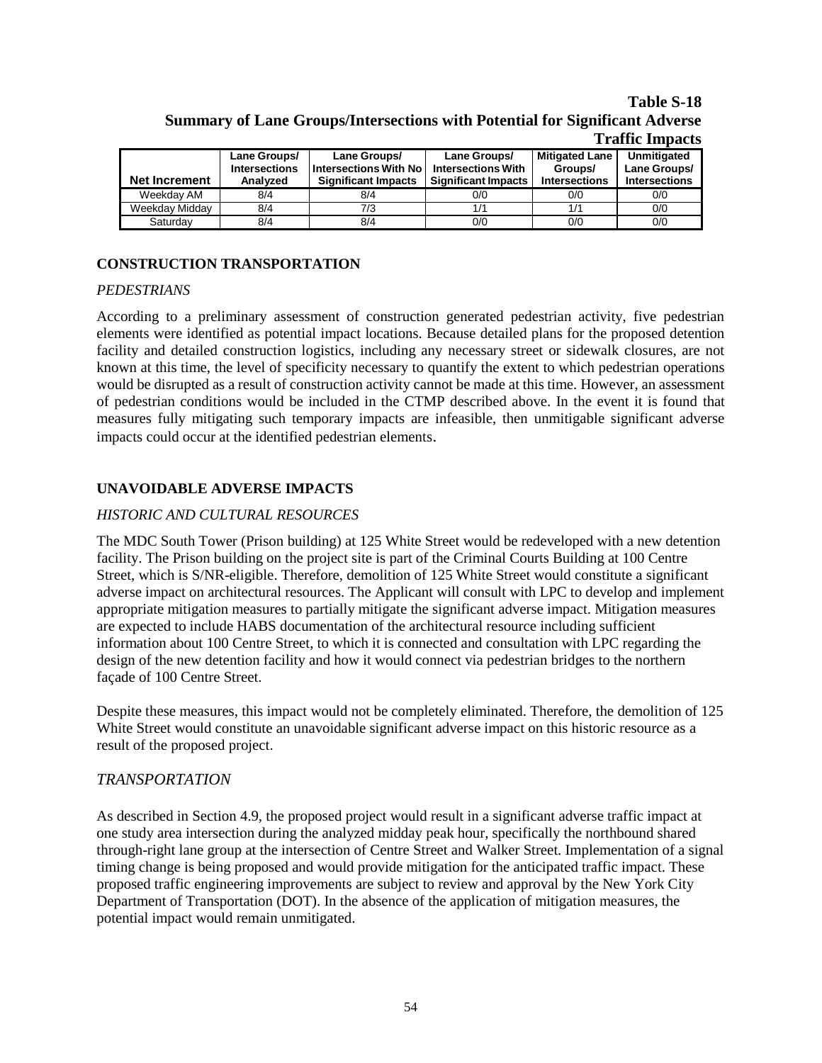**Table S-18**
**Summary of Lane Groups/Intersections with Potential for Significant Adverse Traffic Impacts**

| Net Increment | Lane Groups/ Intersections Analyzed | Lane Groups/ Intersections With No Significant Impacts | Lane Groups/ Intersections With Significant Impacts | Mitigated Lane Groups/ Intersections | Unmitigated Lane Groups/ Intersections |
|---|---|---|---|---|---|
| Weekday AM | 8/4 | 8/4 | 0/0 | 0/0 | 0/0 |
| Weekday Midday | 8/4 | 7/3 | 1/1 | 1/1 | 0/0 |
| Saturday | 8/4 | 8/4 | 0/0 | 0/0 | 0/0 |

## CONSTRUCTION TRANSPORTATION

### *PEDESTRIANS*

According to a preliminary assessment of construction generated pedestrian activity, five pedestrian elements were identified as potential impact locations. Because detailed plans for the proposed detention facility and detailed construction logistics, including any necessary street or sidewalk closures, are not known at this time, the level of specificity necessary to quantify the extent to which pedestrian operations would be disrupted as a result of construction activity cannot be made at this time. However, an assessment of pedestrian conditions would be included in the CTMP described above. In the event it is found that measures fully mitigating such temporary impacts are infeasible, then unmitigable significant adverse impacts could occur at the identified pedestrian elements.

## UNAVOIDABLE ADVERSE IMPACTS

### *HISTORIC AND CULTURAL RESOURCES*

The MDC South Tower (Prison building) at 125 White Street would be redeveloped with a new detention facility. The Prison building on the project site is part of the Criminal Courts Building at 100 Centre Street, which is S/NR-eligible. Therefore, demolition of 125 White Street would constitute a significant adverse impact on architectural resources. The Applicant will consult with LPC to develop and implement appropriate mitigation measures to partially mitigate the significant adverse impact. Mitigation measures are expected to include HABS documentation of the architectural resource including sufficient information about 100 Centre Street, to which it is connected and consultation with LPC regarding the design of the new detention facility and how it would connect via pedestrian bridges to the northern façade of 100 Centre Street.

Despite these measures, this impact would not be completely eliminated. Therefore, the demolition of 125 White Street would constitute an unavoidable significant adverse impact on this historic resource as a result of the proposed project.

### *TRANSPORTATION*

As described in Section 4.9, the proposed project would result in a significant adverse traffic impact at one study area intersection during the analyzed midday peak hour, specifically the northbound shared through-right lane group at the intersection of Centre Street and Walker Street. Implementation of a signal timing change is being proposed and would provide mitigation for the anticipated traffic impact. These proposed traffic engineering improvements are subject to review and approval by the New York City Department of Transportation (DOT). In the absence of the application of mitigation measures, the potential impact would remain unmitigated.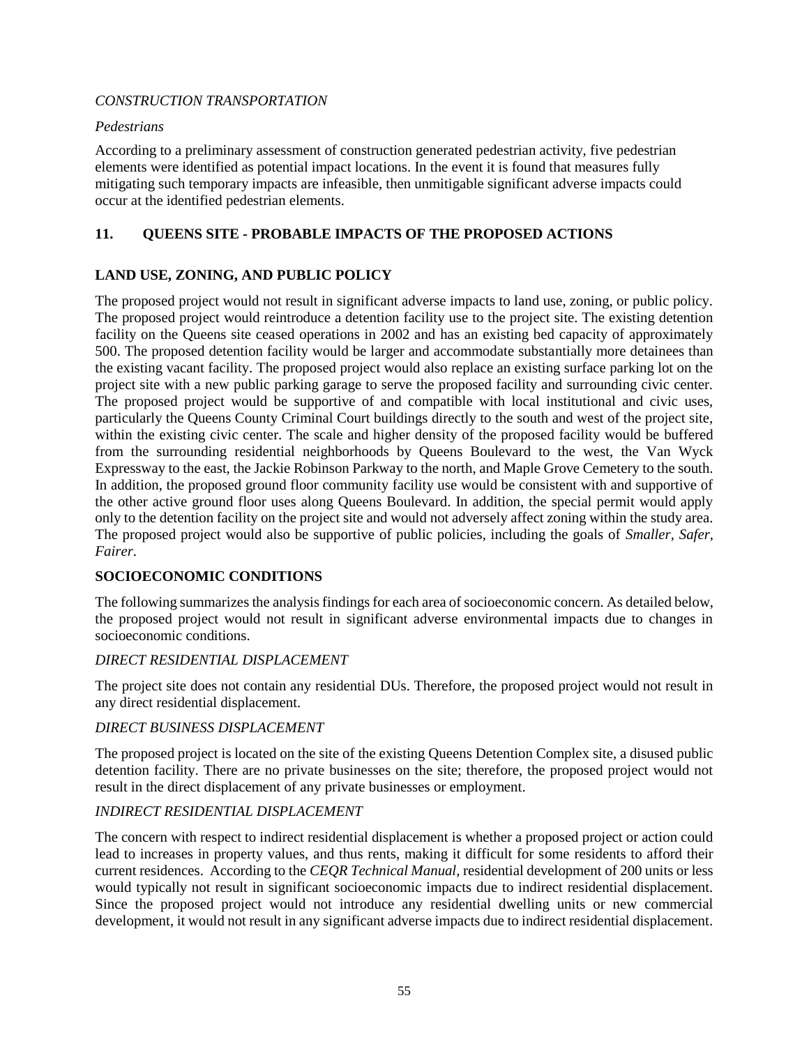*CONSTRUCTION TRANSPORTATION*

*Pedestrians*

According to a preliminary assessment of construction generated pedestrian activity, five pedestrian elements were identified as potential impact locations. In the event it is found that measures fully mitigating such temporary impacts are infeasible, then unmitigable significant adverse impacts could occur at the identified pedestrian elements.

## 11. QUEENS SITE - PROBABLE IMPACTS OF THE PROPOSED ACTIONS

### LAND USE, ZONING, AND PUBLIC POLICY

The proposed project would not result in significant adverse impacts to land use, zoning, or public policy. The proposed project would reintroduce a detention facility use to the project site. The existing detention facility on the Queens site ceased operations in 2002 and has an existing bed capacity of approximately 500. The proposed detention facility would be larger and accommodate substantially more detainees than the existing vacant facility. The proposed project would also replace an existing surface parking lot on the project site with a new public parking garage to serve the proposed facility and surrounding civic center. The proposed project would be supportive of and compatible with local institutional and civic uses, particularly the Queens County Criminal Court buildings directly to the south and west of the project site, within the existing civic center. The scale and higher density of the proposed facility would be buffered from the surrounding residential neighborhoods by Queens Boulevard to the west, the Van Wyck Expressway to the east, the Jackie Robinson Parkway to the north, and Maple Grove Cemetery to the south. In addition, the proposed ground floor community facility use would be consistent with and supportive of the other active ground floor uses along Queens Boulevard. In addition, the special permit would apply only to the detention facility on the project site and would not adversely affect zoning within the study area. The proposed project would also be supportive of public policies, including the goals of *Smaller, Safer, Fairer*.

### SOCIOECONOMIC CONDITIONS

The following summarizes the analysis findings for each area of socioeconomic concern. As detailed below, the proposed project would not result in significant adverse environmental impacts due to changes in socioeconomic conditions.

*DIRECT RESIDENTIAL DISPLACEMENT*

The project site does not contain any residential DUs. Therefore, the proposed project would not result in any direct residential displacement.

*DIRECT BUSINESS DISPLACEMENT*

The proposed project is located on the site of the existing Queens Detention Complex site, a disused public detention facility. There are no private businesses on the site; therefore, the proposed project would not result in the direct displacement of any private businesses or employment.

*INDIRECT RESIDENTIAL DISPLACEMENT*

The concern with respect to indirect residential displacement is whether a proposed project or action could lead to increases in property values, and thus rents, making it difficult for some residents to afford their current residences. According to the *CEQR Technical Manual*, residential development of 200 units or less would typically not result in significant socioeconomic impacts due to indirect residential displacement. Since the proposed project would not introduce any residential dwelling units or new commercial development, it would not result in any significant adverse impacts due to indirect residential displacement.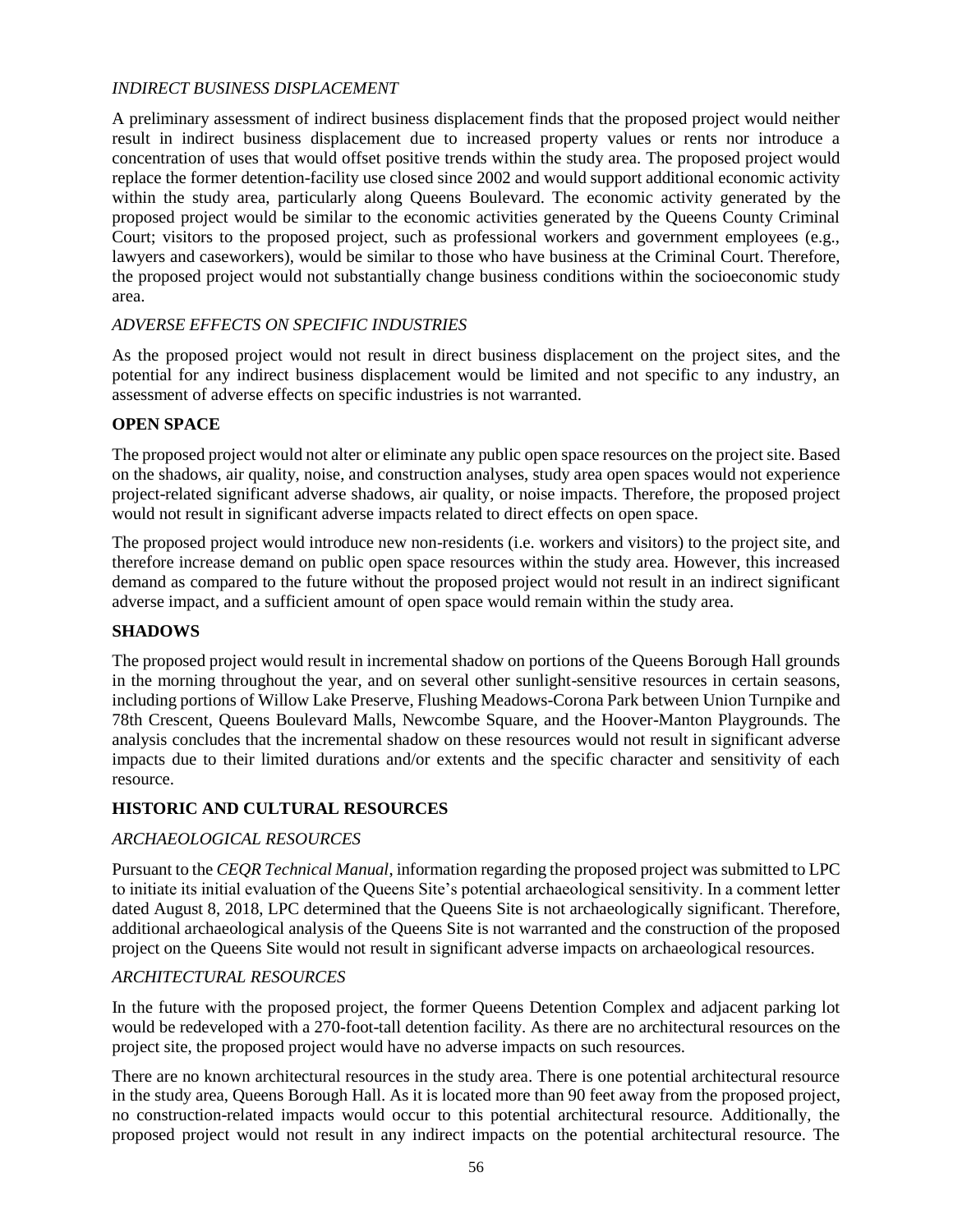*INDIRECT BUSINESS DISPLACEMENT*

A preliminary assessment of indirect business displacement finds that the proposed project would neither result in indirect business displacement due to increased property values or rents nor introduce a concentration of uses that would offset positive trends within the study area. The proposed project would replace the former detention-facility use closed since 2002 and would support additional economic activity within the study area, particularly along Queens Boulevard. The economic activity generated by the proposed project would be similar to the economic activities generated by the Queens County Criminal Court; visitors to the proposed project, such as professional workers and government employees (e.g., lawyers and caseworkers), would be similar to those who have business at the Criminal Court. Therefore, the proposed project would not substantially change business conditions within the socioeconomic study area.

*ADVERSE EFFECTS ON SPECIFIC INDUSTRIES*

As the proposed project would not result in direct business displacement on the project sites, and the potential for any indirect business displacement would be limited and not specific to any industry, an assessment of adverse effects on specific industries is not warranted.

## OPEN SPACE

The proposed project would not alter or eliminate any public open space resources on the project site. Based on the shadows, air quality, noise, and construction analyses, study area open spaces would not experience project-related significant adverse shadows, air quality, or noise impacts. Therefore, the proposed project would not result in significant adverse impacts related to direct effects on open space.

The proposed project would introduce new non-residents (i.e. workers and visitors) to the project site, and therefore increase demand on public open space resources within the study area. However, this increased demand as compared to the future without the proposed project would not result in an indirect significant adverse impact, and a sufficient amount of open space would remain within the study area.

## SHADOWS

The proposed project would result in incremental shadow on portions of the Queens Borough Hall grounds in the morning throughout the year, and on several other sunlight-sensitive resources in certain seasons, including portions of Willow Lake Preserve, Flushing Meadows-Corona Park between Union Turnpike and 78th Crescent, Queens Boulevard Malls, Newcombe Square, and the Hoover-Manton Playgrounds. The analysis concludes that the incremental shadow on these resources would not result in significant adverse impacts due to their limited durations and/or extents and the specific character and sensitivity of each resource.

## HISTORIC AND CULTURAL RESOURCES

*ARCHAEOLOGICAL RESOURCES*

Pursuant to the *CEQR Technical Manual*, information regarding the proposed project was submitted to LPC to initiate its initial evaluation of the Queens Site's potential archaeological sensitivity. In a comment letter dated August 8, 2018, LPC determined that the Queens Site is not archaeologically significant. Therefore, additional archaeological analysis of the Queens Site is not warranted and the construction of the proposed project on the Queens Site would not result in significant adverse impacts on archaeological resources.

*ARCHITECTURAL RESOURCES*

In the future with the proposed project, the former Queens Detention Complex and adjacent parking lot would be redeveloped with a 270-foot-tall detention facility. As there are no architectural resources on the project site, the proposed project would have no adverse impacts on such resources.

There are no known architectural resources in the study area. There is one potential architectural resource in the study area, Queens Borough Hall. As it is located more than 90 feet away from the proposed project, no construction-related impacts would occur to this potential architectural resource. Additionally, the proposed project would not result in any indirect impacts on the potential architectural resource. The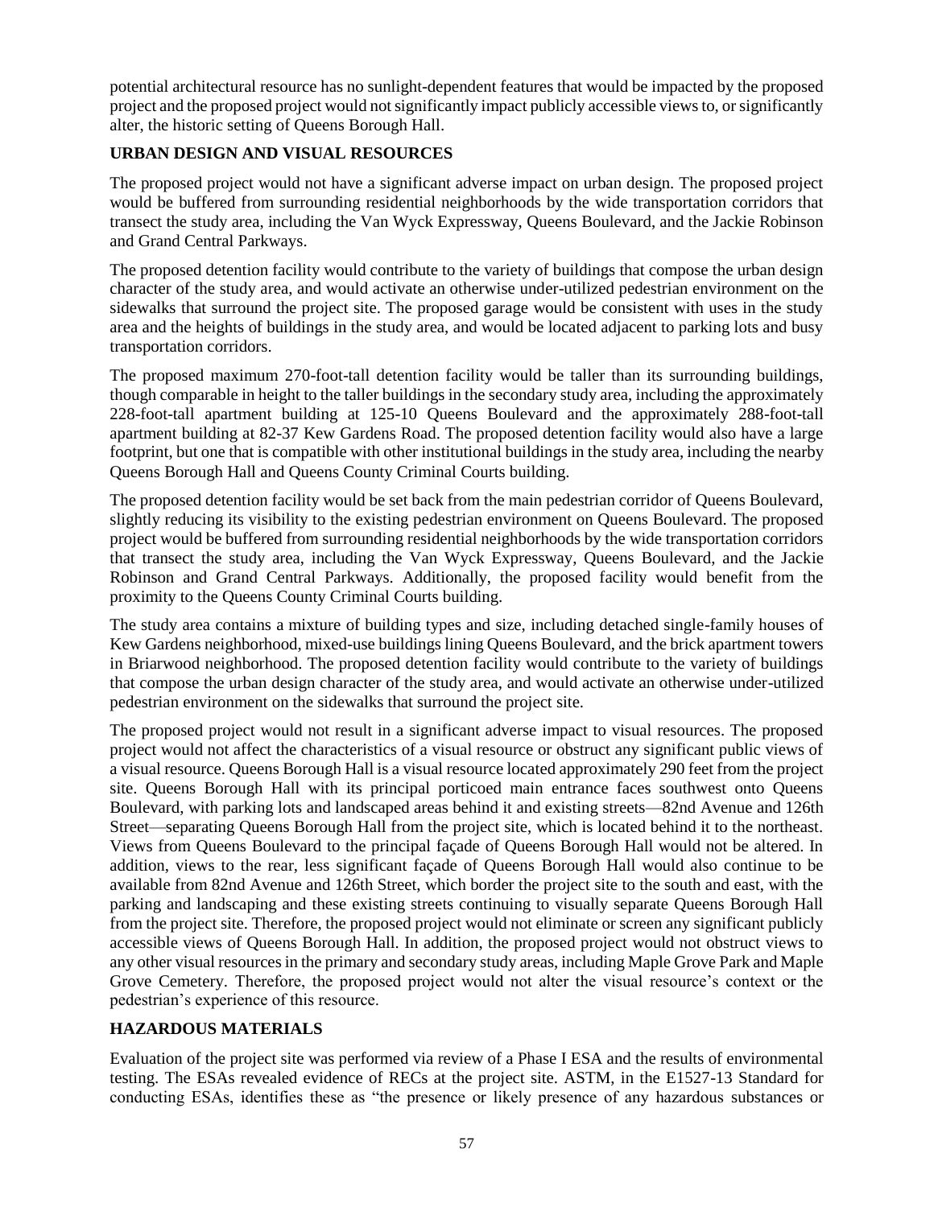potential architectural resource has no sunlight-dependent features that would be impacted by the proposed project and the proposed project would not significantly impact publicly accessible views to, or significantly alter, the historic setting of Queens Borough Hall.

### URBAN DESIGN AND VISUAL RESOURCES

The proposed project would not have a significant adverse impact on urban design. The proposed project would be buffered from surrounding residential neighborhoods by the wide transportation corridors that transect the study area, including the Van Wyck Expressway, Queens Boulevard, and the Jackie Robinson and Grand Central Parkways.

The proposed detention facility would contribute to the variety of buildings that compose the urban design character of the study area, and would activate an otherwise under-utilized pedestrian environment on the sidewalks that surround the project site. The proposed garage would be consistent with uses in the study area and the heights of buildings in the study area, and would be located adjacent to parking lots and busy transportation corridors.

The proposed maximum 270-foot-tall detention facility would be taller than its surrounding buildings, though comparable in height to the taller buildings in the secondary study area, including the approximately 228-foot-tall apartment building at 125-10 Queens Boulevard and the approximately 288-foot-tall apartment building at 82-37 Kew Gardens Road. The proposed detention facility would also have a large footprint, but one that is compatible with other institutional buildings in the study area, including the nearby Queens Borough Hall and Queens County Criminal Courts building.

The proposed detention facility would be set back from the main pedestrian corridor of Queens Boulevard, slightly reducing its visibility to the existing pedestrian environment on Queens Boulevard. The proposed project would be buffered from surrounding residential neighborhoods by the wide transportation corridors that transect the study area, including the Van Wyck Expressway, Queens Boulevard, and the Jackie Robinson and Grand Central Parkways. Additionally, the proposed facility would benefit from the proximity to the Queens County Criminal Courts building.

The study area contains a mixture of building types and size, including detached single-family houses of Kew Gardens neighborhood, mixed-use buildings lining Queens Boulevard, and the brick apartment towers in Briarwood neighborhood. The proposed detention facility would contribute to the variety of buildings that compose the urban design character of the study area, and would activate an otherwise under-utilized pedestrian environment on the sidewalks that surround the project site.

The proposed project would not result in a significant adverse impact to visual resources. The proposed project would not affect the characteristics of a visual resource or obstruct any significant public views of a visual resource. Queens Borough Hall is a visual resource located approximately 290 feet from the project site. Queens Borough Hall with its principal porticoed main entrance faces southwest onto Queens Boulevard, with parking lots and landscaped areas behind it and existing streets—82nd Avenue and 126th Street—separating Queens Borough Hall from the project site, which is located behind it to the northeast. Views from Queens Boulevard to the principal façade of Queens Borough Hall would not be altered. In addition, views to the rear, less significant façade of Queens Borough Hall would also continue to be available from 82nd Avenue and 126th Street, which border the project site to the south and east, with the parking and landscaping and these existing streets continuing to visually separate Queens Borough Hall from the project site. Therefore, the proposed project would not eliminate or screen any significant publicly accessible views of Queens Borough Hall. In addition, the proposed project would not obstruct views to any other visual resources in the primary and secondary study areas, including Maple Grove Park and Maple Grove Cemetery. Therefore, the proposed project would not alter the visual resource's context or the pedestrian's experience of this resource.

### HAZARDOUS MATERIALS

Evaluation of the project site was performed via review of a Phase I ESA and the results of environmental testing. The ESAs revealed evidence of RECs at the project site. ASTM, in the E1527-13 Standard for conducting ESAs, identifies these as "the presence or likely presence of any hazardous substances or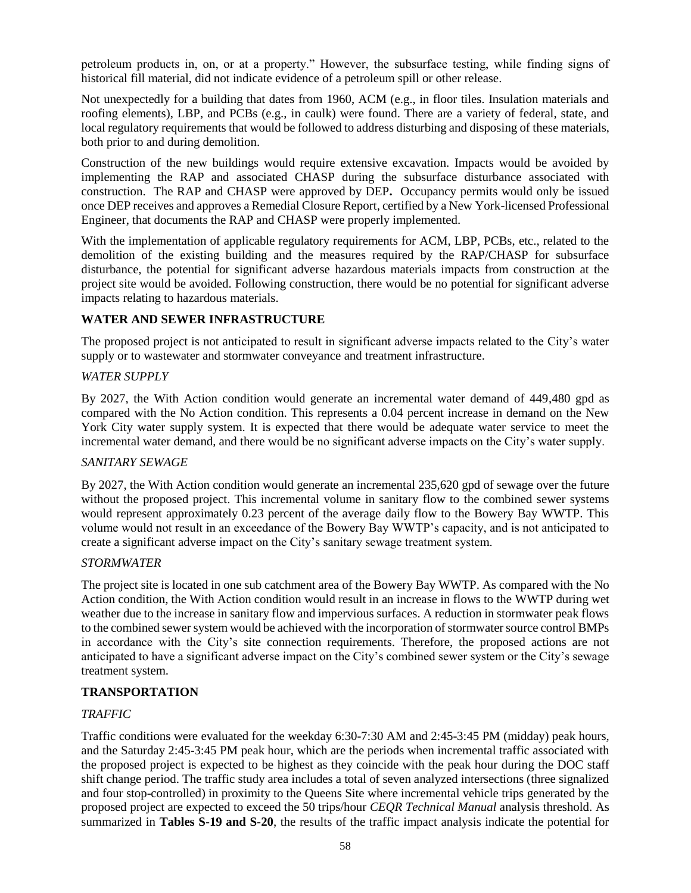petroleum products in, on, or at a property." However, the subsurface testing, while finding signs of historical fill material, did not indicate evidence of a petroleum spill or other release.

Not unexpectedly for a building that dates from 1960, ACM (e.g., in floor tiles. Insulation materials and roofing elements), LBP, and PCBs (e.g., in caulk) were found. There are a variety of federal, state, and local regulatory requirements that would be followed to address disturbing and disposing of these materials, both prior to and during demolition.

Construction of the new buildings would require extensive excavation. Impacts would be avoided by implementing the RAP and associated CHASP during the subsurface disturbance associated with construction. The RAP and CHASP were approved by DEP**.** Occupancy permits would only be issued once DEP receives and approves a Remedial Closure Report, certified by a New York-licensed Professional Engineer, that documents the RAP and CHASP were properly implemented.

With the implementation of applicable regulatory requirements for ACM, LBP, PCBs, etc., related to the demolition of the existing building and the measures required by the RAP/CHASP for subsurface disturbance, the potential for significant adverse hazardous materials impacts from construction at the project site would be avoided. Following construction, there would be no potential for significant adverse impacts relating to hazardous materials.

## WATER AND SEWER INFRASTRUCTURE

The proposed project is not anticipated to result in significant adverse impacts related to the City's water supply or to wastewater and stormwater conveyance and treatment infrastructure.

### *WATER SUPPLY*

By 2027, the With Action condition would generate an incremental water demand of 449,480 gpd as compared with the No Action condition. This represents a 0.04 percent increase in demand on the New York City water supply system. It is expected that there would be adequate water service to meet the incremental water demand, and there would be no significant adverse impacts on the City's water supply.

### *SANITARY SEWAGE*

By 2027, the With Action condition would generate an incremental 235,620 gpd of sewage over the future without the proposed project. This incremental volume in sanitary flow to the combined sewer systems would represent approximately 0.23 percent of the average daily flow to the Bowery Bay WWTP. This volume would not result in an exceedance of the Bowery Bay WWTP's capacity, and is not anticipated to create a significant adverse impact on the City's sanitary sewage treatment system.

### *STORMWATER*

The project site is located in one sub catchment area of the Bowery Bay WWTP. As compared with the No Action condition, the With Action condition would result in an increase in flows to the WWTP during wet weather due to the increase in sanitary flow and impervious surfaces. A reduction in stormwater peak flows to the combined sewer system would be achieved with the incorporation of stormwater source control BMPs in accordance with the City's site connection requirements. Therefore, the proposed actions are not anticipated to have a significant adverse impact on the City's combined sewer system or the City's sewage treatment system.

## TRANSPORTATION

### *TRAFFIC*

Traffic conditions were evaluated for the weekday 6:30-7:30 AM and 2:45-3:45 PM (midday) peak hours, and the Saturday 2:45-3:45 PM peak hour, which are the periods when incremental traffic associated with the proposed project is expected to be highest as they coincide with the peak hour during the DOC staff shift change period. The traffic study area includes a total of seven analyzed intersections (three signalized and four stop-controlled) in proximity to the Queens Site where incremental vehicle trips generated by the proposed project are expected to exceed the 50 trips/hour *CEQR Technical Manual* analysis threshold. As summarized in **Tables S-19 and S-20**, the results of the traffic impact analysis indicate the potential for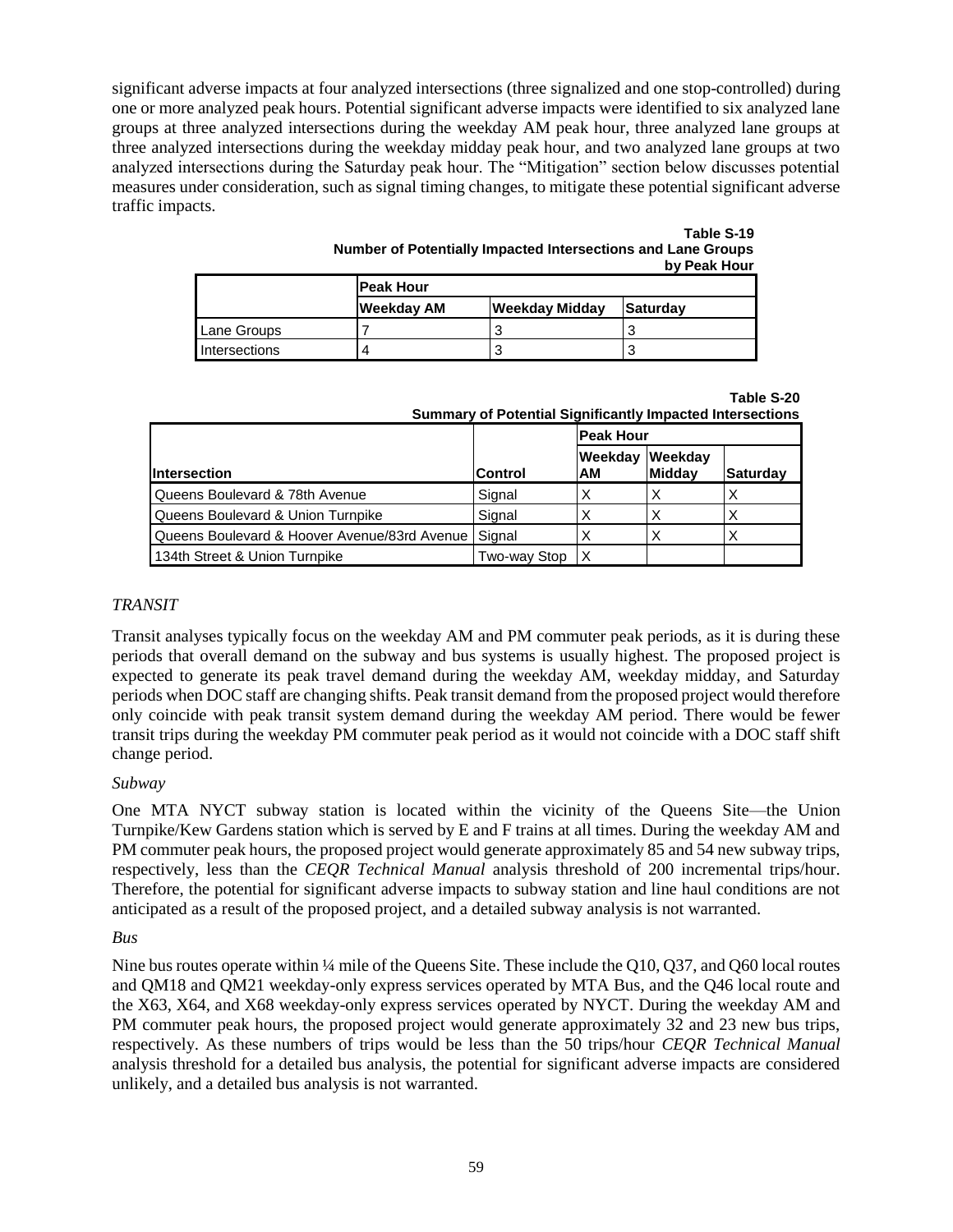significant adverse impacts at four analyzed intersections (three signalized and one stop-controlled) during one or more analyzed peak hours. Potential significant adverse impacts were identified to six analyzed lane groups at three analyzed intersections during the weekday AM peak hour, three analyzed lane groups at three analyzed intersections during the weekday midday peak hour, and two analyzed lane groups at two analyzed intersections during the Saturday peak hour. The "Mitigation" section below discusses potential measures under consideration, such as signal timing changes, to mitigate these potential significant adverse traffic impacts.

**Table S-19**
**Number of Potentially Impacted Intersections and Lane Groups by Peak Hour**

| | Peak Hour | | |
|---|---|---|---|
| | **Weekday AM** | **Weekday Midday** | **Saturday** |
| Lane Groups | 7 | 3 | 3 |
| Intersections | 4 | 3 | 3 |

**Table S-20**
**Summary of Potential Significantly Impacted Intersections**

| | | Peak Hour | | |
|---|---|---|---|---|
| **Intersection** | **Control** | **Weekday AM** | **Weekday Midday** | **Saturday** |
| Queens Boulevard & 78th Avenue | Signal | X | X | X |
| Queens Boulevard & Union Turnpike | Signal | X | X | X |
| Queens Boulevard & Hoover Avenue/83rd Avenue | Signal | X | X | X |
| 134th Street & Union Turnpike | Two-way Stop | X | | |

*TRANSIT*

Transit analyses typically focus on the weekday AM and PM commuter peak periods, as it is during these periods that overall demand on the subway and bus systems is usually highest. The proposed project is expected to generate its peak travel demand during the weekday AM, weekday midday, and Saturday periods when DOC staff are changing shifts. Peak transit demand from the proposed project would therefore only coincide with peak transit system demand during the weekday AM period. There would be fewer transit trips during the weekday PM commuter peak period as it would not coincide with a DOC staff shift change period.

*Subway*

One MTA NYCT subway station is located within the vicinity of the Queens Site—the Union Turnpike/Kew Gardens station which is served by E and F trains at all times. During the weekday AM and PM commuter peak hours, the proposed project would generate approximately 85 and 54 new subway trips, respectively, less than the *CEQR Technical Manual* analysis threshold of 200 incremental trips/hour. Therefore, the potential for significant adverse impacts to subway station and line haul conditions are not anticipated as a result of the proposed project, and a detailed subway analysis is not warranted.

*Bus*

Nine bus routes operate within ¼ mile of the Queens Site. These include the Q10, Q37, and Q60 local routes and QM18 and QM21 weekday-only express services operated by MTA Bus, and the Q46 local route and the X63, X64, and X68 weekday-only express services operated by NYCT. During the weekday AM and PM commuter peak hours, the proposed project would generate approximately 32 and 23 new bus trips, respectively. As these numbers of trips would be less than the 50 trips/hour *CEQR Technical Manual* analysis threshold for a detailed bus analysis, the potential for significant adverse impacts are considered unlikely, and a detailed bus analysis is not warranted.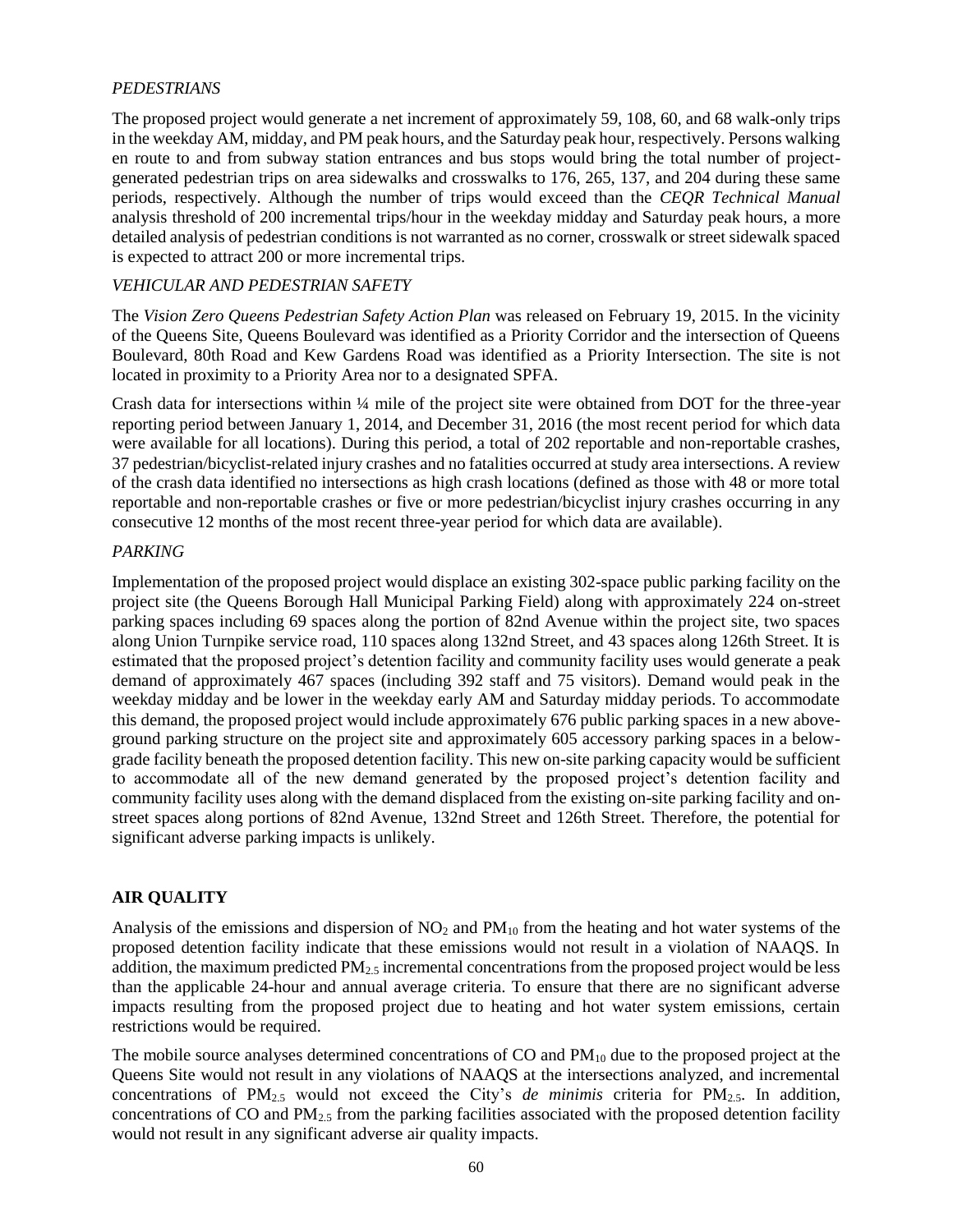*PEDESTRIANS*

The proposed project would generate a net increment of approximately 59, 108, 60, and 68 walk-only trips in the weekday AM, midday, and PM peak hours, and the Saturday peak hour, respectively. Persons walking en route to and from subway station entrances and bus stops would bring the total number of project-generated pedestrian trips on area sidewalks and crosswalks to 176, 265, 137, and 204 during these same periods, respectively. Although the number of trips would exceed than the *CEQR Technical Manual* analysis threshold of 200 incremental trips/hour in the weekday midday and Saturday peak hours, a more detailed analysis of pedestrian conditions is not warranted as no corner, crosswalk or street sidewalk spaced is expected to attract 200 or more incremental trips.

*VEHICULAR AND PEDESTRIAN SAFETY*

The *Vision Zero Queens Pedestrian Safety Action Plan* was released on February 19, 2015. In the vicinity of the Queens Site, Queens Boulevard was identified as a Priority Corridor and the intersection of Queens Boulevard, 80th Road and Kew Gardens Road was identified as a Priority Intersection. The site is not located in proximity to a Priority Area nor to a designated SPFA.

Crash data for intersections within ¼ mile of the project site were obtained from DOT for the three-year reporting period between January 1, 2014, and December 31, 2016 (the most recent period for which data were available for all locations). During this period, a total of 202 reportable and non-reportable crashes, 37 pedestrian/bicyclist-related injury crashes and no fatalities occurred at study area intersections. A review of the crash data identified no intersections as high crash locations (defined as those with 48 or more total reportable and non-reportable crashes or five or more pedestrian/bicyclist injury crashes occurring in any consecutive 12 months of the most recent three-year period for which data are available).

*PARKING*

Implementation of the proposed project would displace an existing 302-space public parking facility on the project site (the Queens Borough Hall Municipal Parking Field) along with approximately 224 on-street parking spaces including 69 spaces along the portion of 82nd Avenue within the project site, two spaces along Union Turnpike service road, 110 spaces along 132nd Street, and 43 spaces along 126th Street. It is estimated that the proposed project's detention facility and community facility uses would generate a peak demand of approximately 467 spaces (including 392 staff and 75 visitors). Demand would peak in the weekday midday and be lower in the weekday early AM and Saturday midday periods. To accommodate this demand, the proposed project would include approximately 676 public parking spaces in a new above-ground parking structure on the project site and approximately 605 accessory parking spaces in a below-grade facility beneath the proposed detention facility. This new on-site parking capacity would be sufficient to accommodate all of the new demand generated by the proposed project's detention facility and community facility uses along with the demand displaced from the existing on-site parking facility and on-street spaces along portions of 82nd Avenue, 132nd Street and 126th Street. Therefore, the potential for significant adverse parking impacts is unlikely.

## AIR QUALITY

Analysis of the emissions and dispersion of $NO_2$ and $PM_{10}$ from the heating and hot water systems of the proposed detention facility indicate that these emissions would not result in a violation of NAAQS. In addition, the maximum predicted $PM_{2.5}$ incremental concentrations from the proposed project would be less than the applicable 24-hour and annual average criteria. To ensure that there are no significant adverse impacts resulting from the proposed project due to heating and hot water system emissions, certain restrictions would be required.

The mobile source analyses determined concentrations of CO and $PM_{10}$ due to the proposed project at the Queens Site would not result in any violations of NAAQS at the intersections analyzed, and incremental concentrations of $PM_{2.5}$ would not exceed the City's *de minimis* criteria for $PM_{2.5}$. In addition, concentrations of CO and $PM_{2.5}$ from the parking facilities associated with the proposed detention facility would not result in any significant adverse air quality impacts.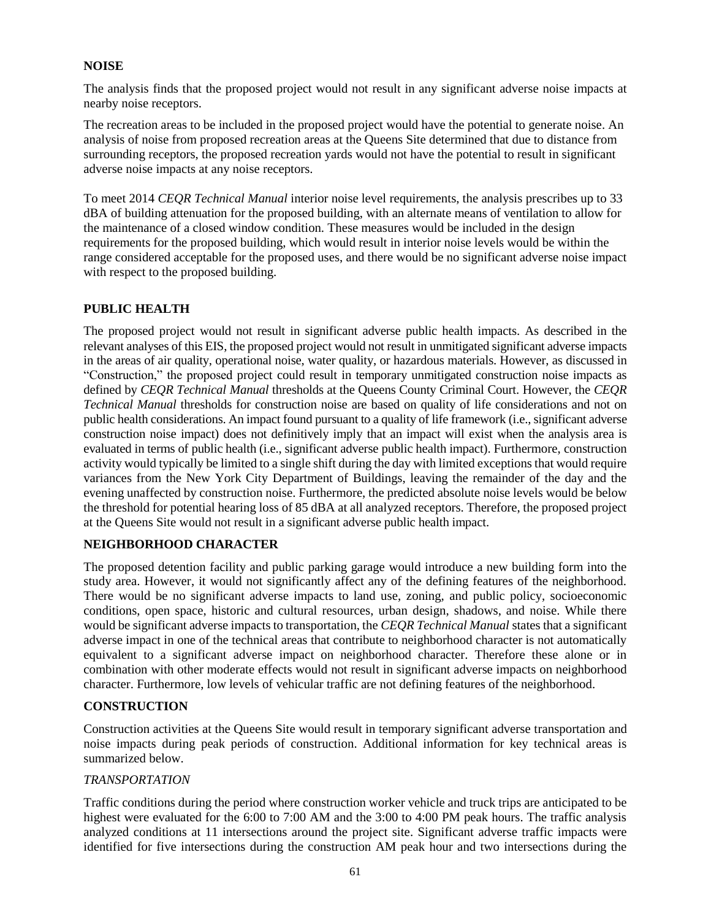## NOISE

The analysis finds that the proposed project would not result in any significant adverse noise impacts at nearby noise receptors.

The recreation areas to be included in the proposed project would have the potential to generate noise. An analysis of noise from proposed recreation areas at the Queens Site determined that due to distance from surrounding receptors, the proposed recreation yards would not have the potential to result in significant adverse noise impacts at any noise receptors.

To meet 2014 *CEQR Technical Manual* interior noise level requirements, the analysis prescribes up to 33 dBA of building attenuation for the proposed building, with an alternate means of ventilation to allow for the maintenance of a closed window condition. These measures would be included in the design requirements for the proposed building, which would result in interior noise levels would be within the range considered acceptable for the proposed uses, and there would be no significant adverse noise impact with respect to the proposed building.

## PUBLIC HEALTH

The proposed project would not result in significant adverse public health impacts. As described in the relevant analyses of this EIS, the proposed project would not result in unmitigated significant adverse impacts in the areas of air quality, operational noise, water quality, or hazardous materials. However, as discussed in "Construction," the proposed project could result in temporary unmitigated construction noise impacts as defined by *CEQR Technical Manual* thresholds at the Queens County Criminal Court. However, the *CEQR Technical Manual* thresholds for construction noise are based on quality of life considerations and not on public health considerations. An impact found pursuant to a quality of life framework (i.e., significant adverse construction noise impact) does not definitively imply that an impact will exist when the analysis area is evaluated in terms of public health (i.e., significant adverse public health impact). Furthermore, construction activity would typically be limited to a single shift during the day with limited exceptions that would require variances from the New York City Department of Buildings, leaving the remainder of the day and the evening unaffected by construction noise. Furthermore, the predicted absolute noise levels would be below the threshold for potential hearing loss of 85 dBA at all analyzed receptors. Therefore, the proposed project at the Queens Site would not result in a significant adverse public health impact.

## NEIGHBORHOOD CHARACTER

The proposed detention facility and public parking garage would introduce a new building form into the study area. However, it would not significantly affect any of the defining features of the neighborhood. There would be no significant adverse impacts to land use, zoning, and public policy, socioeconomic conditions, open space, historic and cultural resources, urban design, shadows, and noise. While there would be significant adverse impacts to transportation, the *CEQR Technical Manual* states that a significant adverse impact in one of the technical areas that contribute to neighborhood character is not automatically equivalent to a significant adverse impact on neighborhood character. Therefore these alone or in combination with other moderate effects would not result in significant adverse impacts on neighborhood character. Furthermore, low levels of vehicular traffic are not defining features of the neighborhood.

## CONSTRUCTION

Construction activities at the Queens Site would result in temporary significant adverse transportation and noise impacts during peak periods of construction. Additional information for key technical areas is summarized below.

### *TRANSPORTATION*

Traffic conditions during the period where construction worker vehicle and truck trips are anticipated to be highest were evaluated for the 6:00 to 7:00 AM and the 3:00 to 4:00 PM peak hours. The traffic analysis analyzed conditions at 11 intersections around the project site. Significant adverse traffic impacts were identified for five intersections during the construction AM peak hour and two intersections during the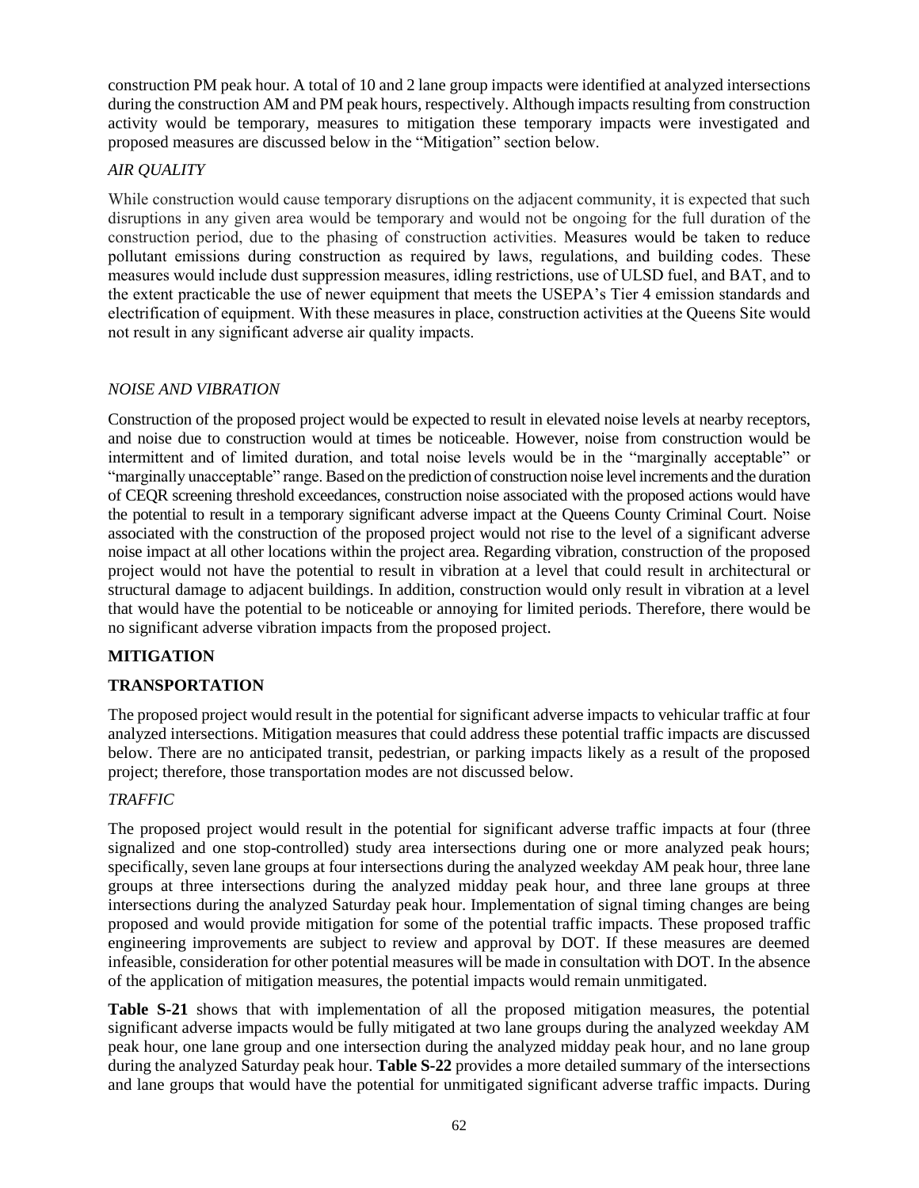construction PM peak hour. A total of 10 and 2 lane group impacts were identified at analyzed intersections during the construction AM and PM peak hours, respectively. Although impacts resulting from construction activity would be temporary, measures to mitigation these temporary impacts were investigated and proposed measures are discussed below in the "Mitigation" section below.

*AIR QUALITY*

While construction would cause temporary disruptions on the adjacent community, it is expected that such disruptions in any given area would be temporary and would not be ongoing for the full duration of the construction period, due to the phasing of construction activities. Measures would be taken to reduce pollutant emissions during construction as required by laws, regulations, and building codes. These measures would include dust suppression measures, idling restrictions, use of ULSD fuel, and BAT, and to the extent practicable the use of newer equipment that meets the USEPA's Tier 4 emission standards and electrification of equipment. With these measures in place, construction activities at the Queens Site would not result in any significant adverse air quality impacts.

*NOISE AND VIBRATION*

Construction of the proposed project would be expected to result in elevated noise levels at nearby receptors, and noise due to construction would at times be noticeable. However, noise from construction would be intermittent and of limited duration, and total noise levels would be in the "marginally acceptable" or "marginally unacceptable" range. Based on the prediction of construction noise level increments and the duration of CEQR screening threshold exceedances, construction noise associated with the proposed actions would have the potential to result in a temporary significant adverse impact at the Queens County Criminal Court. Noise associated with the construction of the proposed project would not rise to the level of a significant adverse noise impact at all other locations within the project area. Regarding vibration, construction of the proposed project would not have the potential to result in vibration at a level that could result in architectural or structural damage to adjacent buildings. In addition, construction would only result in vibration at a level that would have the potential to be noticeable or annoying for limited periods. Therefore, there would be no significant adverse vibration impacts from the proposed project.

## MITIGATION

### TRANSPORTATION

The proposed project would result in the potential for significant adverse impacts to vehicular traffic at four analyzed intersections. Mitigation measures that could address these potential traffic impacts are discussed below. There are no anticipated transit, pedestrian, or parking impacts likely as a result of the proposed project; therefore, those transportation modes are not discussed below.

*TRAFFIC*

The proposed project would result in the potential for significant adverse traffic impacts at four (three signalized and one stop-controlled) study area intersections during one or more analyzed peak hours; specifically, seven lane groups at four intersections during the analyzed weekday AM peak hour, three lane groups at three intersections during the analyzed midday peak hour, and three lane groups at three intersections during the analyzed Saturday peak hour. Implementation of signal timing changes are being proposed and would provide mitigation for some of the potential traffic impacts. These proposed traffic engineering improvements are subject to review and approval by DOT. If these measures are deemed infeasible, consideration for other potential measures will be made in consultation with DOT. In the absence of the application of mitigation measures, the potential impacts would remain unmitigated.

**Table S-21** shows that with implementation of all the proposed mitigation measures, the potential significant adverse impacts would be fully mitigated at two lane groups during the analyzed weekday AM peak hour, one lane group and one intersection during the analyzed midday peak hour, and no lane group during the analyzed Saturday peak hour. **Table S-22** provides a more detailed summary of the intersections and lane groups that would have the potential for unmitigated significant adverse traffic impacts. During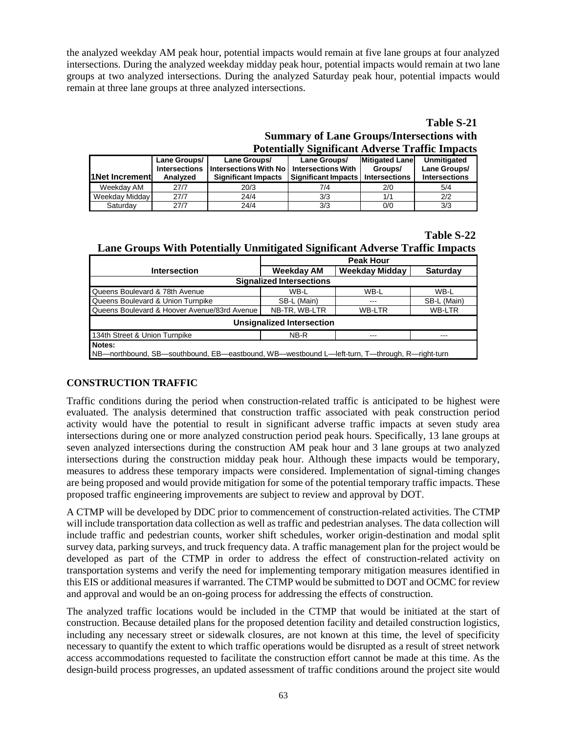the analyzed weekday AM peak hour, potential impacts would remain at five lane groups at four analyzed intersections. During the analyzed weekday midday peak hour, potential impacts would remain at two lane groups at two analyzed intersections. During the analyzed Saturday peak hour, potential impacts would remain at three lane groups at three analyzed intersections.

**Table S-21**
**Summary of Lane Groups/Intersections with Potentially Significant Adverse Traffic Impacts**

| 1Net Increment | Lane Groups/ Intersections Analyzed | Lane Groups/ Intersections With No Significant Impacts | Lane Groups/ Intersections With Significant Impacts | Mitigated Lane Groups/ Intersections | Unmitigated Lane Groups/ Intersections |
|---|---|---|---|---|---|
| Weekday AM | 27/7 | 20/3 | 7/4 | 2/0 | 5/4 |
| Weekday Midday | 27/7 | 24/4 | 3/3 | 1/1 | 2/2 |
| Saturday | 27/7 | 24/4 | 3/3 | 0/0 | 3/3 |

**Table S-22**
**Lane Groups With Potentially Unmitigated Significant Adverse Traffic Impacts**

| Intersection | Peak Hour | | |
|---|---|---|---|
| | Weekday AM | Weekday Midday | Saturday |
| **Signalized Intersections** | | | |
| Queens Boulevard & 78th Avenue | WB-L | WB-L | WB-L |
| Queens Boulevard & Union Turnpike | SB-L (Main) | --- | SB-L (Main) |
| Queens Boulevard & Hoover Avenue/83rd Avenue | NB-TR, WB-LTR | WB-LTR | WB-LTR |
| **Unsignalized Intersection** | | | |
| 134th Street & Union Turnpike | NB-R | --- | --- |

**Notes:**
NB—northbound, SB—southbound, EB—eastbound, WB—westbound L—left-turn, T—through, R—right-turn

## CONSTRUCTION TRAFFIC

Traffic conditions during the period when construction-related traffic is anticipated to be highest were evaluated. The analysis determined that construction traffic associated with peak construction period activity would have the potential to result in significant adverse traffic impacts at seven study area intersections during one or more analyzed construction period peak hours. Specifically, 13 lane groups at seven analyzed intersections during the construction AM peak hour and 3 lane groups at two analyzed intersections during the construction midday peak hour. Although these impacts would be temporary, measures to address these temporary impacts were considered. Implementation of signal-timing changes are being proposed and would provide mitigation for some of the potential temporary traffic impacts. These proposed traffic engineering improvements are subject to review and approval by DOT.

A CTMP will be developed by DDC prior to commencement of construction-related activities. The CTMP will include transportation data collection as well as traffic and pedestrian analyses. The data collection will include traffic and pedestrian counts, worker shift schedules, worker origin-destination and modal split survey data, parking surveys, and truck frequency data. A traffic management plan for the project would be developed as part of the CTMP in order to address the effect of construction-related activity on transportation systems and verify the need for implementing temporary mitigation measures identified in this EIS or additional measures if warranted. The CTMP would be submitted to DOT and OCMC for review and approval and would be an on-going process for addressing the effects of construction.

The analyzed traffic locations would be included in the CTMP that would be initiated at the start of construction. Because detailed plans for the proposed detention facility and detailed construction logistics, including any necessary street or sidewalk closures, are not known at this time, the level of specificity necessary to quantify the extent to which traffic operations would be disrupted as a result of street network access accommodations requested to facilitate the construction effort cannot be made at this time. As the design-build process progresses, an updated assessment of traffic conditions around the project site would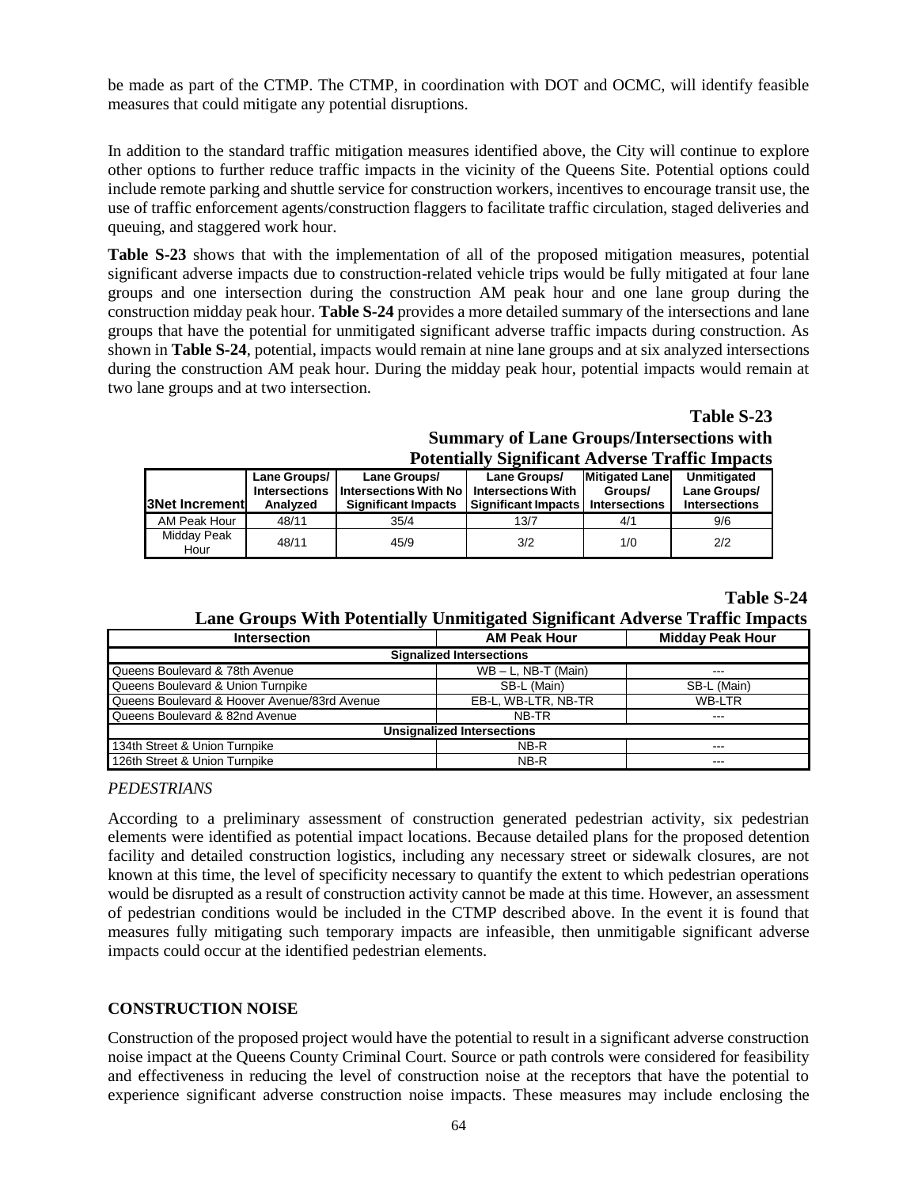be made as part of the CTMP. The CTMP, in coordination with DOT and OCMC, will identify feasible measures that could mitigate any potential disruptions.

In addition to the standard traffic mitigation measures identified above, the City will continue to explore other options to further reduce traffic impacts in the vicinity of the Queens Site. Potential options could include remote parking and shuttle service for construction workers, incentives to encourage transit use, the use of traffic enforcement agents/construction flaggers to facilitate traffic circulation, staged deliveries and queuing, and staggered work hour.

**Table S-23** shows that with the implementation of all of the proposed mitigation measures, potential significant adverse impacts due to construction-related vehicle trips would be fully mitigated at four lane groups and one intersection during the construction AM peak hour and one lane group during the construction midday peak hour. **Table S-24** provides a more detailed summary of the intersections and lane groups that have the potential for unmitigated significant adverse traffic impacts during construction. As shown in **Table S-24**, potential, impacts would remain at nine lane groups and at six analyzed intersections during the construction AM peak hour. During the midday peak hour, potential impacts would remain at two lane groups and at two intersection.

**Table S-23**
**Summary of Lane Groups/Intersections with Potentially Significant Adverse Traffic Impacts**

| 3Net Increment | Lane Groups/ Intersections Analyzed | Lane Groups/ Intersections With No Significant Impacts | Lane Groups/ Intersections With Significant Impacts | Mitigated Lane Groups/ Intersections | Unmitigated Lane Groups/ Intersections |
|---|---|---|---|---|---|
| AM Peak Hour | 48/11 | 35/4 | 13/7 | 4/1 | 9/6 |
| Midday Peak Hour | 48/11 | 45/9 | 3/2 | 1/0 | 2/2 |

**Table S-24**
**Lane Groups With Potentially Unmitigated Significant Adverse Traffic Impacts**

| Intersection | AM Peak Hour | Midday Peak Hour |
|---|---|---|
| **Signalized Intersections** | | |
| Queens Boulevard & 78th Avenue | WB – L, NB-T (Main) | --- |
| Queens Boulevard & Union Turnpike | SB-L (Main) | SB-L (Main) |
| Queens Boulevard & Hoover Avenue/83rd Avenue | EB-L, WB-LTR, NB-TR | WB-LTR |
| Queens Boulevard & 82nd Avenue | NB-TR | --- |
| **Unsignalized Intersections** | | |
| 134th Street & Union Turnpike | NB-R | --- |
| 126th Street & Union Turnpike | NB-R | --- |

*PEDESTRIANS*

According to a preliminary assessment of construction generated pedestrian activity, six pedestrian elements were identified as potential impact locations. Because detailed plans for the proposed detention facility and detailed construction logistics, including any necessary street or sidewalk closures, are not known at this time, the level of specificity necessary to quantify the extent to which pedestrian operations would be disrupted as a result of construction activity cannot be made at this time. However, an assessment of pedestrian conditions would be included in the CTMP described above. In the event it is found that measures fully mitigating such temporary impacts are infeasible, then unmitigable significant adverse impacts could occur at the identified pedestrian elements.

**CONSTRUCTION NOISE**

Construction of the proposed project would have the potential to result in a significant adverse construction noise impact at the Queens County Criminal Court. Source or path controls were considered for feasibility and effectiveness in reducing the level of construction noise at the receptors that have the potential to experience significant adverse construction noise impacts. These measures may include enclosing the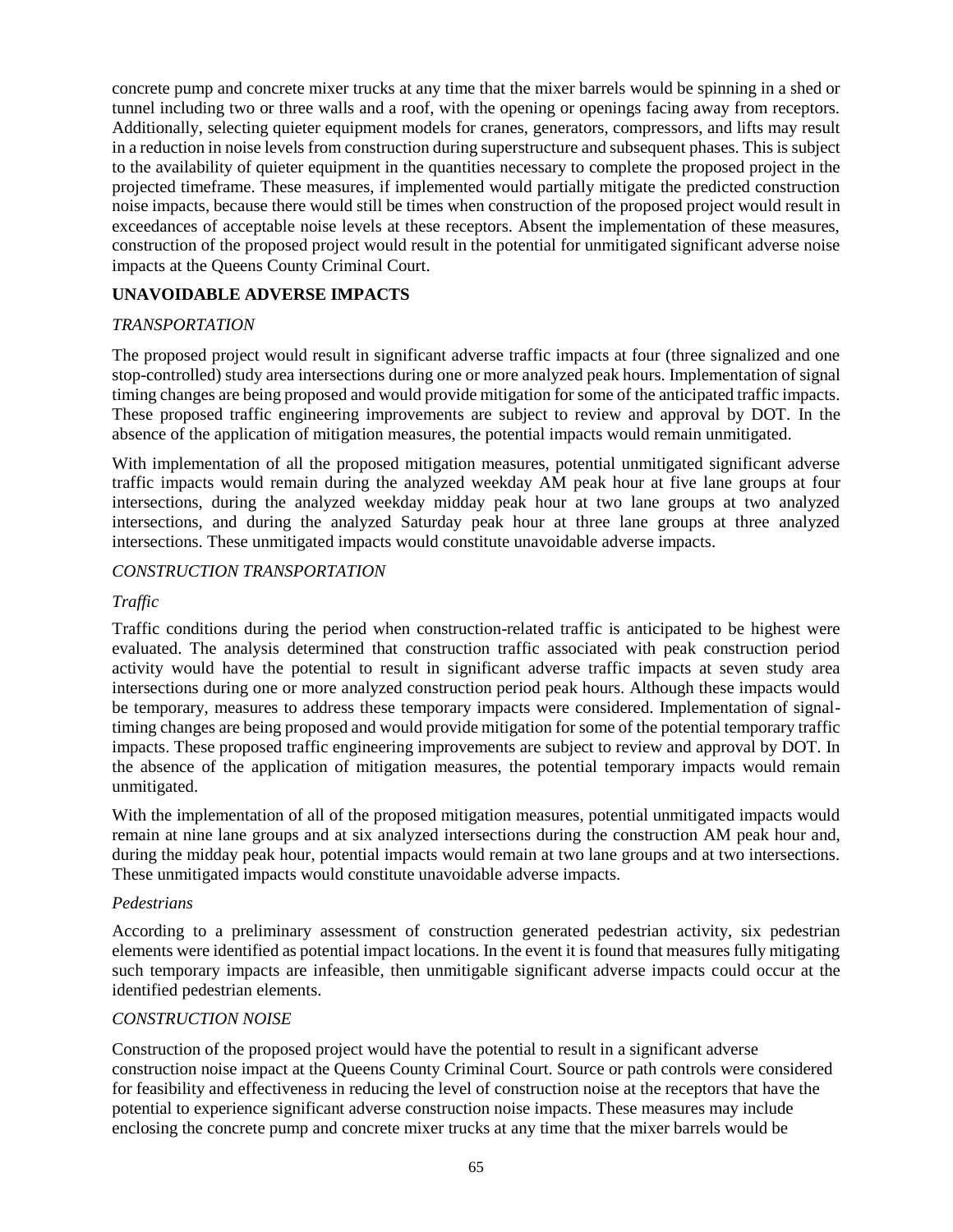concrete pump and concrete mixer trucks at any time that the mixer barrels would be spinning in a shed or tunnel including two or three walls and a roof, with the opening or openings facing away from receptors. Additionally, selecting quieter equipment models for cranes, generators, compressors, and lifts may result in a reduction in noise levels from construction during superstructure and subsequent phases. This is subject to the availability of quieter equipment in the quantities necessary to complete the proposed project in the projected timeframe. These measures, if implemented would partially mitigate the predicted construction noise impacts, because there would still be times when construction of the proposed project would result in exceedances of acceptable noise levels at these receptors. Absent the implementation of these measures, construction of the proposed project would result in the potential for unmitigated significant adverse noise impacts at the Queens County Criminal Court.

## UNAVOIDABLE ADVERSE IMPACTS

### *TRANSPORTATION*

The proposed project would result in significant adverse traffic impacts at four (three signalized and one stop-controlled) study area intersections during one or more analyzed peak hours. Implementation of signal timing changes are being proposed and would provide mitigation for some of the anticipated traffic impacts. These proposed traffic engineering improvements are subject to review and approval by DOT. In the absence of the application of mitigation measures, the potential impacts would remain unmitigated.

With implementation of all the proposed mitigation measures, potential unmitigated significant adverse traffic impacts would remain during the analyzed weekday AM peak hour at five lane groups at four intersections, during the analyzed weekday midday peak hour at two lane groups at two analyzed intersections, and during the analyzed Saturday peak hour at three lane groups at three analyzed intersections. These unmitigated impacts would constitute unavoidable adverse impacts.

### *CONSTRUCTION TRANSPORTATION*

#### *Traffic*

Traffic conditions during the period when construction-related traffic is anticipated to be highest were evaluated. The analysis determined that construction traffic associated with peak construction period activity would have the potential to result in significant adverse traffic impacts at seven study area intersections during one or more analyzed construction period peak hours. Although these impacts would be temporary, measures to address these temporary impacts were considered. Implementation of signal-timing changes are being proposed and would provide mitigation for some of the potential temporary traffic impacts. These proposed traffic engineering improvements are subject to review and approval by DOT. In the absence of the application of mitigation measures, the potential temporary impacts would remain unmitigated.

With the implementation of all of the proposed mitigation measures, potential unmitigated impacts would remain at nine lane groups and at six analyzed intersections during the construction AM peak hour and, during the midday peak hour, potential impacts would remain at two lane groups and at two intersections. These unmitigated impacts would constitute unavoidable adverse impacts.

#### *Pedestrians*

According to a preliminary assessment of construction generated pedestrian activity, six pedestrian elements were identified as potential impact locations. In the event it is found that measures fully mitigating such temporary impacts are infeasible, then unmitigable significant adverse impacts could occur at the identified pedestrian elements.

### *CONSTRUCTION NOISE*

Construction of the proposed project would have the potential to result in a significant adverse construction noise impact at the Queens County Criminal Court. Source or path controls were considered for feasibility and effectiveness in reducing the level of construction noise at the receptors that have the potential to experience significant adverse construction noise impacts. These measures may include enclosing the concrete pump and concrete mixer trucks at any time that the mixer barrels would be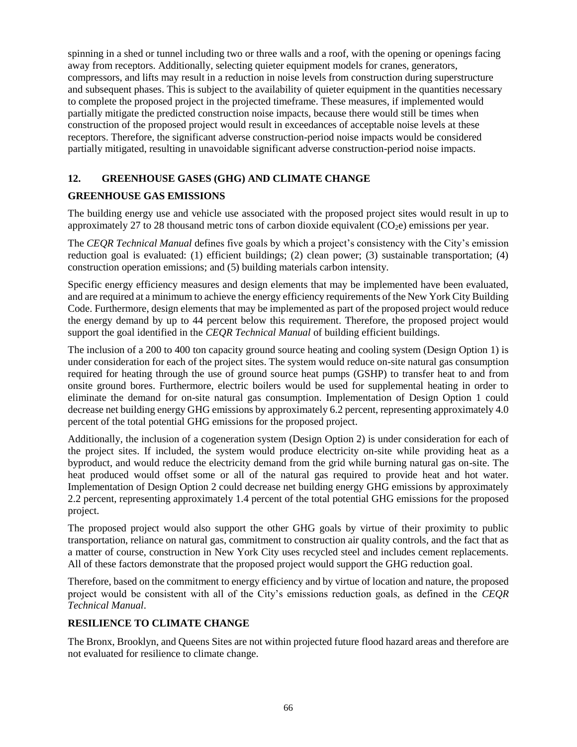spinning in a shed or tunnel including two or three walls and a roof, with the opening or openings facing away from receptors. Additionally, selecting quieter equipment models for cranes, generators, compressors, and lifts may result in a reduction in noise levels from construction during superstructure and subsequent phases. This is subject to the availability of quieter equipment in the quantities necessary to complete the proposed project in the projected timeframe. These measures, if implemented would partially mitigate the predicted construction noise impacts, because there would still be times when construction of the proposed project would result in exceedances of acceptable noise levels at these receptors. Therefore, the significant adverse construction-period noise impacts would be considered partially mitigated, resulting in unavoidable significant adverse construction-period noise impacts.

## 12. GREENHOUSE GASES (GHG) AND CLIMATE CHANGE

### GREENHOUSE GAS EMISSIONS

The building energy use and vehicle use associated with the proposed project sites would result in up to approximately 27 to 28 thousand metric tons of carbon dioxide equivalent ($CO_2e$) emissions per year.

The *CEQR Technical Manual* defines five goals by which a project's consistency with the City's emission reduction goal is evaluated: (1) efficient buildings; (2) clean power; (3) sustainable transportation; (4) construction operation emissions; and (5) building materials carbon intensity.

Specific energy efficiency measures and design elements that may be implemented have been evaluated, and are required at a minimum to achieve the energy efficiency requirements of the New York City Building Code. Furthermore, design elements that may be implemented as part of the proposed project would reduce the energy demand by up to 44 percent below this requirement. Therefore, the proposed project would support the goal identified in the *CEQR Technical Manual* of building efficient buildings.

The inclusion of a 200 to 400 ton capacity ground source heating and cooling system (Design Option 1) is under consideration for each of the project sites. The system would reduce on-site natural gas consumption required for heating through the use of ground source heat pumps (GSHP) to transfer heat to and from onsite ground bores. Furthermore, electric boilers would be used for supplemental heating in order to eliminate the demand for on-site natural gas consumption. Implementation of Design Option 1 could decrease net building energy GHG emissions by approximately 6.2 percent, representing approximately 4.0 percent of the total potential GHG emissions for the proposed project.

Additionally, the inclusion of a cogeneration system (Design Option 2) is under consideration for each of the project sites. If included, the system would produce electricity on-site while providing heat as a byproduct, and would reduce the electricity demand from the grid while burning natural gas on-site. The heat produced would offset some or all of the natural gas required to provide heat and hot water. Implementation of Design Option 2 could decrease net building energy GHG emissions by approximately 2.2 percent, representing approximately 1.4 percent of the total potential GHG emissions for the proposed project.

The proposed project would also support the other GHG goals by virtue of their proximity to public transportation, reliance on natural gas, commitment to construction air quality controls, and the fact that as a matter of course, construction in New York City uses recycled steel and includes cement replacements. All of these factors demonstrate that the proposed project would support the GHG reduction goal.

Therefore, based on the commitment to energy efficiency and by virtue of location and nature, the proposed project would be consistent with all of the City's emissions reduction goals, as defined in the *CEQR Technical Manual*.

### RESILIENCE TO CLIMATE CHANGE

The Bronx, Brooklyn, and Queens Sites are not within projected future flood hazard areas and therefore are not evaluated for resilience to climate change.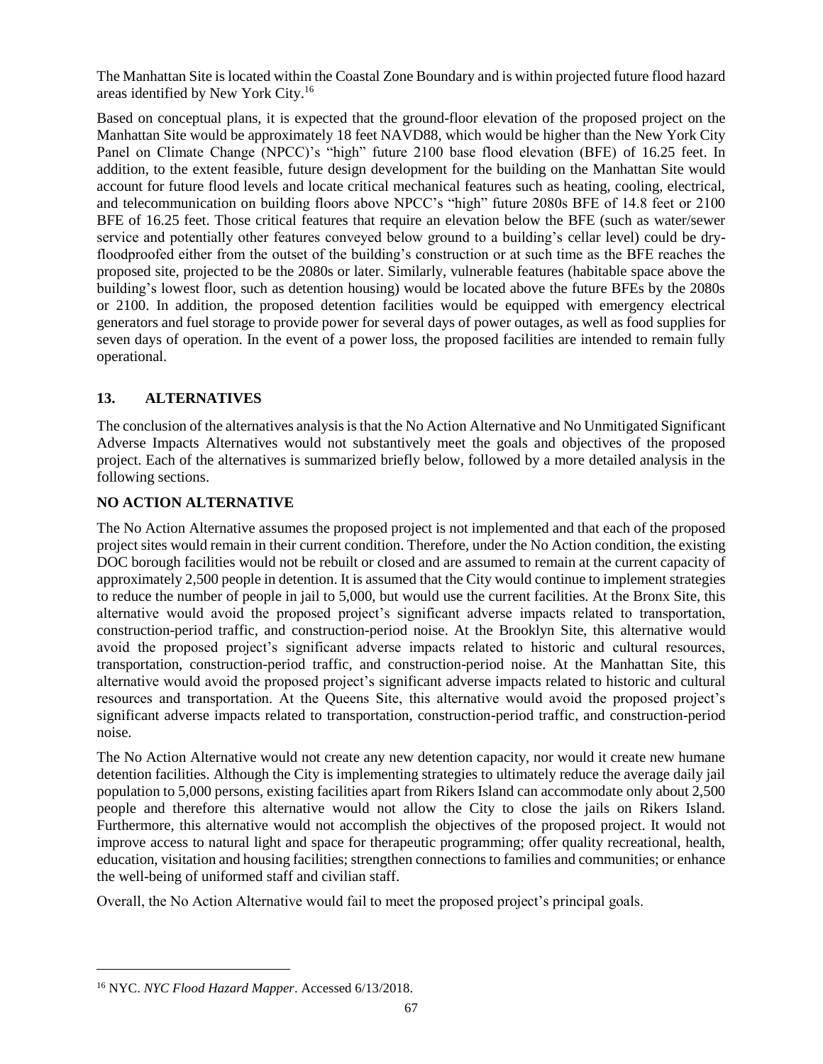The Manhattan Site is located within the Coastal Zone Boundary and is within projected future flood hazard areas identified by New York City.[16]

Based on conceptual plans, it is expected that the ground-floor elevation of the proposed project on the Manhattan Site would be approximately 18 feet NAVD88, which would be higher than the New York City Panel on Climate Change (NPCC)'s "high" future 2100 base flood elevation (BFE) of 16.25 feet. In addition, to the extent feasible, future design development for the building on the Manhattan Site would account for future flood levels and locate critical mechanical features such as heating, cooling, electrical, and telecommunication on building floors above NPCC's "high" future 2080s BFE of 14.8 feet or 2100 BFE of 16.25 feet. Those critical features that require an elevation below the BFE (such as water/sewer service and potentially other features conveyed below ground to a building's cellar level) could be dry-floodproofed either from the outset of the building's construction or at such time as the BFE reaches the proposed site, projected to be the 2080s or later. Similarly, vulnerable features (habitable space above the building's lowest floor, such as detention housing) would be located above the future BFEs by the 2080s or 2100. In addition, the proposed detention facilities would be equipped with emergency electrical generators and fuel storage to provide power for several days of power outages, as well as food supplies for seven days of operation. In the event of a power loss, the proposed facilities are intended to remain fully operational.

## 13. ALTERNATIVES

The conclusion of the alternatives analysis is that the No Action Alternative and No Unmitigated Significant Adverse Impacts Alternatives would not substantively meet the goals and objectives of the proposed project. Each of the alternatives is summarized briefly below, followed by a more detailed analysis in the following sections.

### NO ACTION ALTERNATIVE

The No Action Alternative assumes the proposed project is not implemented and that each of the proposed project sites would remain in their current condition. Therefore, under the No Action condition, the existing DOC borough facilities would not be rebuilt or closed and are assumed to remain at the current capacity of approximately 2,500 people in detention. It is assumed that the City would continue to implement strategies to reduce the number of people in jail to 5,000, but would use the current facilities. At the Bronx Site, this alternative would avoid the proposed project's significant adverse impacts related to transportation, construction-period traffic, and construction-period noise. At the Brooklyn Site, this alternative would avoid the proposed project's significant adverse impacts related to historic and cultural resources, transportation, construction-period traffic, and construction-period noise. At the Manhattan Site, this alternative would avoid the proposed project's significant adverse impacts related to historic and cultural resources and transportation. At the Queens Site, this alternative would avoid the proposed project's significant adverse impacts related to transportation, construction-period traffic, and construction-period noise.

The No Action Alternative would not create any new detention capacity, nor would it create new humane detention facilities. Although the City is implementing strategies to ultimately reduce the average daily jail population to 5,000 persons, existing facilities apart from Rikers Island can accommodate only about 2,500 people and therefore this alternative would not allow the City to close the jails on Rikers Island. Furthermore, this alternative would not accomplish the objectives of the proposed project. It would not improve access to natural light and space for therapeutic programming; offer quality recreational, health, education, visitation and housing facilities; strengthen connections to families and communities; or enhance the well-being of uniformed staff and civilian staff.

Overall, the No Action Alternative would fail to meet the proposed project's principal goals.

[16] NYC. *NYC Flood Hazard Mapper*. Accessed 6/13/2018.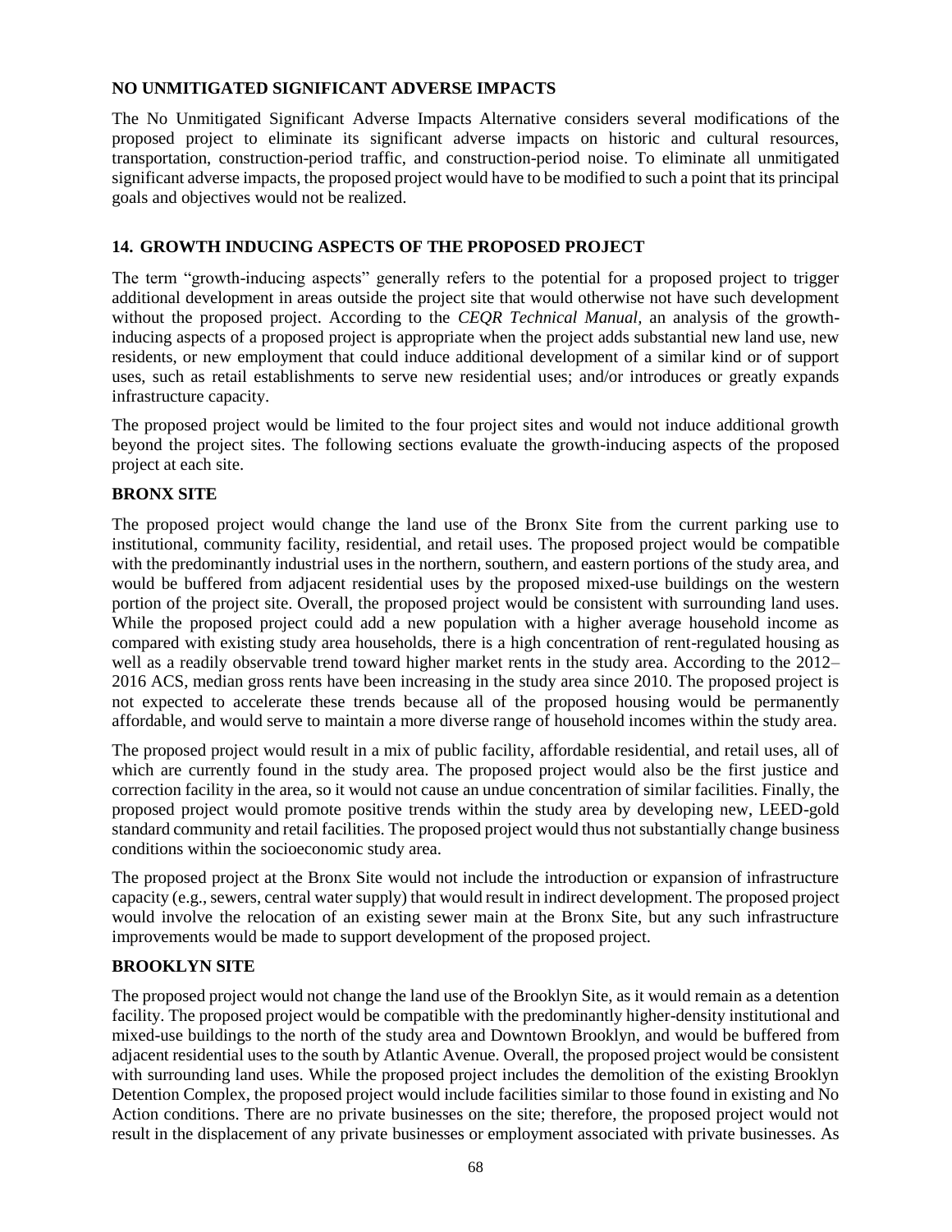### NO UNMITIGATED SIGNIFICANT ADVERSE IMPACTS

The No Unmitigated Significant Adverse Impacts Alternative considers several modifications of the proposed project to eliminate its significant adverse impacts on historic and cultural resources, transportation, construction-period traffic, and construction-period noise. To eliminate all unmitigated significant adverse impacts, the proposed project would have to be modified to such a point that its principal goals and objectives would not be realized.

## 14. GROWTH INDUCING ASPECTS OF THE PROPOSED PROJECT

The term "growth-inducing aspects" generally refers to the potential for a proposed project to trigger additional development in areas outside the project site that would otherwise not have such development without the proposed project. According to the *CEQR Technical Manual,* an analysis of the growth-inducing aspects of a proposed project is appropriate when the project adds substantial new land use, new residents, or new employment that could induce additional development of a similar kind or of support uses, such as retail establishments to serve new residential uses; and/or introduces or greatly expands infrastructure capacity.

The proposed project would be limited to the four project sites and would not induce additional growth beyond the project sites. The following sections evaluate the growth-inducing aspects of the proposed project at each site.

### BRONX SITE

The proposed project would change the land use of the Bronx Site from the current parking use to institutional, community facility, residential, and retail uses. The proposed project would be compatible with the predominantly industrial uses in the northern, southern, and eastern portions of the study area, and would be buffered from adjacent residential uses by the proposed mixed-use buildings on the western portion of the project site. Overall, the proposed project would be consistent with surrounding land uses. While the proposed project could add a new population with a higher average household income as compared with existing study area households, there is a high concentration of rent-regulated housing as well as a readily observable trend toward higher market rents in the study area. According to the 2012–2016 ACS, median gross rents have been increasing in the study area since 2010. The proposed project is not expected to accelerate these trends because all of the proposed housing would be permanently affordable, and would serve to maintain a more diverse range of household incomes within the study area.

The proposed project would result in a mix of public facility, affordable residential, and retail uses, all of which are currently found in the study area. The proposed project would also be the first justice and correction facility in the area, so it would not cause an undue concentration of similar facilities. Finally, the proposed project would promote positive trends within the study area by developing new, LEED-gold standard community and retail facilities. The proposed project would thus not substantially change business conditions within the socioeconomic study area.

The proposed project at the Bronx Site would not include the introduction or expansion of infrastructure capacity (e.g., sewers, central water supply) that would result in indirect development. The proposed project would involve the relocation of an existing sewer main at the Bronx Site, but any such infrastructure improvements would be made to support development of the proposed project.

### BROOKLYN SITE

The proposed project would not change the land use of the Brooklyn Site, as it would remain as a detention facility. The proposed project would be compatible with the predominantly higher-density institutional and mixed-use buildings to the north of the study area and Downtown Brooklyn, and would be buffered from adjacent residential uses to the south by Atlantic Avenue. Overall, the proposed project would be consistent with surrounding land uses. While the proposed project includes the demolition of the existing Brooklyn Detention Complex, the proposed project would include facilities similar to those found in existing and No Action conditions. There are no private businesses on the site; therefore, the proposed project would not result in the displacement of any private businesses or employment associated with private businesses. As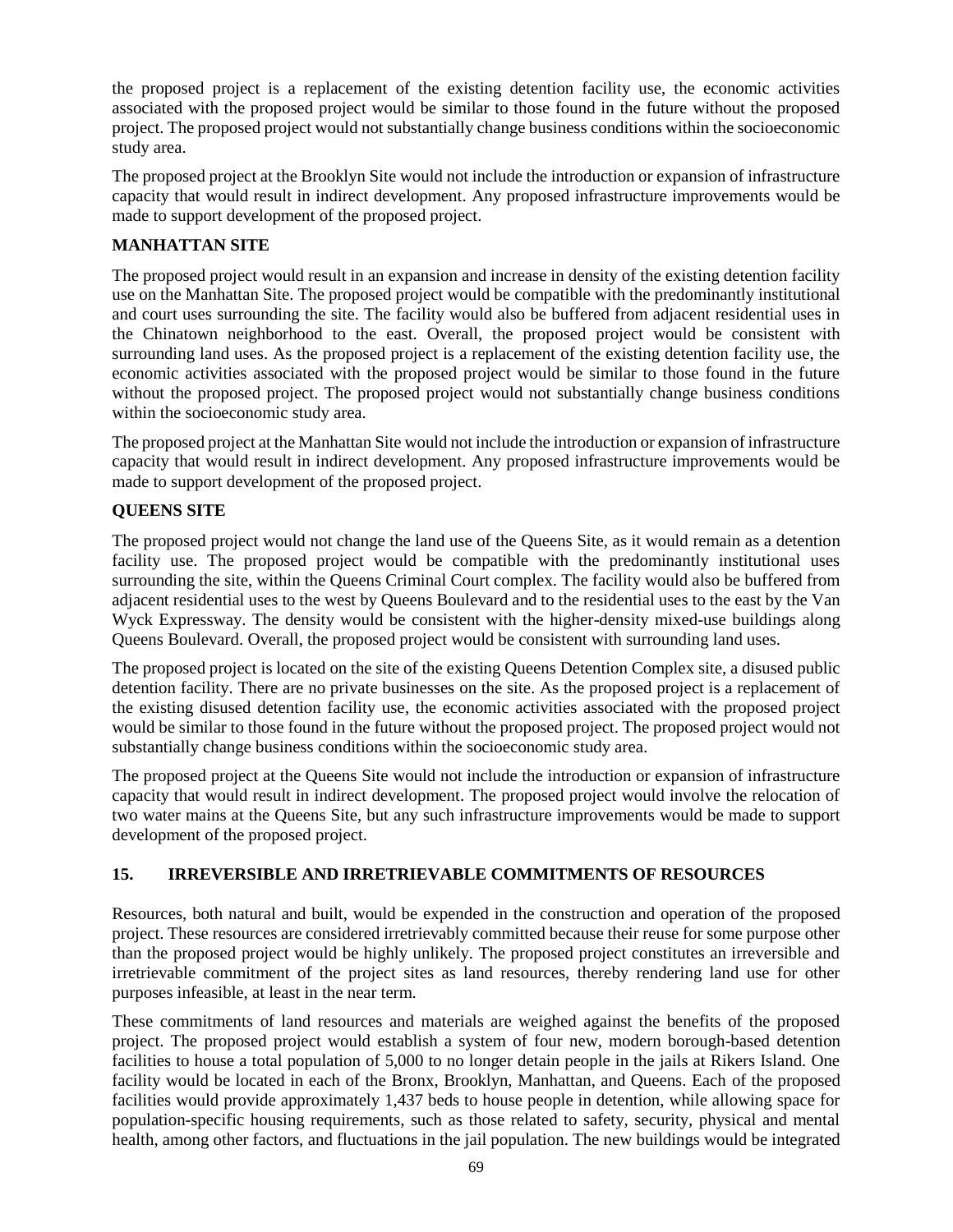the proposed project is a replacement of the existing detention facility use, the economic activities associated with the proposed project would be similar to those found in the future without the proposed project. The proposed project would not substantially change business conditions within the socioeconomic study area.

The proposed project at the Brooklyn Site would not include the introduction or expansion of infrastructure capacity that would result in indirect development. Any proposed infrastructure improvements would be made to support development of the proposed project.

**MANHATTAN SITE**

The proposed project would result in an expansion and increase in density of the existing detention facility use on the Manhattan Site. The proposed project would be compatible with the predominantly institutional and court uses surrounding the site. The facility would also be buffered from adjacent residential uses in the Chinatown neighborhood to the east. Overall, the proposed project would be consistent with surrounding land uses. As the proposed project is a replacement of the existing detention facility use, the economic activities associated with the proposed project would be similar to those found in the future without the proposed project. The proposed project would not substantially change business conditions within the socioeconomic study area.

The proposed project at the Manhattan Site would not include the introduction or expansion of infrastructure capacity that would result in indirect development. Any proposed infrastructure improvements would be made to support development of the proposed project.

**QUEENS SITE**

The proposed project would not change the land use of the Queens Site, as it would remain as a detention facility use. The proposed project would be compatible with the predominantly institutional uses surrounding the site, within the Queens Criminal Court complex. The facility would also be buffered from adjacent residential uses to the west by Queens Boulevard and to the residential uses to the east by the Van Wyck Expressway. The density would be consistent with the higher-density mixed-use buildings along Queens Boulevard. Overall, the proposed project would be consistent with surrounding land uses.

The proposed project is located on the site of the existing Queens Detention Complex site, a disused public detention facility. There are no private businesses on the site. As the proposed project is a replacement of the existing disused detention facility use, the economic activities associated with the proposed project would be similar to those found in the future without the proposed project. The proposed project would not substantially change business conditions within the socioeconomic study area.

The proposed project at the Queens Site would not include the introduction or expansion of infrastructure capacity that would result in indirect development. The proposed project would involve the relocation of two water mains at the Queens Site, but any such infrastructure improvements would be made to support development of the proposed project.

## 15. IRREVERSIBLE AND IRRETRIEVABLE COMMITMENTS OF RESOURCES

Resources, both natural and built, would be expended in the construction and operation of the proposed project. These resources are considered irretrievably committed because their reuse for some purpose other than the proposed project would be highly unlikely. The proposed project constitutes an irreversible and irretrievable commitment of the project sites as land resources, thereby rendering land use for other purposes infeasible, at least in the near term.

These commitments of land resources and materials are weighed against the benefits of the proposed project. The proposed project would establish a system of four new, modern borough-based detention facilities to house a total population of 5,000 to no longer detain people in the jails at Rikers Island. One facility would be located in each of the Bronx, Brooklyn, Manhattan, and Queens. Each of the proposed facilities would provide approximately 1,437 beds to house people in detention, while allowing space for population-specific housing requirements, such as those related to safety, security, physical and mental health, among other factors, and fluctuations in the jail population. The new buildings would be integrated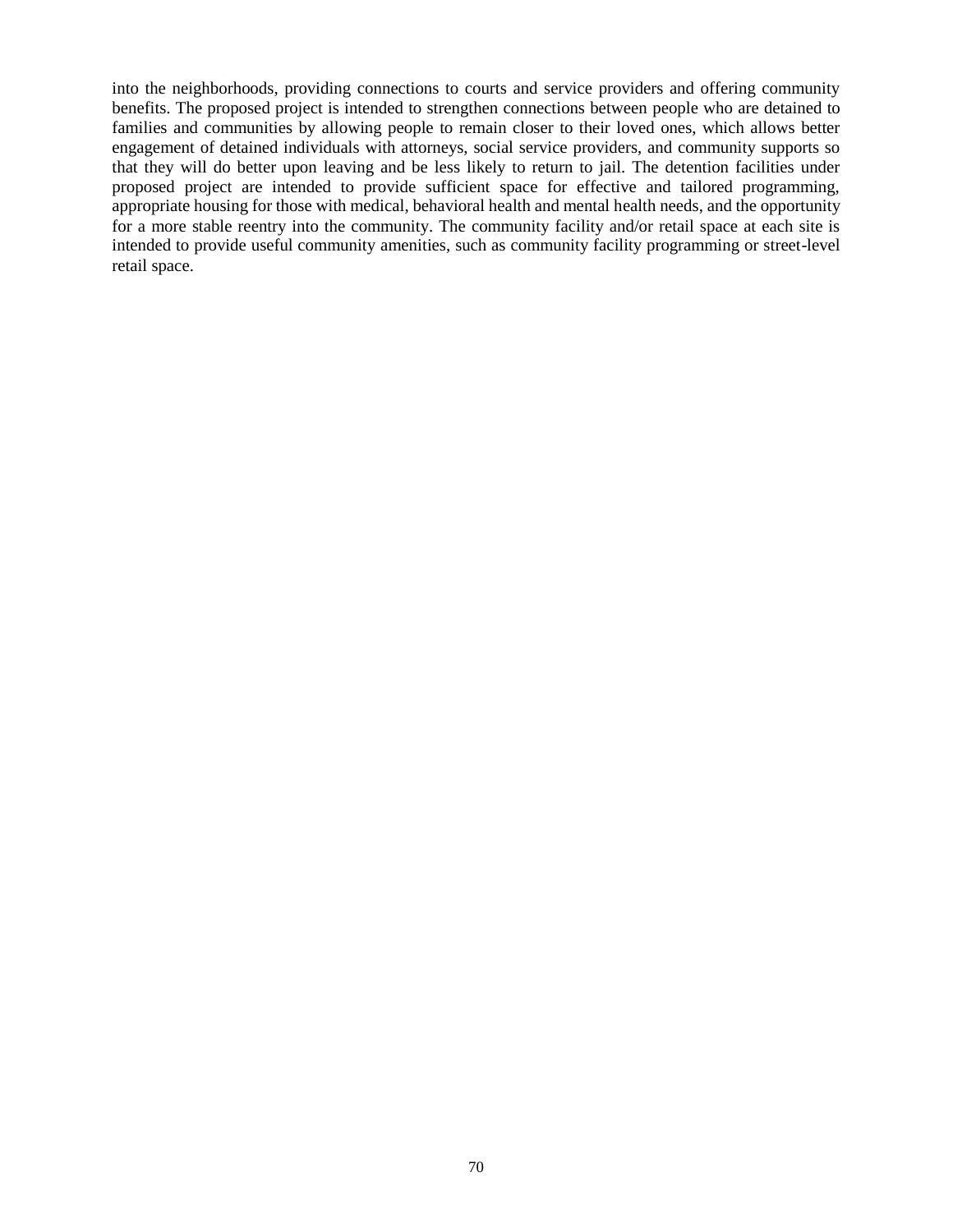into the neighborhoods, providing connections to courts and service providers and offering community benefits. The proposed project is intended to strengthen connections between people who are detained to families and communities by allowing people to remain closer to their loved ones, which allows better engagement of detained individuals with attorneys, social service providers, and community supports so that they will do better upon leaving and be less likely to return to jail. The detention facilities under proposed project are intended to provide sufficient space for effective and tailored programming, appropriate housing for those with medical, behavioral health and mental health needs, and the opportunity for a more stable reentry into the community. The community facility and/or retail space at each site is intended to provide useful community amenities, such as community facility programming or street-level retail space.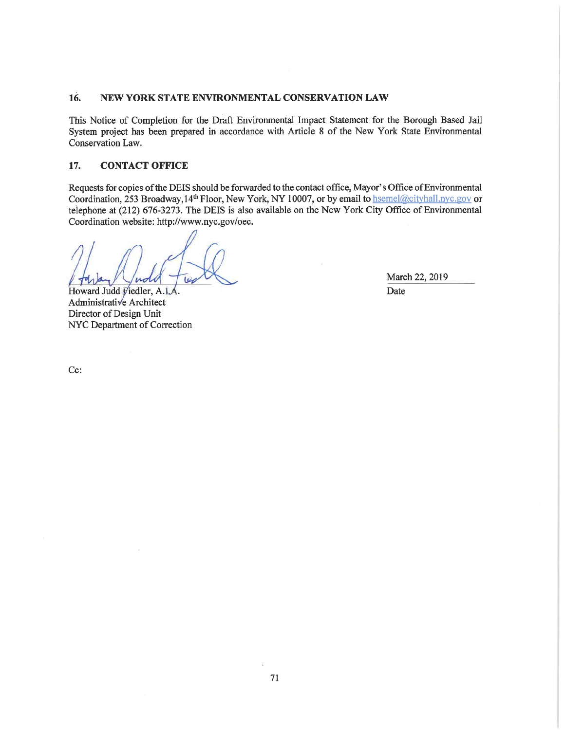## 16. NEW YORK STATE ENVIRONMENTAL CONSERVATION LAW

This Notice of Completion for the Draft Environmental Impact Statement for the Borough Based Jail System project has been prepared in accordance with Article 8 of the New York State Environmental Conservation Law.

## 17. CONTACT OFFICE

Requests for copies of the DEIS should be forwarded to the contact office, Mayor's Office of Environmental Coordination, 253 Broadway, 14th Floor, New York, NY 10007, or by email to hsemel@cityhall.nyc.gov or telephone at (212) 676-3273. The DEIS is also available on the New York City Office of Environmental Coordination website: http://www.nyc.gov/oec.

Howard Judd Fiedler, A.I.A.
Administrative Architect
Director of Design Unit
NYC Department of Correction

March 22, 2019
Date

Cc: